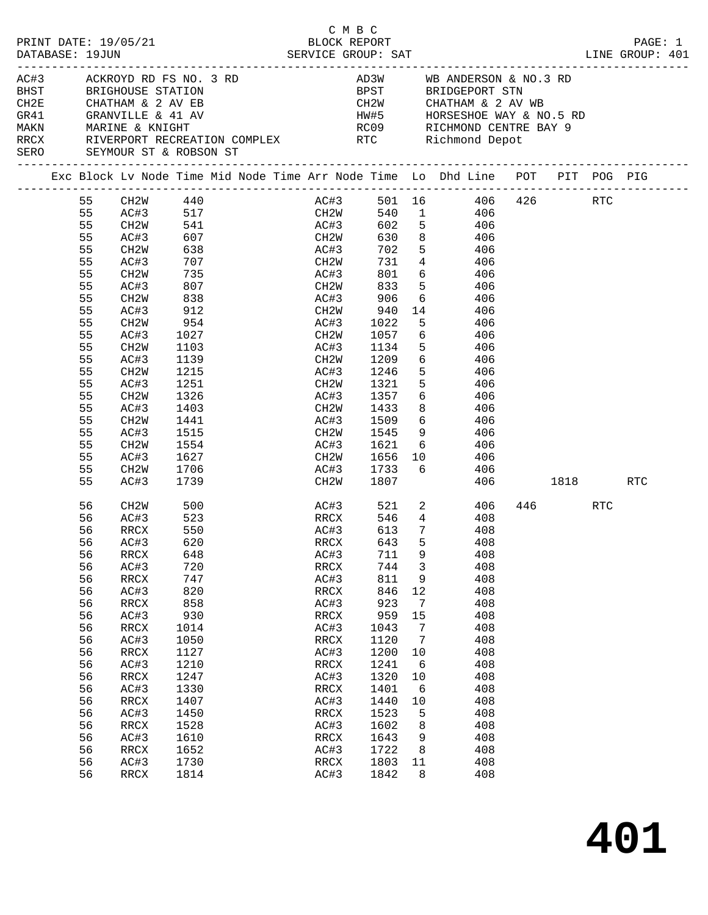C M B C

PRINT DATE: 19/05/21 BLOCK REPORT
DATABASE: 19JUN SERVICE GROUP: SAT LINE GROUP: 401

| Code | Location | Code | Location |
|---|---|---|---|
| AC#3 | ACKROYD RD FS NO. 3 RD | AD3W | WB ANDERSON & NO.3 RD |
| BHST | BRIGHOUSE STATION | BPST | BRIDGEPORT STN |
| CH2E | CHATHAM & 2 AV EB | CH2W | CHATHAM & 2 AV WB |
| GR41 | GRANVILLE & 41 AV | HW#5 | HORSESHOE WAY & NO.5 RD |
| MAKN | MARINE & KNIGHT | RC09 | RICHMOND CENTRE BAY 9 |
| RRCX | RIVERPORT RECREATION COMPLEX | RTC | Richmond Depot |
| SERO | SEYMOUR ST & ROBSON ST | | |

| Exc | Block | Lv Node | Time | Mid Node | Time | Arr Node | Time | Lo | Dhd Line | POT | PIT | POG | PIG |
|---|---|---|---|---|---|---|---|---|---|---|---|---|---|
| | 55 | CH2W | 440 | | | AC#3 | 501 | 16 | 406 | 426 | | RTC | |
| | 55 | AC#3 | 517 | | | CH2W | 540 | 1 | 406 | | | | |
| | 55 | CH2W | 541 | | | AC#3 | 602 | 5 | 406 | | | | |
| | 55 | AC#3 | 607 | | | CH2W | 630 | 8 | 406 | | | | |
| | 55 | CH2W | 638 | | | AC#3 | 702 | 5 | 406 | | | | |
| | 55 | AC#3 | 707 | | | CH2W | 731 | 4 | 406 | | | | |
| | 55 | CH2W | 735 | | | AC#3 | 801 | 6 | 406 | | | | |
| | 55 | AC#3 | 807 | | | CH2W | 833 | 5 | 406 | | | | |
| | 55 | CH2W | 838 | | | AC#3 | 906 | 6 | 406 | | | | |
| | 55 | AC#3 | 912 | | | CH2W | 940 | 14 | 406 | | | | |
| | 55 | CH2W | 954 | | | AC#3 | 1022 | 5 | 406 | | | | |
| | 55 | AC#3 | 1027 | | | CH2W | 1057 | 6 | 406 | | | | |
| | 55 | CH2W | 1103 | | | AC#3 | 1134 | 5 | 406 | | | | |
| | 55 | AC#3 | 1139 | | | CH2W | 1209 | 6 | 406 | | | | |
| | 55 | CH2W | 1215 | | | AC#3 | 1246 | 5 | 406 | | | | |
| | 55 | AC#3 | 1251 | | | CH2W | 1321 | 5 | 406 | | | | |
| | 55 | CH2W | 1326 | | | AC#3 | 1357 | 6 | 406 | | | | |
| | 55 | AC#3 | 1403 | | | CH2W | 1433 | 8 | 406 | | | | |
| | 55 | CH2W | 1441 | | | AC#3 | 1509 | 6 | 406 | | | | |
| | 55 | AC#3 | 1515 | | | CH2W | 1545 | 9 | 406 | | | | |
| | 55 | CH2W | 1554 | | | AC#3 | 1621 | 6 | 406 | | | | |
| | 55 | AC#3 | 1627 | | | CH2W | 1656 | 10 | 406 | | | | |
| | 55 | CH2W | 1706 | | | AC#3 | 1733 | 6 | 406 | | | | |
| | 55 | AC#3 | 1739 | | | CH2W | 1807 | | 406 | | 1818 | | RTC |
| | 56 | CH2W | 500 | | | AC#3 | 521 | 2 | 406 | 446 | | RTC | |
| | 56 | AC#3 | 523 | | | RRCX | 546 | 4 | 408 | | | | |
| | 56 | RRCX | 550 | | | AC#3 | 613 | 7 | 408 | | | | |
| | 56 | AC#3 | 620 | | | RRCX | 643 | 5 | 408 | | | | |
| | 56 | RRCX | 648 | | | AC#3 | 711 | 9 | 408 | | | | |
| | 56 | AC#3 | 720 | | | RRCX | 744 | 3 | 408 | | | | |
| | 56 | RRCX | 747 | | | AC#3 | 811 | 9 | 408 | | | | |
| | 56 | AC#3 | 820 | | | RRCX | 846 | 12 | 408 | | | | |
| | 56 | RRCX | 858 | | | AC#3 | 923 | 7 | 408 | | | | |
| | 56 | AC#3 | 930 | | | RRCX | 959 | 15 | 408 | | | | |
| | 56 | RRCX | 1014 | | | AC#3 | 1043 | 7 | 408 | | | | |
| | 56 | AC#3 | 1050 | | | RRCX | 1120 | 7 | 408 | | | | |
| | 56 | RRCX | 1127 | | | AC#3 | 1200 | 10 | 408 | | | | |
| | 56 | AC#3 | 1210 | | | RRCX | 1241 | 6 | 408 | | | | |
| | 56 | RRCX | 1247 | | | AC#3 | 1320 | 10 | 408 | | | | |
| | 56 | AC#3 | 1330 | | | RRCX | 1401 | 6 | 408 | | | | |
| | 56 | RRCX | 1407 | | | AC#3 | 1440 | 10 | 408 | | | | |
| | 56 | AC#3 | 1450 | | | RRCX | 1523 | 5 | 408 | | | | |
| | 56 | RRCX | 1528 | | | AC#3 | 1602 | 8 | 408 | | | | |
| | 56 | AC#3 | 1610 | | | RRCX | 1643 | 9 | 408 | | | | |
| | 56 | RRCX | 1652 | | | AC#3 | 1722 | 8 | 408 | | | | |
| | 56 | AC#3 | 1730 | | | RRCX | 1803 | 11 | 408 | | | | |
| | 56 | RRCX | 1814 | | | AC#3 | 1842 | 8 | 408 | | | | |

**401**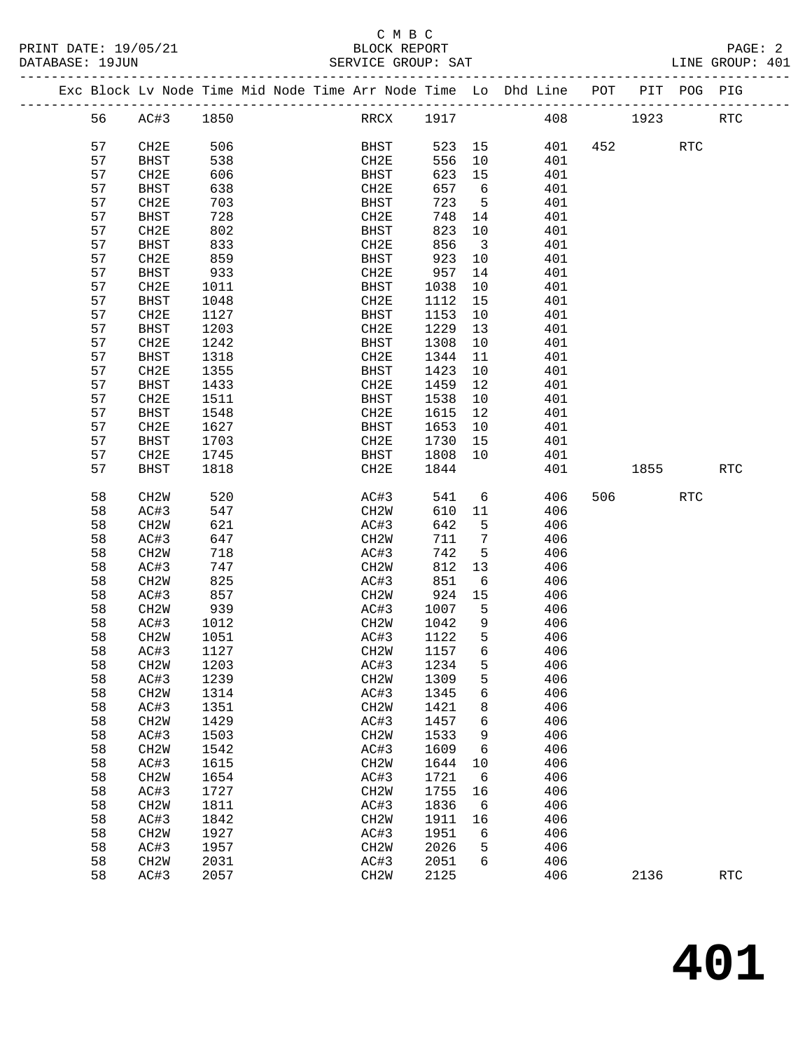C M B C

BLOCK REPORT

SERVICE GROUP: SAT

LINE GROUP: 401

| Exc | Block | Lv Node | Time | Mid Node | Time | Arr Node | Time | Lo | Dhd Line | POT | PIT | POG | PIG |
|---|---|---|---|---|---|---|---|---|---|---|---|---|---|
| | 56 | AC#3 | 1850 | | | RRCX | 1917 | | 408 | | 1923 | | RTC |
| | 57 | CH2E | 506 | | | BHST | 523 | 15 | 401 | 452 | | RTC | |
| | 57 | BHST | 538 | | | CH2E | 556 | 10 | 401 | | | | |
| | 57 | CH2E | 606 | | | BHST | 623 | 15 | 401 | | | | |
| | 57 | BHST | 638 | | | CH2E | 657 | 6 | 401 | | | | |
| | 57 | CH2E | 703 | | | BHST | 723 | 5 | 401 | | | | |
| | 57 | BHST | 728 | | | CH2E | 748 | 14 | 401 | | | | |
| | 57 | CH2E | 802 | | | BHST | 823 | 10 | 401 | | | | |
| | 57 | BHST | 833 | | | CH2E | 856 | 3 | 401 | | | | |
| | 57 | CH2E | 859 | | | BHST | 923 | 10 | 401 | | | | |
| | 57 | BHST | 933 | | | CH2E | 957 | 14 | 401 | | | | |
| | 57 | CH2E | 1011 | | | BHST | 1038 | 10 | 401 | | | | |
| | 57 | BHST | 1048 | | | CH2E | 1112 | 15 | 401 | | | | |
| | 57 | CH2E | 1127 | | | BHST | 1153 | 10 | 401 | | | | |
| | 57 | BHST | 1203 | | | CH2E | 1229 | 13 | 401 | | | | |
| | 57 | CH2E | 1242 | | | BHST | 1308 | 10 | 401 | | | | |
| | 57 | BHST | 1318 | | | CH2E | 1344 | 11 | 401 | | | | |
| | 57 | CH2E | 1355 | | | BHST | 1423 | 10 | 401 | | | | |
| | 57 | BHST | 1433 | | | CH2E | 1459 | 12 | 401 | | | | |
| | 57 | CH2E | 1511 | | | BHST | 1538 | 10 | 401 | | | | |
| | 57 | BHST | 1548 | | | CH2E | 1615 | 12 | 401 | | | | |
| | 57 | CH2E | 1627 | | | BHST | 1653 | 10 | 401 | | | | |
| | 57 | BHST | 1703 | | | CH2E | 1730 | 15 | 401 | | | | |
| | 57 | CH2E | 1745 | | | BHST | 1808 | 10 | 401 | | | | |
| | 57 | BHST | 1818 | | | CH2E | 1844 | | 401 | | 1855 | | RTC |
| | 58 | CH2W | 520 | | | AC#3 | 541 | 6 | 406 | 506 | | RTC | |
| | 58 | AC#3 | 547 | | | CH2W | 610 | 11 | 406 | | | | |
| | 58 | CH2W | 621 | | | AC#3 | 642 | 5 | 406 | | | | |
| | 58 | AC#3 | 647 | | | CH2W | 711 | 7 | 406 | | | | |
| | 58 | CH2W | 718 | | | AC#3 | 742 | 5 | 406 | | | | |
| | 58 | AC#3 | 747 | | | CH2W | 812 | 13 | 406 | | | | |
| | 58 | CH2W | 825 | | | AC#3 | 851 | 6 | 406 | | | | |
| | 58 | AC#3 | 857 | | | CH2W | 924 | 15 | 406 | | | | |
| | 58 | CH2W | 939 | | | AC#3 | 1007 | 5 | 406 | | | | |
| | 58 | AC#3 | 1012 | | | CH2W | 1042 | 9 | 406 | | | | |
| | 58 | CH2W | 1051 | | | AC#3 | 1122 | 5 | 406 | | | | |
| | 58 | AC#3 | 1127 | | | CH2W | 1157 | 6 | 406 | | | | |
| | 58 | CH2W | 1203 | | | AC#3 | 1234 | 5 | 406 | | | | |
| | 58 | AC#3 | 1239 | | | CH2W | 1309 | 5 | 406 | | | | |
| | 58 | CH2W | 1314 | | | AC#3 | 1345 | 6 | 406 | | | | |
| | 58 | AC#3 | 1351 | | | CH2W | 1421 | 8 | 406 | | | | |
| | 58 | CH2W | 1429 | | | AC#3 | 1457 | 6 | 406 | | | | |
| | 58 | AC#3 | 1503 | | | CH2W | 1533 | 9 | 406 | | | | |
| | 58 | CH2W | 1542 | | | AC#3 | 1609 | 6 | 406 | | | | |
| | 58 | AC#3 | 1615 | | | CH2W | 1644 | 10 | 406 | | | | |
| | 58 | CH2W | 1654 | | | AC#3 | 1721 | 6 | 406 | | | | |
| | 58 | AC#3 | 1727 | | | CH2W | 1755 | 16 | 406 | | | | |
| | 58 | CH2W | 1811 | | | AC#3 | 1836 | 6 | 406 | | | | |
| | 58 | AC#3 | 1842 | | | CH2W | 1911 | 16 | 406 | | | | |
| | 58 | CH2W | 1927 | | | AC#3 | 1951 | 6 | 406 | | | | |
| | 58 | AC#3 | 1957 | | | CH2W | 2026 | 5 | 406 | | | | |
| | 58 | CH2W | 2031 | | | AC#3 | 2051 | 6 | 406 | | | | |
| | 58 | AC#3 | 2057 | | | CH2W | 2125 | | 406 | | 2136 | | RTC |

**401**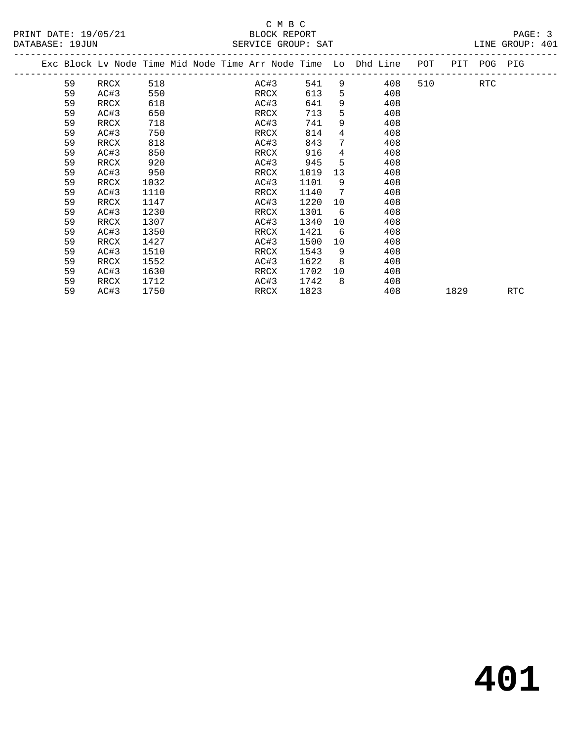C M B C
BLOCK REPORT
SERVICE GROUP: SAT

PRINT DATE: 19/05/21
DATABASE: 19JUN

LINE GROUP: 401

| Exc | Block | Lv Node | Time | Mid Node | Time | Arr Node | Time | Lo | Dhd | Line | POT | PIT | POG | PIG |
|---|---|---|---|---|---|---|---|---|---|---|---|---|---|---|
| | 59 | RRCX | 518 | | | AC#3 | 541 | 9 | | 408 | 510 | | RTC | |
| | 59 | AC#3 | 550 | | | RRCX | 613 | 5 | | 408 | | | | |
| | 59 | RRCX | 618 | | | AC#3 | 641 | 9 | | 408 | | | | |
| | 59 | AC#3 | 650 | | | RRCX | 713 | 5 | | 408 | | | | |
| | 59 | RRCX | 718 | | | AC#3 | 741 | 9 | | 408 | | | | |
| | 59 | AC#3 | 750 | | | RRCX | 814 | 4 | | 408 | | | | |
| | 59 | RRCX | 818 | | | AC#3 | 843 | 7 | | 408 | | | | |
| | 59 | AC#3 | 850 | | | RRCX | 916 | 4 | | 408 | | | | |
| | 59 | RRCX | 920 | | | AC#3 | 945 | 5 | | 408 | | | | |
| | 59 | AC#3 | 950 | | | RRCX | 1019 | 13 | | 408 | | | | |
| | 59 | RRCX | 1032 | | | AC#3 | 1101 | 9 | | 408 | | | | |
| | 59 | AC#3 | 1110 | | | RRCX | 1140 | 7 | | 408 | | | | |
| | 59 | RRCX | 1147 | | | AC#3 | 1220 | 10 | | 408 | | | | |
| | 59 | AC#3 | 1230 | | | RRCX | 1301 | 6 | | 408 | | | | |
| | 59 | RRCX | 1307 | | | AC#3 | 1340 | 10 | | 408 | | | | |
| | 59 | AC#3 | 1350 | | | RRCX | 1421 | 6 | | 408 | | | | |
| | 59 | RRCX | 1427 | | | AC#3 | 1500 | 10 | | 408 | | | | |
| | 59 | AC#3 | 1510 | | | RRCX | 1543 | 9 | | 408 | | | | |
| | 59 | RRCX | 1552 | | | AC#3 | 1622 | 8 | | 408 | | | | |
| | 59 | AC#3 | 1630 | | | RRCX | 1702 | 10 | | 408 | | | | |
| | 59 | RRCX | 1712 | | | AC#3 | 1742 | 8 | | 408 | | | | |
| | 59 | AC#3 | 1750 | | | RRCX | 1823 | | | 408 | | 1829 | | RTC |

# 401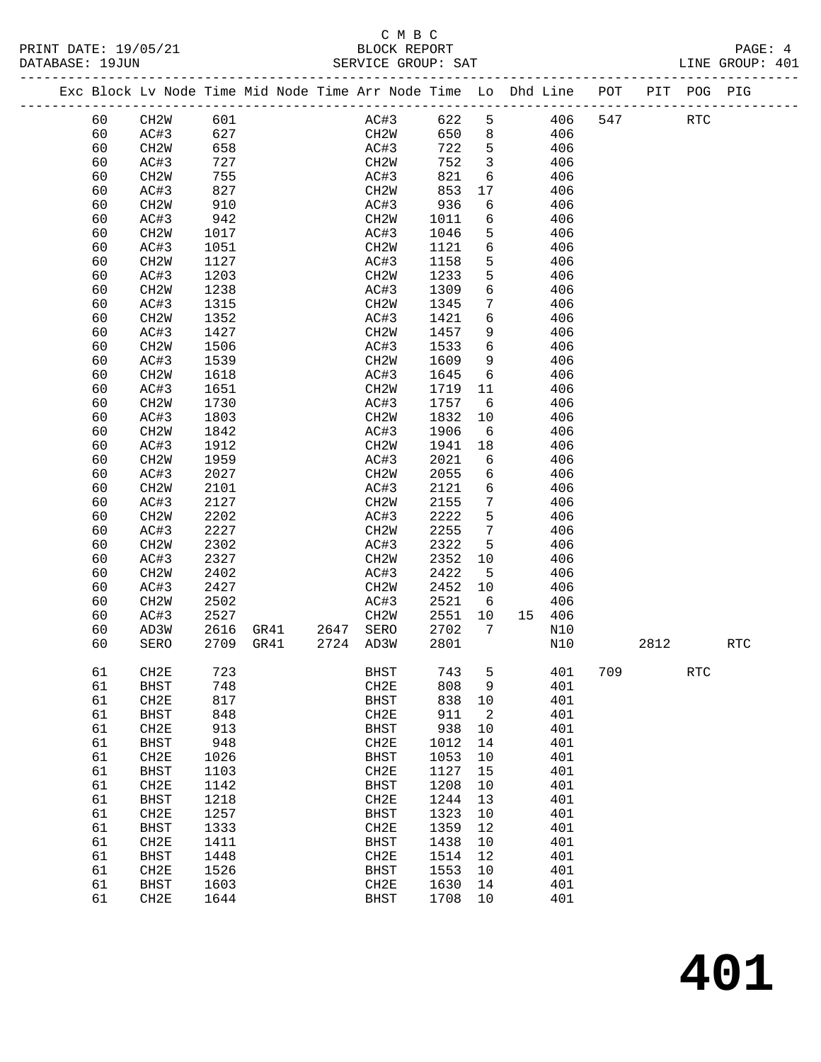C M B C

PRINT DATE: 19/05/21 BLOCK REPORT

DATABASE: 19JUN SERVICE GROUP: SAT LINE GROUP: 401

| Exc | Block | Lv | Node | Time | Mid | Node | Time | Arr | Node | Time | Lo | Dhd | Line | POT | PIT | POG | PIG |
|---|---|---|---|---|---|---|---|---|---|---|---|---|---|---|---|---|---|
| | 60 | | CH2W | 601 | | | | | AC#3 | 622 | 5 | | 406 | 547 | | RTC | |
| | 60 | | AC#3 | 627 | | | | | CH2W | 650 | 8 | | 406 | | | | |
| | 60 | | CH2W | 658 | | | | | AC#3 | 722 | 5 | | 406 | | | | |
| | 60 | | AC#3 | 727 | | | | | CH2W | 752 | 3 | | 406 | | | | |
| | 60 | | CH2W | 755 | | | | | AC#3 | 821 | 6 | | 406 | | | | |
| | 60 | | AC#3 | 827 | | | | | CH2W | 853 | 17 | | 406 | | | | |
| | 60 | | CH2W | 910 | | | | | AC#3 | 936 | 6 | | 406 | | | | |
| | 60 | | AC#3 | 942 | | | | | CH2W | 1011 | 6 | | 406 | | | | |
| | 60 | | CH2W | 1017 | | | | | AC#3 | 1046 | 5 | | 406 | | | | |
| | 60 | | AC#3 | 1051 | | | | | CH2W | 1121 | 6 | | 406 | | | | |
| | 60 | | CH2W | 1127 | | | | | AC#3 | 1158 | 5 | | 406 | | | | |
| | 60 | | AC#3 | 1203 | | | | | CH2W | 1233 | 5 | | 406 | | | | |
| | 60 | | CH2W | 1238 | | | | | AC#3 | 1309 | 6 | | 406 | | | | |
| | 60 | | AC#3 | 1315 | | | | | CH2W | 1345 | 7 | | 406 | | | | |
| | 60 | | CH2W | 1352 | | | | | AC#3 | 1421 | 6 | | 406 | | | | |
| | 60 | | AC#3 | 1427 | | | | | CH2W | 1457 | 9 | | 406 | | | | |
| | 60 | | CH2W | 1506 | | | | | AC#3 | 1533 | 6 | | 406 | | | | |
| | 60 | | AC#3 | 1539 | | | | | CH2W | 1609 | 9 | | 406 | | | | |
| | 60 | | CH2W | 1618 | | | | | AC#3 | 1645 | 6 | | 406 | | | | |
| | 60 | | AC#3 | 1651 | | | | | CH2W | 1719 | 11 | | 406 | | | | |
| | 60 | | CH2W | 1730 | | | | | AC#3 | 1757 | 6 | | 406 | | | | |
| | 60 | | AC#3 | 1803 | | | | | CH2W | 1832 | 10 | | 406 | | | | |
| | 60 | | CH2W | 1842 | | | | | AC#3 | 1906 | 6 | | 406 | | | | |
| | 60 | | AC#3 | 1912 | | | | | CH2W | 1941 | 18 | | 406 | | | | |
| | 60 | | CH2W | 1959 | | | | | AC#3 | 2021 | 6 | | 406 | | | | |
| | 60 | | AC#3 | 2027 | | | | | CH2W | 2055 | 6 | | 406 | | | | |
| | 60 | | CH2W | 2101 | | | | | AC#3 | 2121 | 6 | | 406 | | | | |
| | 60 | | AC#3 | 2127 | | | | | CH2W | 2155 | 7 | | 406 | | | | |
| | 60 | | CH2W | 2202 | | | | | AC#3 | 2222 | 5 | | 406 | | | | |
| | 60 | | AC#3 | 2227 | | | | | CH2W | 2255 | 7 | | 406 | | | | |
| | 60 | | CH2W | 2302 | | | | | AC#3 | 2322 | 5 | | 406 | | | | |
| | 60 | | AC#3 | 2327 | | | | | CH2W | 2352 | 10 | | 406 | | | | |
| | 60 | | CH2W | 2402 | | | | | AC#3 | 2422 | 5 | | 406 | | | | |
| | 60 | | AC#3 | 2427 | | | | | CH2W | 2452 | 10 | | 406 | | | | |
| | 60 | | CH2W | 2502 | | | | | AC#3 | 2521 | 6 | | 406 | | | | |
| | 60 | | AC#3 | 2527 | | | | | CH2W | 2551 | 10 | 15 | 406 | | | | |
| | 60 | | AD3W | 2616 | GR41 | | 2647 | | SERO | 2702 | 7 | | N10 | | | | |
| | 60 | | SERO | 2709 | GR41 | | 2724 | | AD3W | 2801 | | | N10 | | 2812 | | RTC |
| | 61 | | CH2E | 723 | | | | | BHST | 743 | 5 | | 401 | 709 | | RTC | |
| | 61 | | BHST | 748 | | | | | CH2E | 808 | 9 | | 401 | | | | |
| | 61 | | CH2E | 817 | | | | | BHST | 838 | 10 | | 401 | | | | |
| | 61 | | BHST | 848 | | | | | CH2E | 911 | 2 | | 401 | | | | |
| | 61 | | CH2E | 913 | | | | | BHST | 938 | 10 | | 401 | | | | |
| | 61 | | BHST | 948 | | | | | CH2E | 1012 | 14 | | 401 | | | | |
| | 61 | | CH2E | 1026 | | | | | BHST | 1053 | 10 | | 401 | | | | |
| | 61 | | BHST | 1103 | | | | | CH2E | 1127 | 15 | | 401 | | | | |
| | 61 | | CH2E | 1142 | | | | | BHST | 1208 | 10 | | 401 | | | | |
| | 61 | | BHST | 1218 | | | | | CH2E | 1244 | 13 | | 401 | | | | |
| | 61 | | CH2E | 1257 | | | | | BHST | 1323 | 10 | | 401 | | | | |
| | 61 | | BHST | 1333 | | | | | CH2E | 1359 | 12 | | 401 | | | | |
| | 61 | | CH2E | 1411 | | | | | BHST | 1438 | 10 | | 401 | | | | |
| | 61 | | BHST | 1448 | | | | | CH2E | 1514 | 12 | | 401 | | | | |
| | 61 | | CH2E | 1526 | | | | | BHST | 1553 | 10 | | 401 | | | | |
| | 61 | | BHST | 1603 | | | | | CH2E | 1630 | 14 | | 401 | | | | |
| | 61 | | CH2E | 1644 | | | | | BHST | 1708 | 10 | | 401 | | | | |

# 401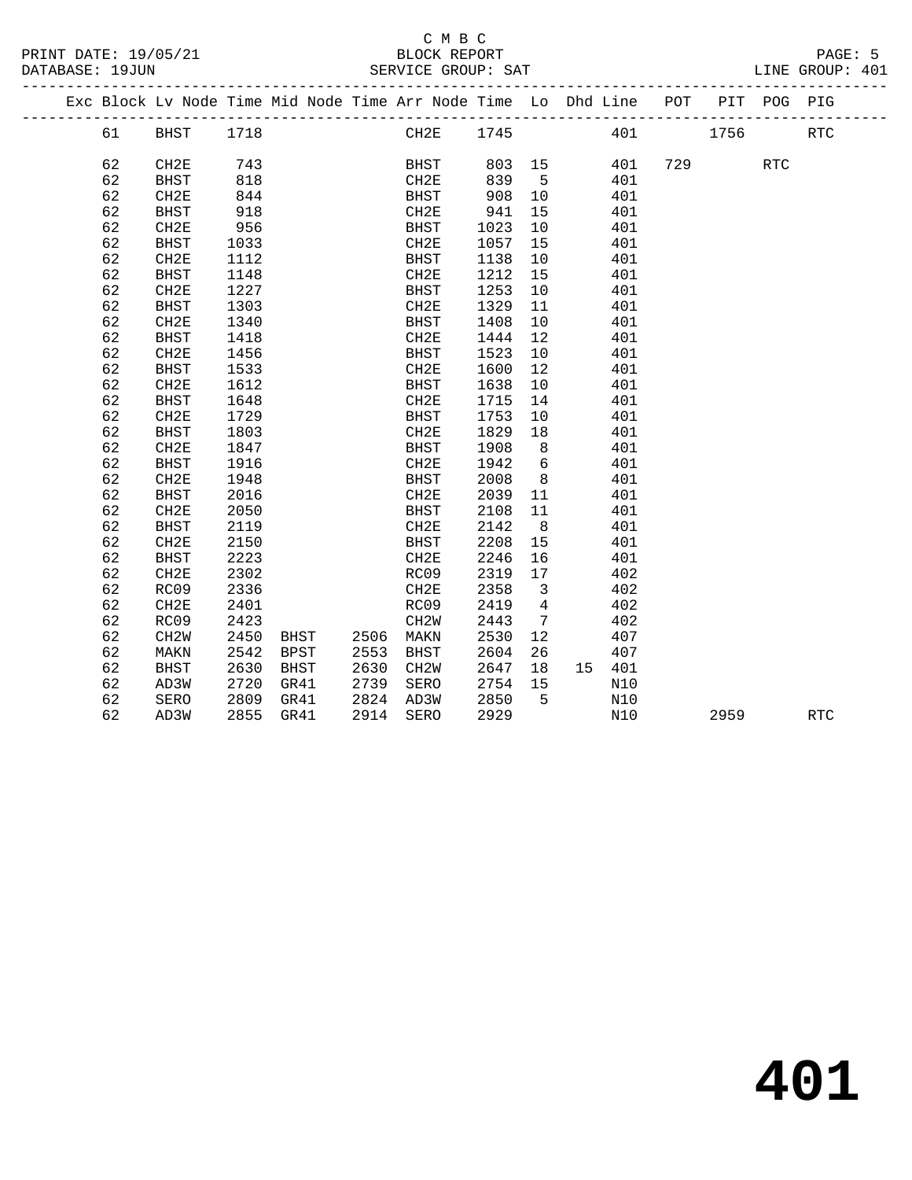C M B C

BLOCK REPORT

SERVICE GROUP: SAT

PRINT DATE: 19/05/21
DATABASE: 19JUN
LINE GROUP: 401

| Exc | Block | Lv Node | Time | Mid Node | Time | Arr Node | Time | Lo | Dhd | Line | POT | PIT | POG | PIG |
|---|---|---|---|---|---|---|---|---|---|---|---|---|---|---|
| | 61 | BHST | 1718 | | | CH2E | 1745 | | | 401 | | 1756 | | RTC |
| | 62 | CH2E | 743 | | | BHST | 803 | 15 | | 401 | 729 | | RTC | |
| | 62 | BHST | 818 | | | CH2E | 839 | 5 | | 401 | | | | |
| | 62 | CH2E | 844 | | | BHST | 908 | 10 | | 401 | | | | |
| | 62 | BHST | 918 | | | CH2E | 941 | 15 | | 401 | | | | |
| | 62 | CH2E | 956 | | | BHST | 1023 | 10 | | 401 | | | | |
| | 62 | BHST | 1033 | | | CH2E | 1057 | 15 | | 401 | | | | |
| | 62 | CH2E | 1112 | | | BHST | 1138 | 10 | | 401 | | | | |
| | 62 | BHST | 1148 | | | CH2E | 1212 | 15 | | 401 | | | | |
| | 62 | CH2E | 1227 | | | BHST | 1253 | 10 | | 401 | | | | |
| | 62 | BHST | 1303 | | | CH2E | 1329 | 11 | | 401 | | | | |
| | 62 | CH2E | 1340 | | | BHST | 1408 | 10 | | 401 | | | | |
| | 62 | BHST | 1418 | | | CH2E | 1444 | 12 | | 401 | | | | |
| | 62 | CH2E | 1456 | | | BHST | 1523 | 10 | | 401 | | | | |
| | 62 | BHST | 1533 | | | CH2E | 1600 | 12 | | 401 | | | | |
| | 62 | CH2E | 1612 | | | BHST | 1638 | 10 | | 401 | | | | |
| | 62 | BHST | 1648 | | | CH2E | 1715 | 14 | | 401 | | | | |
| | 62 | CH2E | 1729 | | | BHST | 1753 | 10 | | 401 | | | | |
| | 62 | BHST | 1803 | | | CH2E | 1829 | 18 | | 401 | | | | |
| | 62 | CH2E | 1847 | | | BHST | 1908 | 8 | | 401 | | | | |
| | 62 | BHST | 1916 | | | CH2E | 1942 | 6 | | 401 | | | | |
| | 62 | CH2E | 1948 | | | BHST | 2008 | 8 | | 401 | | | | |
| | 62 | BHST | 2016 | | | CH2E | 2039 | 11 | | 401 | | | | |
| | 62 | CH2E | 2050 | | | BHST | 2108 | 11 | | 401 | | | | |
| | 62 | BHST | 2119 | | | CH2E | 2142 | 8 | | 401 | | | | |
| | 62 | CH2E | 2150 | | | BHST | 2208 | 15 | | 401 | | | | |
| | 62 | BHST | 2223 | | | CH2E | 2246 | 16 | | 401 | | | | |
| | 62 | CH2E | 2302 | | | RC09 | 2319 | 17 | | 402 | | | | |
| | 62 | RC09 | 2336 | | | CH2E | 2358 | 3 | | 402 | | | | |
| | 62 | CH2E | 2401 | | | RC09 | 2419 | 4 | | 402 | | | | |
| | 62 | RC09 | 2423 | | | CH2W | 2443 | 7 | | 402 | | | | |
| | 62 | CH2W | 2450 | BHST | 2506 | MAKN | 2530 | 12 | | 407 | | | | |
| | 62 | MAKN | 2542 | BPST | 2553 | BHST | 2604 | 26 | | 407 | | | | |
| | 62 | BHST | 2630 | BHST | 2630 | CH2W | 2647 | 18 | 15 | 401 | | | | |
| | 62 | AD3W | 2720 | GR41 | 2739 | SERO | 2754 | 15 | | N10 | | | | |
| | 62 | SERO | 2809 | GR41 | 2824 | AD3W | 2850 | 5 | | N10 | | | | |
| | 62 | AD3W | 2855 | GR41 | 2914 | SERO | 2929 | | | N10 | | 2959 | | RTC |

# 401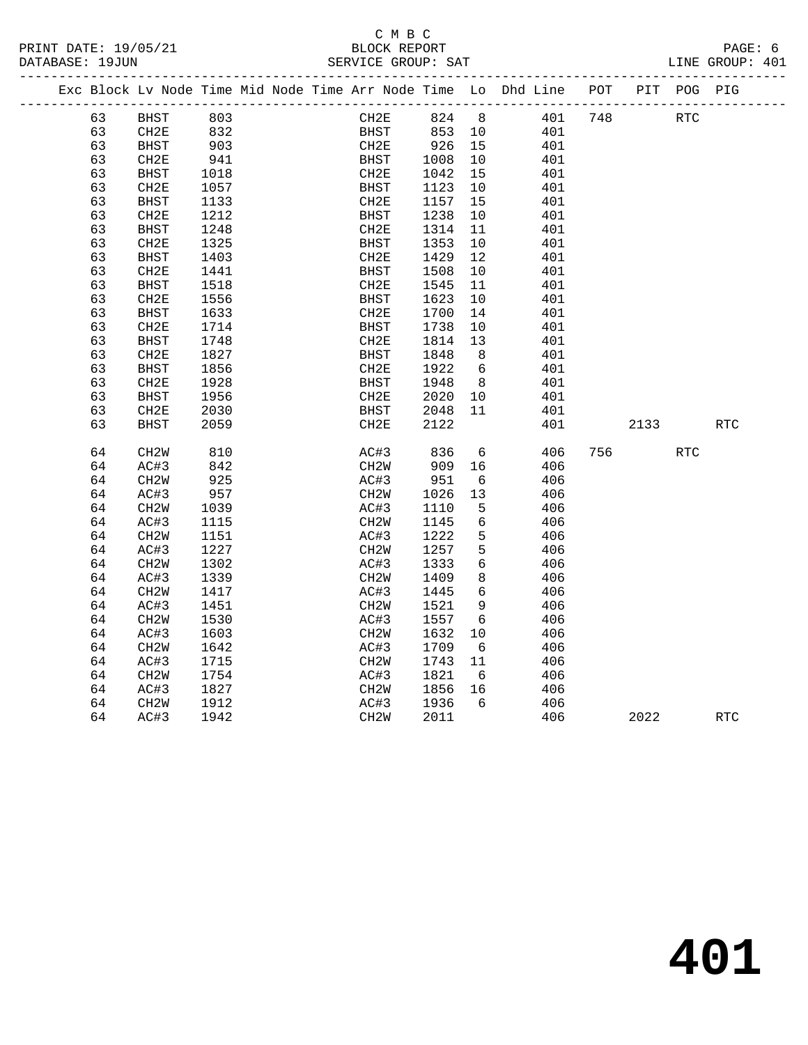C M B C
BLOCK REPORT
SERVICE GROUP: SAT

PRINT DATE: 19/05/21
DATABASE: 19JUN

LINE GROUP: 401

| Exc | Block | Lv | Node | Time | Mid | Node | Time | Arr | Node | Time | Lo | Dhd | Line | POT | PIT | POG | PIG |
|---|---|---|---|---|---|---|---|---|---|---|---|---|---|---|---|---|---|
| | 63 | | BHST | 803 | | | | | CH2E | 824 | 8 | | 401 | 748 | | RTC | |
| | 63 | | CH2E | 832 | | | | | BHST | 853 | 10 | | 401 | | | | |
| | 63 | | BHST | 903 | | | | | CH2E | 926 | 15 | | 401 | | | | |
| | 63 | | CH2E | 941 | | | | | BHST | 1008 | 10 | | 401 | | | | |
| | 63 | | BHST | 1018 | | | | | CH2E | 1042 | 15 | | 401 | | | | |
| | 63 | | CH2E | 1057 | | | | | BHST | 1123 | 10 | | 401 | | | | |
| | 63 | | BHST | 1133 | | | | | CH2E | 1157 | 15 | | 401 | | | | |
| | 63 | | CH2E | 1212 | | | | | BHST | 1238 | 10 | | 401 | | | | |
| | 63 | | BHST | 1248 | | | | | CH2E | 1314 | 11 | | 401 | | | | |
| | 63 | | CH2E | 1325 | | | | | BHST | 1353 | 10 | | 401 | | | | |
| | 63 | | BHST | 1403 | | | | | CH2E | 1429 | 12 | | 401 | | | | |
| | 63 | | CH2E | 1441 | | | | | BHST | 1508 | 10 | | 401 | | | | |
| | 63 | | BHST | 1518 | | | | | CH2E | 1545 | 11 | | 401 | | | | |
| | 63 | | CH2E | 1556 | | | | | BHST | 1623 | 10 | | 401 | | | | |
| | 63 | | BHST | 1633 | | | | | CH2E | 1700 | 14 | | 401 | | | | |
| | 63 | | CH2E | 1714 | | | | | BHST | 1738 | 10 | | 401 | | | | |
| | 63 | | BHST | 1748 | | | | | CH2E | 1814 | 13 | | 401 | | | | |
| | 63 | | CH2E | 1827 | | | | | BHST | 1848 | 8 | | 401 | | | | |
| | 63 | | BHST | 1856 | | | | | CH2E | 1922 | 6 | | 401 | | | | |
| | 63 | | CH2E | 1928 | | | | | BHST | 1948 | 8 | | 401 | | | | |
| | 63 | | BHST | 1956 | | | | | CH2E | 2020 | 10 | | 401 | | | | |
| | 63 | | CH2E | 2030 | | | | | BHST | 2048 | 11 | | 401 | | | | |
| | 63 | | BHST | 2059 | | | | | CH2E | 2122 | | | 401 | | 2133 | | RTC |
| | 64 | | CH2W | 810 | | | | | AC#3 | 836 | 6 | | 406 | 756 | | RTC | |
| | 64 | | AC#3 | 842 | | | | | CH2W | 909 | 16 | | 406 | | | | |
| | 64 | | CH2W | 925 | | | | | AC#3 | 951 | 6 | | 406 | | | | |
| | 64 | | AC#3 | 957 | | | | | CH2W | 1026 | 13 | | 406 | | | | |
| | 64 | | CH2W | 1039 | | | | | AC#3 | 1110 | 5 | | 406 | | | | |
| | 64 | | AC#3 | 1115 | | | | | CH2W | 1145 | 6 | | 406 | | | | |
| | 64 | | CH2W | 1151 | | | | | AC#3 | 1222 | 5 | | 406 | | | | |
| | 64 | | AC#3 | 1227 | | | | | CH2W | 1257 | 5 | | 406 | | | | |
| | 64 | | CH2W | 1302 | | | | | AC#3 | 1333 | 6 | | 406 | | | | |
| | 64 | | AC#3 | 1339 | | | | | CH2W | 1409 | 8 | | 406 | | | | |
| | 64 | | CH2W | 1417 | | | | | AC#3 | 1445 | 6 | | 406 | | | | |
| | 64 | | AC#3 | 1451 | | | | | CH2W | 1521 | 9 | | 406 | | | | |
| | 64 | | CH2W | 1530 | | | | | AC#3 | 1557 | 6 | | 406 | | | | |
| | 64 | | AC#3 | 1603 | | | | | CH2W | 1632 | 10 | | 406 | | | | |
| | 64 | | CH2W | 1642 | | | | | AC#3 | 1709 | 6 | | 406 | | | | |
| | 64 | | AC#3 | 1715 | | | | | CH2W | 1743 | 11 | | 406 | | | | |
| | 64 | | CH2W | 1754 | | | | | AC#3 | 1821 | 6 | | 406 | | | | |
| | 64 | | AC#3 | 1827 | | | | | CH2W | 1856 | 16 | | 406 | | | | |
| | 64 | | CH2W | 1912 | | | | | AC#3 | 1936 | 6 | | 406 | | | | |
| | 64 | | AC#3 | 1942 | | | | | CH2W | 2011 | | | 406 | | 2022 | | RTC |

# 401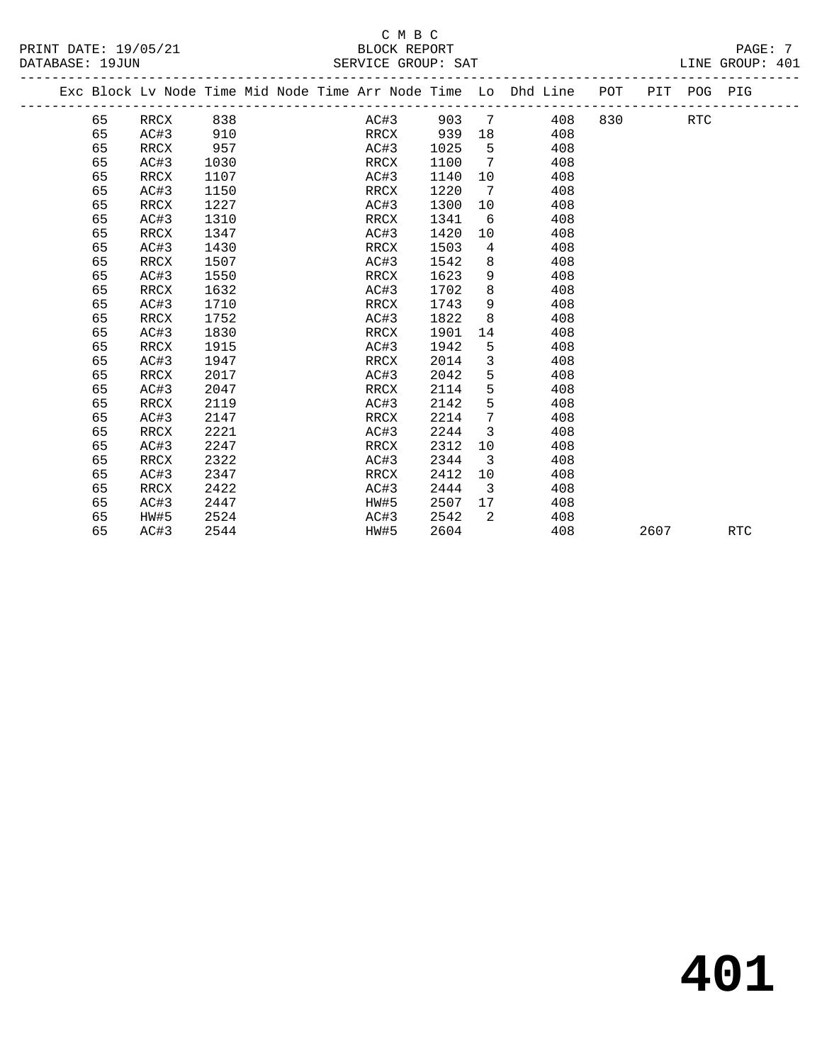C M B C

BLOCK REPORT

SERVICE GROUP: SAT

PRINT DATE: 19/05/21

DATABASE: 19JUN

LINE GROUP: 401

| Exc | Block | Lv Node | Time | Mid Node | Time | Arr Node | Time | Lo | Dhd Line | POT | PIT | POG | PIG |
|---|---|---|---|---|---|---|---|---|---|---|---|---|---|
| | 65 | RRCX | 838 | | | AC#3 | 903 | 7 | 408 | 830 | | RTC | |
| | 65 | AC#3 | 910 | | | RRCX | 939 | 18 | 408 | | | | |
| | 65 | RRCX | 957 | | | AC#3 | 1025 | 5 | 408 | | | | |
| | 65 | AC#3 | 1030 | | | RRCX | 1100 | 7 | 408 | | | | |
| | 65 | RRCX | 1107 | | | AC#3 | 1140 | 10 | 408 | | | | |
| | 65 | AC#3 | 1150 | | | RRCX | 1220 | 7 | 408 | | | | |
| | 65 | RRCX | 1227 | | | AC#3 | 1300 | 10 | 408 | | | | |
| | 65 | AC#3 | 1310 | | | RRCX | 1341 | 6 | 408 | | | | |
| | 65 | RRCX | 1347 | | | AC#3 | 1420 | 10 | 408 | | | | |
| | 65 | AC#3 | 1430 | | | RRCX | 1503 | 4 | 408 | | | | |
| | 65 | RRCX | 1507 | | | AC#3 | 1542 | 8 | 408 | | | | |
| | 65 | AC#3 | 1550 | | | RRCX | 1623 | 9 | 408 | | | | |
| | 65 | RRCX | 1632 | | | AC#3 | 1702 | 8 | 408 | | | | |
| | 65 | AC#3 | 1710 | | | RRCX | 1743 | 9 | 408 | | | | |
| | 65 | RRCX | 1752 | | | AC#3 | 1822 | 8 | 408 | | | | |
| | 65 | AC#3 | 1830 | | | RRCX | 1901 | 14 | 408 | | | | |
| | 65 | RRCX | 1915 | | | AC#3 | 1942 | 5 | 408 | | | | |
| | 65 | AC#3 | 1947 | | | RRCX | 2014 | 3 | 408 | | | | |
| | 65 | RRCX | 2017 | | | AC#3 | 2042 | 5 | 408 | | | | |
| | 65 | AC#3 | 2047 | | | RRCX | 2114 | 5 | 408 | | | | |
| | 65 | RRCX | 2119 | | | AC#3 | 2142 | 5 | 408 | | | | |
| | 65 | AC#3 | 2147 | | | RRCX | 2214 | 7 | 408 | | | | |
| | 65 | RRCX | 2221 | | | AC#3 | 2244 | 3 | 408 | | | | |
| | 65 | AC#3 | 2247 | | | RRCX | 2312 | 10 | 408 | | | | |
| | 65 | RRCX | 2322 | | | AC#3 | 2344 | 3 | 408 | | | | |
| | 65 | AC#3 | 2347 | | | RRCX | 2412 | 10 | 408 | | | | |
| | 65 | RRCX | 2422 | | | AC#3 | 2444 | 3 | 408 | | | | |
| | 65 | AC#3 | 2447 | | | HW#5 | 2507 | 17 | 408 | | | | |
| | 65 | HW#5 | 2524 | | | AC#3 | 2542 | 2 | 408 | | | | |
| | 65 | AC#3 | 2544 | | | HW#5 | 2604 | | 408 | | 2607 | | RTC |

# 401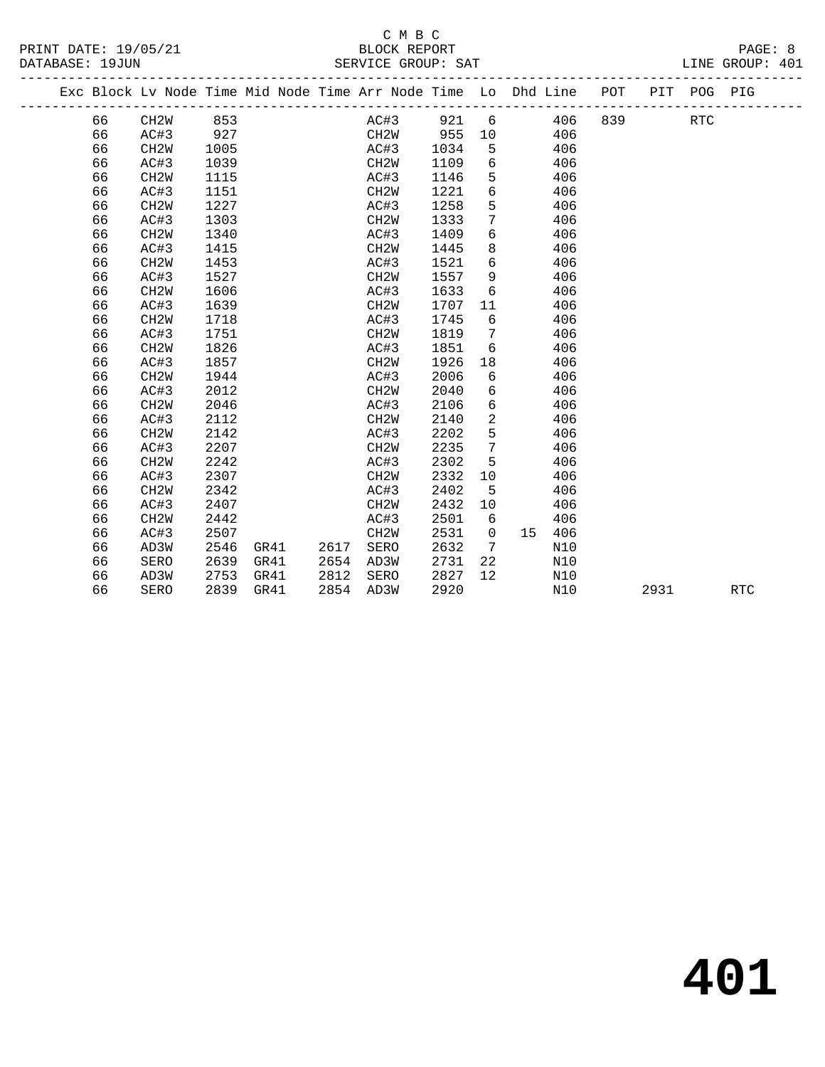C M B C

BLOCK REPORT

PRINT DATE: 19/05/21 DATABASE: 19JUN SERVICE GROUP: SAT LINE GROUP: 401

| Exc | Block | Lv | Node | Time | Mid Node | Time | Arr Node | Time | Lo | Dhd | Line | POT | PIT | POG | PIG |
|---|---|---|---|---|---|---|---|---|---|---|---|---|---|---|---|
| | 66 | | CH2W | 853 | | | AC#3 | 921 | 6 | | 406 | 839 | | RTC | |
| | 66 | | AC#3 | 927 | | | CH2W | 955 | 10 | | 406 | | | | |
| | 66 | | CH2W | 1005 | | | AC#3 | 1034 | 5 | | 406 | | | | |
| | 66 | | AC#3 | 1039 | | | CH2W | 1109 | 6 | | 406 | | | | |
| | 66 | | CH2W | 1115 | | | AC#3 | 1146 | 5 | | 406 | | | | |
| | 66 | | AC#3 | 1151 | | | CH2W | 1221 | 6 | | 406 | | | | |
| | 66 | | CH2W | 1227 | | | AC#3 | 1258 | 5 | | 406 | | | | |
| | 66 | | AC#3 | 1303 | | | CH2W | 1333 | 7 | | 406 | | | | |
| | 66 | | CH2W | 1340 | | | AC#3 | 1409 | 6 | | 406 | | | | |
| | 66 | | AC#3 | 1415 | | | CH2W | 1445 | 8 | | 406 | | | | |
| | 66 | | CH2W | 1453 | | | AC#3 | 1521 | 6 | | 406 | | | | |
| | 66 | | AC#3 | 1527 | | | CH2W | 1557 | 9 | | 406 | | | | |
| | 66 | | CH2W | 1606 | | | AC#3 | 1633 | 6 | | 406 | | | | |
| | 66 | | AC#3 | 1639 | | | CH2W | 1707 | 11 | | 406 | | | | |
| | 66 | | CH2W | 1718 | | | AC#3 | 1745 | 6 | | 406 | | | | |
| | 66 | | AC#3 | 1751 | | | CH2W | 1819 | 7 | | 406 | | | | |
| | 66 | | CH2W | 1826 | | | AC#3 | 1851 | 6 | | 406 | | | | |
| | 66 | | AC#3 | 1857 | | | CH2W | 1926 | 18 | | 406 | | | | |
| | 66 | | CH2W | 1944 | | | AC#3 | 2006 | 6 | | 406 | | | | |
| | 66 | | AC#3 | 2012 | | | CH2W | 2040 | 6 | | 406 | | | | |
| | 66 | | CH2W | 2046 | | | AC#3 | 2106 | 6 | | 406 | | | | |
| | 66 | | AC#3 | 2112 | | | CH2W | 2140 | 2 | | 406 | | | | |
| | 66 | | CH2W | 2142 | | | AC#3 | 2202 | 5 | | 406 | | | | |
| | 66 | | AC#3 | 2207 | | | CH2W | 2235 | 7 | | 406 | | | | |
| | 66 | | CH2W | 2242 | | | AC#3 | 2302 | 5 | | 406 | | | | |
| | 66 | | AC#3 | 2307 | | | CH2W | 2332 | 10 | | 406 | | | | |
| | 66 | | CH2W | 2342 | | | AC#3 | 2402 | 5 | | 406 | | | | |
| | 66 | | AC#3 | 2407 | | | CH2W | 2432 | 10 | | 406 | | | | |
| | 66 | | CH2W | 2442 | | | AC#3 | 2501 | 6 | | 406 | | | | |
| | 66 | | AC#3 | 2507 | | | CH2W | 2531 | 0 | 15 | 406 | | | | |
| | 66 | | AD3W | 2546 | GR41 | 2617 | SERO | 2632 | 7 | | N10 | | | | |
| | 66 | | SERO | 2639 | GR41 | 2654 | AD3W | 2731 | 22 | | N10 | | | | |
| | 66 | | AD3W | 2753 | GR41 | 2812 | SERO | 2827 | 12 | | N10 | | | | |
| | 66 | | SERO | 2839 | GR41 | 2854 | AD3W | 2920 | | | N10 | | 2931 | | RTC |

# 401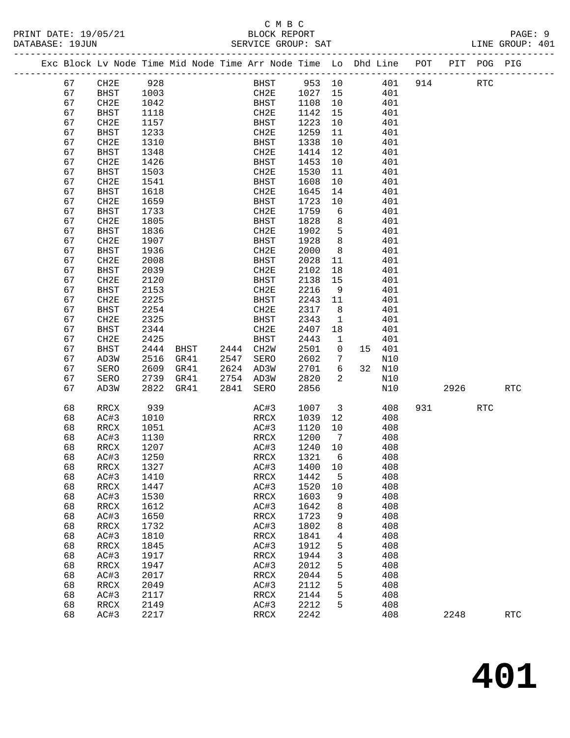C M B C

BLOCK REPORT

SERVICE GROUP: SAT

PRINT DATE: 19/05/21
DATABASE: 19JUN
LINE GROUP: 401

| Exc | Block | Lv | Node | Time | Mid Node | Time | Arr Node | Time | Lo | Dhd | Line | POT | PIT | POG | PIG |
|---|---|---|---|---|---|---|---|---|---|---|---|---|---|---|---|
| | 67 | | CH2E | 928 | | | BHST | 953 | 10 | | 401 | 914 | | RTC | |
| | 67 | | BHST | 1003 | | | CH2E | 1027 | 15 | | 401 | | | | |
| | 67 | | CH2E | 1042 | | | BHST | 1108 | 10 | | 401 | | | | |
| | 67 | | BHST | 1118 | | | CH2E | 1142 | 15 | | 401 | | | | |
| | 67 | | CH2E | 1157 | | | BHST | 1223 | 10 | | 401 | | | | |
| | 67 | | BHST | 1233 | | | CH2E | 1259 | 11 | | 401 | | | | |
| | 67 | | CH2E | 1310 | | | BHST | 1338 | 10 | | 401 | | | | |
| | 67 | | BHST | 1348 | | | CH2E | 1414 | 12 | | 401 | | | | |
| | 67 | | CH2E | 1426 | | | BHST | 1453 | 10 | | 401 | | | | |
| | 67 | | BHST | 1503 | | | CH2E | 1530 | 11 | | 401 | | | | |
| | 67 | | CH2E | 1541 | | | BHST | 1608 | 10 | | 401 | | | | |
| | 67 | | BHST | 1618 | | | CH2E | 1645 | 14 | | 401 | | | | |
| | 67 | | CH2E | 1659 | | | BHST | 1723 | 10 | | 401 | | | | |
| | 67 | | BHST | 1733 | | | CH2E | 1759 | 6 | | 401 | | | | |
| | 67 | | CH2E | 1805 | | | BHST | 1828 | 8 | | 401 | | | | |
| | 67 | | BHST | 1836 | | | CH2E | 1902 | 5 | | 401 | | | | |
| | 67 | | CH2E | 1907 | | | BHST | 1928 | 8 | | 401 | | | | |
| | 67 | | BHST | 1936 | | | CH2E | 2000 | 8 | | 401 | | | | |
| | 67 | | CH2E | 2008 | | | BHST | 2028 | 11 | | 401 | | | | |
| | 67 | | BHST | 2039 | | | CH2E | 2102 | 18 | | 401 | | | | |
| | 67 | | CH2E | 2120 | | | BHST | 2138 | 15 | | 401 | | | | |
| | 67 | | BHST | 2153 | | | CH2E | 2216 | 9 | | 401 | | | | |
| | 67 | | CH2E | 2225 | | | BHST | 2243 | 11 | | 401 | | | | |
| | 67 | | BHST | 2254 | | | CH2E | 2317 | 8 | | 401 | | | | |
| | 67 | | CH2E | 2325 | | | BHST | 2343 | 1 | | 401 | | | | |
| | 67 | | BHST | 2344 | | | CH2E | 2407 | 18 | | 401 | | | | |
| | 67 | | CH2E | 2425 | | | BHST | 2443 | 1 | | 401 | | | | |
| | 67 | | BHST | 2444 | BHST | 2444 | CH2W | 2501 | 0 | 15 | 401 | | | | |
| | 67 | | AD3W | 2516 | GR41 | 2547 | SERO | 2602 | 7 | | N10 | | | | |
| | 67 | | SERO | 2609 | GR41 | 2624 | AD3W | 2701 | 6 | 32 | N10 | | | | |
| | 67 | | SERO | 2739 | GR41 | 2754 | AD3W | 2820 | 2 | | N10 | | | | |
| | 67 | | AD3W | 2822 | GR41 | 2841 | SERO | 2856 | | | N10 | | 2926 | | RTC |
| | 68 | | RRCX | 939 | | | AC#3 | 1007 | 3 | | 408 | 931 | | RTC | |
| | 68 | | AC#3 | 1010 | | | RRCX | 1039 | 12 | | 408 | | | | |
| | 68 | | RRCX | 1051 | | | AC#3 | 1120 | 10 | | 408 | | | | |
| | 68 | | AC#3 | 1130 | | | RRCX | 1200 | 7 | | 408 | | | | |
| | 68 | | RRCX | 1207 | | | AC#3 | 1240 | 10 | | 408 | | | | |
| | 68 | | AC#3 | 1250 | | | RRCX | 1321 | 6 | | 408 | | | | |
| | 68 | | RRCX | 1327 | | | AC#3 | 1400 | 10 | | 408 | | | | |
| | 68 | | AC#3 | 1410 | | | RRCX | 1442 | 5 | | 408 | | | | |
| | 68 | | RRCX | 1447 | | | AC#3 | 1520 | 10 | | 408 | | | | |
| | 68 | | AC#3 | 1530 | | | RRCX | 1603 | 9 | | 408 | | | | |
| | 68 | | RRCX | 1612 | | | AC#3 | 1642 | 8 | | 408 | | | | |
| | 68 | | AC#3 | 1650 | | | RRCX | 1723 | 9 | | 408 | | | | |
| | 68 | | RRCX | 1732 | | | AC#3 | 1802 | 8 | | 408 | | | | |
| | 68 | | AC#3 | 1810 | | | RRCX | 1841 | 4 | | 408 | | | | |
| | 68 | | RRCX | 1845 | | | AC#3 | 1912 | 5 | | 408 | | | | |
| | 68 | | AC#3 | 1917 | | | RRCX | 1944 | 3 | | 408 | | | | |
| | 68 | | RRCX | 1947 | | | AC#3 | 2012 | 5 | | 408 | | | | |
| | 68 | | AC#3 | 2017 | | | RRCX | 2044 | 5 | | 408 | | | | |
| | 68 | | RRCX | 2049 | | | AC#3 | 2112 | 5 | | 408 | | | | |
| | 68 | | AC#3 | 2117 | | | RRCX | 2144 | 5 | | 408 | | | | |
| | 68 | | RRCX | 2149 | | | AC#3 | 2212 | 5 | | 408 | | | | |
| | 68 | | AC#3 | 2217 | | | RRCX | 2242 | | | 408 | | 2248 | | RTC |

# 401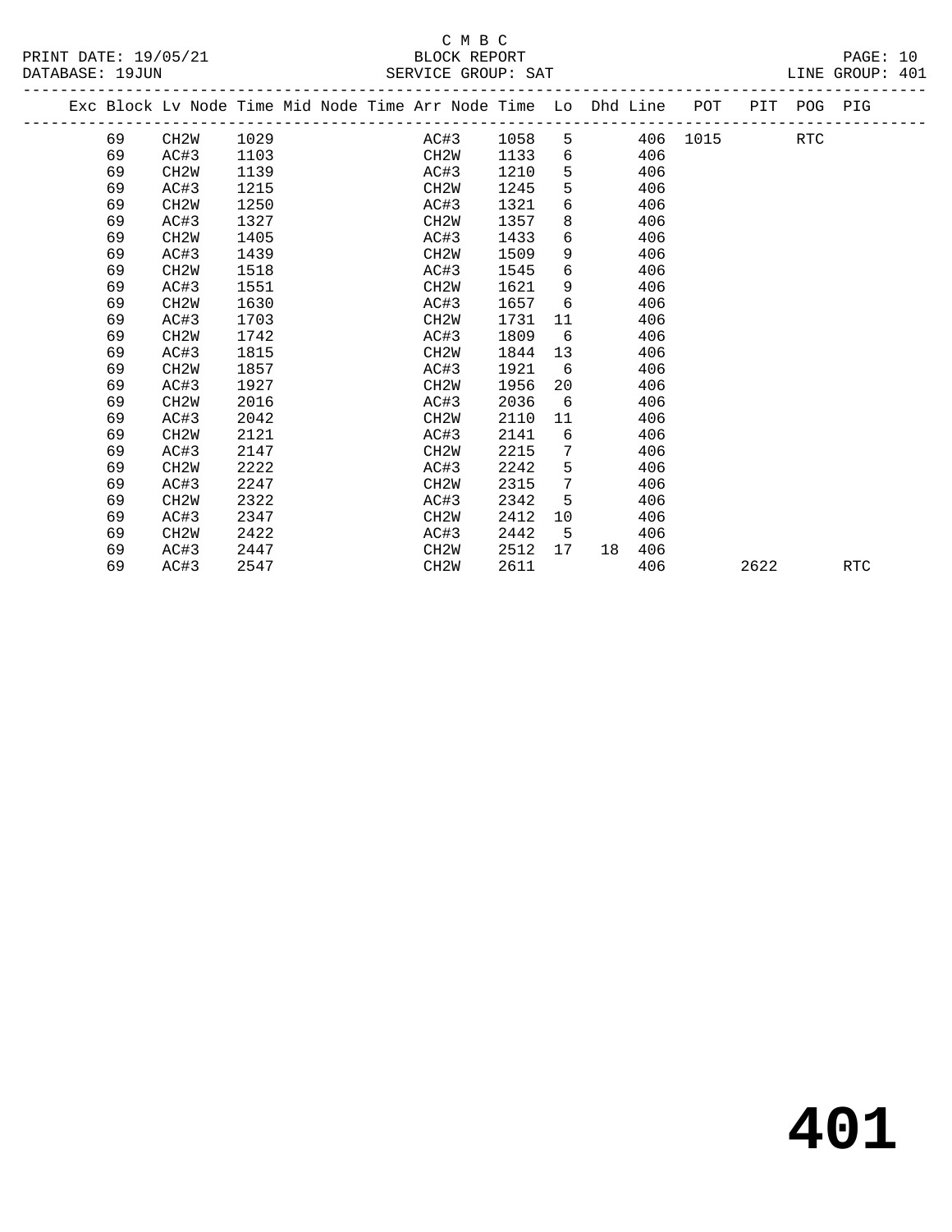C M B C

BLOCK REPORT

SERVICE GROUP: SAT

PRINT DATE: 19/05/21

DATABASE: 19JUN

LINE GROUP: 401

| Exc | Block | Lv | Node | Time | Mid Node | Time | Arr Node | Time | Lo | Dhd | Line | POT | PIT | POG | PIG |
|---|---|---|---|---|---|---|---|---|---|---|---|---|---|---|---|
| | 69 | | CH2W | 1029 | | | AC#3 | 1058 | 5 | | 406 | 1015 | | RTC | |
| | 69 | | AC#3 | 1103 | | | CH2W | 1133 | 6 | | 406 | | | | |
| | 69 | | CH2W | 1139 | | | AC#3 | 1210 | 5 | | 406 | | | | |
| | 69 | | AC#3 | 1215 | | | CH2W | 1245 | 5 | | 406 | | | | |
| | 69 | | CH2W | 1250 | | | AC#3 | 1321 | 6 | | 406 | | | | |
| | 69 | | AC#3 | 1327 | | | CH2W | 1357 | 8 | | 406 | | | | |
| | 69 | | CH2W | 1405 | | | AC#3 | 1433 | 6 | | 406 | | | | |
| | 69 | | AC#3 | 1439 | | | CH2W | 1509 | 9 | | 406 | | | | |
| | 69 | | CH2W | 1518 | | | AC#3 | 1545 | 6 | | 406 | | | | |
| | 69 | | AC#3 | 1551 | | | CH2W | 1621 | 9 | | 406 | | | | |
| | 69 | | CH2W | 1630 | | | AC#3 | 1657 | 6 | | 406 | | | | |
| | 69 | | AC#3 | 1703 | | | CH2W | 1731 | 11 | | 406 | | | | |
| | 69 | | CH2W | 1742 | | | AC#3 | 1809 | 6 | | 406 | | | | |
| | 69 | | AC#3 | 1815 | | | CH2W | 1844 | 13 | | 406 | | | | |
| | 69 | | CH2W | 1857 | | | AC#3 | 1921 | 6 | | 406 | | | | |
| | 69 | | AC#3 | 1927 | | | CH2W | 1956 | 20 | | 406 | | | | |
| | 69 | | CH2W | 2016 | | | AC#3 | 2036 | 6 | | 406 | | | | |
| | 69 | | AC#3 | 2042 | | | CH2W | 2110 | 11 | | 406 | | | | |
| | 69 | | CH2W | 2121 | | | AC#3 | 2141 | 6 | | 406 | | | | |
| | 69 | | AC#3 | 2147 | | | CH2W | 2215 | 7 | | 406 | | | | |
| | 69 | | CH2W | 2222 | | | AC#3 | 2242 | 5 | | 406 | | | | |
| | 69 | | AC#3 | 2247 | | | CH2W | 2315 | 7 | | 406 | | | | |
| | 69 | | CH2W | 2322 | | | AC#3 | 2342 | 5 | | 406 | | | | |
| | 69 | | AC#3 | 2347 | | | CH2W | 2412 | 10 | | 406 | | | | |
| | 69 | | CH2W | 2422 | | | AC#3 | 2442 | 5 | | 406 | | | | |
| | 69 | | AC#3 | 2447 | | | CH2W | 2512 | 17 | 18 | 406 | | | | |
| | 69 | | AC#3 | 2547 | | | CH2W | 2611 | | | 406 | | 2622 | | RTC |

# 401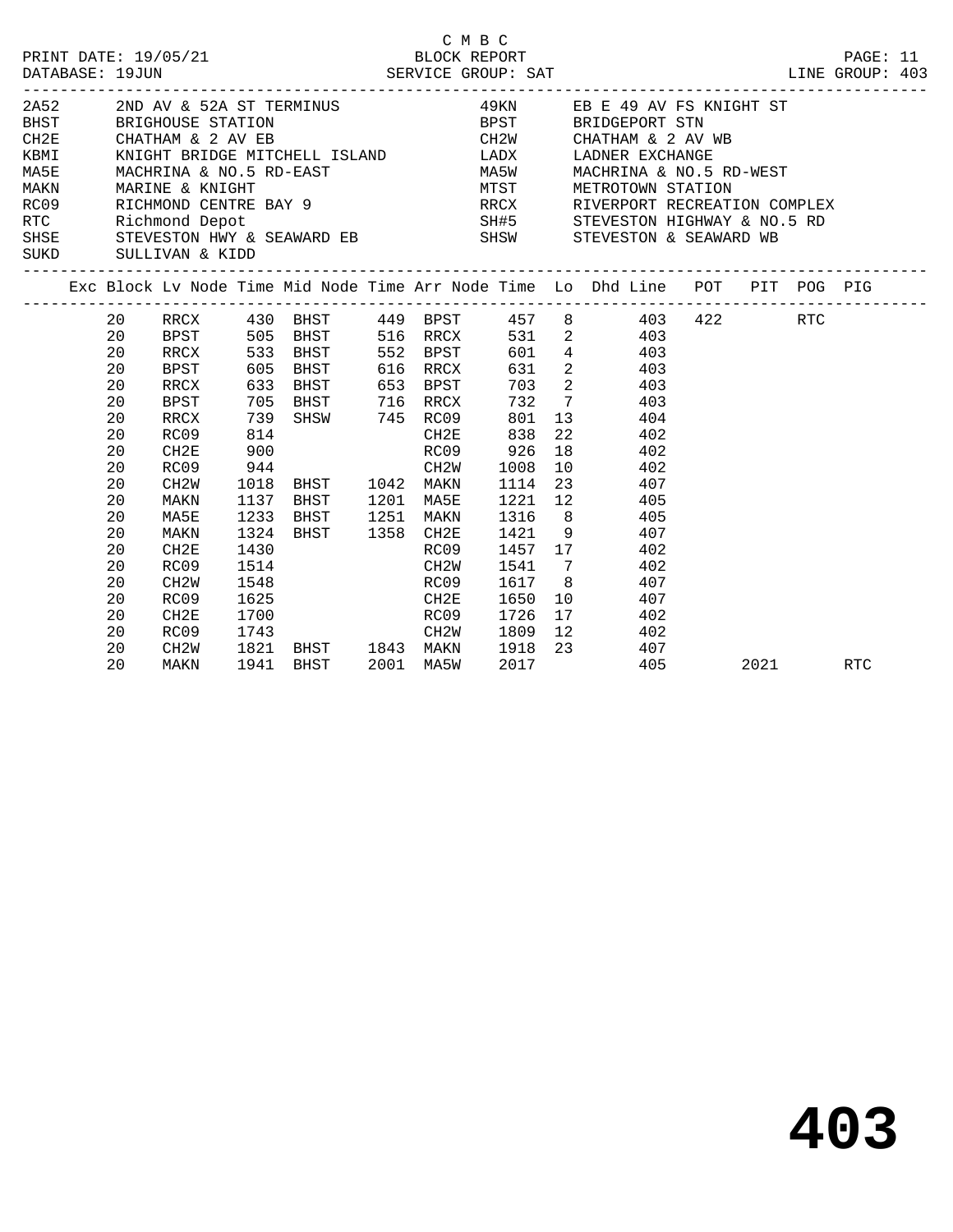C M B C

PRINT DATE: 19/05/21 BLOCK REPORT

DATABASE: 19JUN SERVICE GROUP: SAT LINE GROUP: 403

| Code | Location | Code | Location |
|---|---|---|---|
| 2A52 | 2ND AV & 52A ST TERMINUS | 49KN | EB E 49 AV FS KNIGHT ST |
| BHST | BRIGHOUSE STATION | BPST | BRIDGEPORT STN |
| CH2E | CHATHAM & 2 AV EB | CH2W | CHATHAM & 2 AV WB |
| KBMI | KNIGHT BRIDGE MITCHELL ISLAND | LADX | LADNER EXCHANGE |
| MA5E | MACHRINA & NO.5 RD-EAST | MA5W | MACHRINA & NO.5 RD-WEST |
| MAKN | MARINE & KNIGHT | MTST | METROTOWN STATION |
| RC09 | RICHMOND CENTRE BAY 9 | RRCX | RIVERPORT RECREATION COMPLEX |
| RTC | Richmond Depot | SH#5 | STEVESTON HIGHWAY & NO.5 RD |
| SHSE | STEVESTON HWY & SEAWARD EB | SHSW | STEVESTON & SEAWARD WB |
| SUKD | SULLIVAN & KIDD | | |

| Exc | Block | Lv Node | Time | Mid Node | Time | Arr Node | Time | Lo | Dhd Line | POT | PIT | POG | PIG |
|---|---|---|---|---|---|---|---|---|---|---|---|---|---|
| | 20 | RRCX | 430 | BHST | 449 | BPST | 457 | 8 | 403 | 422 | | RTC | |
| | 20 | BPST | 505 | BHST | 516 | RRCX | 531 | 2 | 403 | | | | |
| | 20 | RRCX | 533 | BHST | 552 | BPST | 601 | 4 | 403 | | | | |
| | 20 | BPST | 605 | BHST | 616 | RRCX | 631 | 2 | 403 | | | | |
| | 20 | RRCX | 633 | BHST | 653 | BPST | 703 | 2 | 403 | | | | |
| | 20 | BPST | 705 | BHST | 716 | RRCX | 732 | 7 | 403 | | | | |
| | 20 | RRCX | 739 | SHSW | 745 | RC09 | 801 | 13 | 404 | | | | |
| | 20 | RC09 | 814 | | | CH2E | 838 | 22 | 402 | | | | |
| | 20 | CH2E | 900 | | | RC09 | 926 | 18 | 402 | | | | |
| | 20 | RC09 | 944 | | | CH2W | 1008 | 10 | 402 | | | | |
| | 20 | CH2W | 1018 | BHST | 1042 | MAKN | 1114 | 23 | 407 | | | | |
| | 20 | MAKN | 1137 | BHST | 1201 | MA5E | 1221 | 12 | 405 | | | | |
| | 20 | MA5E | 1233 | BHST | 1251 | MAKN | 1316 | 8 | 405 | | | | |
| | 20 | MAKN | 1324 | BHST | 1358 | CH2E | 1421 | 9 | 407 | | | | |
| | 20 | CH2E | 1430 | | | RC09 | 1457 | 17 | 402 | | | | |
| | 20 | RC09 | 1514 | | | CH2W | 1541 | 7 | 402 | | | | |
| | 20 | CH2W | 1548 | | | RC09 | 1617 | 8 | 407 | | | | |
| | 20 | RC09 | 1625 | | | CH2E | 1650 | 10 | 407 | | | | |
| | 20 | CH2E | 1700 | | | RC09 | 1726 | 17 | 402 | | | | |
| | 20 | RC09 | 1743 | | | CH2W | 1809 | 12 | 402 | | | | |
| | 20 | CH2W | 1821 | BHST | 1843 | MAKN | 1918 | 23 | 407 | | | | |
| | 20 | MAKN | 1941 | BHST | 2001 | MA5W | 2017 | | 405 | | 2021 | | RTC |

# 403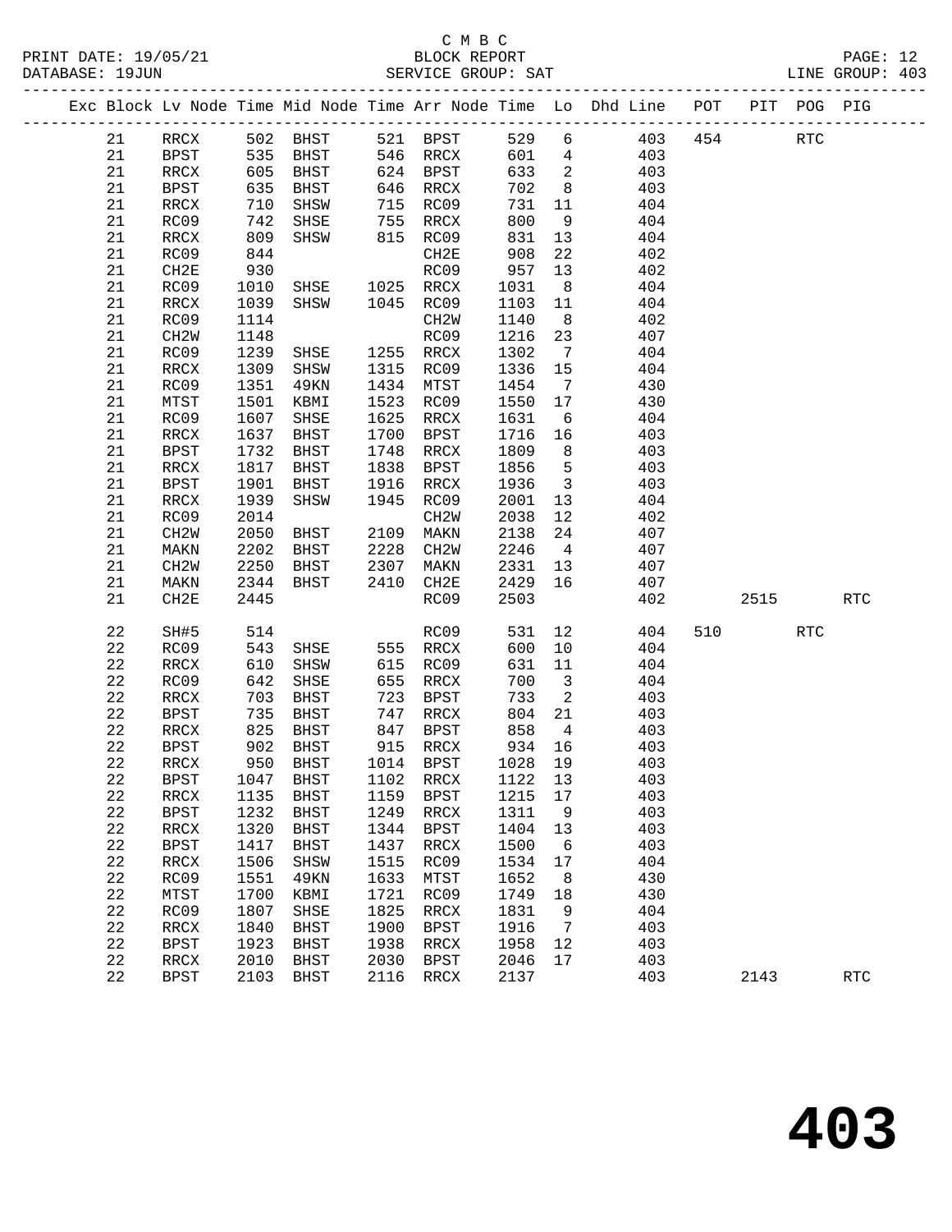C M B C
BLOCK REPORT
SERVICE GROUP: SAT

PRINT DATE: 19/05/21
DATABASE: 19JUN
LINE GROUP: 403

| Exc | Block | Lv | Node | Time | Mid Node | Time | Arr Node | Time | Lo | Dhd Line | POT | PIT | POG | PIG |
|---|---|---|---|---|---|---|---|---|---|---|---|---|---|---|
| | 21 | RRCX | 502 | BHST | 521 | BPST | 529 | 6 | | 403 | 454 | | RTC | |
| | 21 | BPST | 535 | BHST | 546 | RRCX | 601 | 4 | | 403 | | | | |
| | 21 | RRCX | 605 | BHST | 624 | BPST | 633 | 2 | | 403 | | | | |
| | 21 | BPST | 635 | BHST | 646 | RRCX | 702 | 8 | | 403 | | | | |
| | 21 | RRCX | 710 | SHSW | 715 | RC09 | 731 | 11 | | 404 | | | | |
| | 21 | RC09 | 742 | SHSE | 755 | RRCX | 800 | 9 | | 404 | | | | |
| | 21 | RRCX | 809 | SHSW | 815 | RC09 | 831 | 13 | | 404 | | | | |
| | 21 | RC09 | 844 | | | CH2E | 908 | 22 | | 402 | | | | |
| | 21 | CH2E | 930 | | | RC09 | 957 | 13 | | 402 | | | | |
| | 21 | RC09 | 1010 | SHSE | 1025 | RRCX | 1031 | 8 | | 404 | | | | |
| | 21 | RRCX | 1039 | SHSW | 1045 | RC09 | 1103 | 11 | | 404 | | | | |
| | 21 | RC09 | 1114 | | | CH2W | 1140 | 8 | | 402 | | | | |
| | 21 | CH2W | 1148 | | | RC09 | 1216 | 23 | | 407 | | | | |
| | 21 | RC09 | 1239 | SHSE | 1255 | RRCX | 1302 | 7 | | 404 | | | | |
| | 21 | RRCX | 1309 | SHSW | 1315 | RC09 | 1336 | 15 | | 404 | | | | |
| | 21 | RC09 | 1351 | 49KN | 1434 | MTST | 1454 | 7 | | 430 | | | | |
| | 21 | MTST | 1501 | KBMI | 1523 | RC09 | 1550 | 17 | | 430 | | | | |
| | 21 | RC09 | 1607 | SHSE | 1625 | RRCX | 1631 | 6 | | 404 | | | | |
| | 21 | RRCX | 1637 | BHST | 1700 | BPST | 1716 | 16 | | 403 | | | | |
| | 21 | BPST | 1732 | BHST | 1748 | RRCX | 1809 | 8 | | 403 | | | | |
| | 21 | RRCX | 1817 | BHST | 1838 | BPST | 1856 | 5 | | 403 | | | | |
| | 21 | BPST | 1901 | BHST | 1916 | RRCX | 1936 | 3 | | 403 | | | | |
| | 21 | RRCX | 1939 | SHSW | 1945 | RC09 | 2001 | 13 | | 404 | | | | |
| | 21 | RC09 | 2014 | | | CH2W | 2038 | 12 | | 402 | | | | |
| | 21 | CH2W | 2050 | BHST | 2109 | MAKN | 2138 | 24 | | 407 | | | | |
| | 21 | MAKN | 2202 | BHST | 2228 | CH2W | 2246 | 4 | | 407 | | | | |
| | 21 | CH2W | 2250 | BHST | 2307 | MAKN | 2331 | 13 | | 407 | | | | |
| | 21 | MAKN | 2344 | BHST | 2410 | CH2E | 2429 | 16 | | 407 | | | | |
| | 21 | CH2E | 2445 | | | RC09 | 2503 | | | 402 | | 2515 | | RTC |
| | 22 | SH#5 | 514 | | | RC09 | 531 | 12 | | 404 | 510 | | RTC | |
| | 22 | RC09 | 543 | SHSE | 555 | RRCX | 600 | 10 | | 404 | | | | |
| | 22 | RRCX | 610 | SHSW | 615 | RC09 | 631 | 11 | | 404 | | | | |
| | 22 | RC09 | 642 | SHSE | 655 | RRCX | 700 | 3 | | 404 | | | | |
| | 22 | RRCX | 703 | BHST | 723 | BPST | 733 | 2 | | 403 | | | | |
| | 22 | BPST | 735 | BHST | 747 | RRCX | 804 | 21 | | 403 | | | | |
| | 22 | RRCX | 825 | BHST | 847 | BPST | 858 | 4 | | 403 | | | | |
| | 22 | BPST | 902 | BHST | 915 | RRCX | 934 | 16 | | 403 | | | | |
| | 22 | RRCX | 950 | BHST | 1014 | BPST | 1028 | 19 | | 403 | | | | |
| | 22 | BPST | 1047 | BHST | 1102 | RRCX | 1122 | 13 | | 403 | | | | |
| | 22 | RRCX | 1135 | BHST | 1159 | BPST | 1215 | 17 | | 403 | | | | |
| | 22 | BPST | 1232 | BHST | 1249 | RRCX | 1311 | 9 | | 403 | | | | |
| | 22 | RRCX | 1320 | BHST | 1344 | BPST | 1404 | 13 | | 403 | | | | |
| | 22 | BPST | 1417 | BHST | 1437 | RRCX | 1500 | 6 | | 403 | | | | |
| | 22 | RRCX | 1506 | SHSW | 1515 | RC09 | 1534 | 17 | | 404 | | | | |
| | 22 | RC09 | 1551 | 49KN | 1633 | MTST | 1652 | 8 | | 430 | | | | |
| | 22 | MTST | 1700 | KBMI | 1721 | RC09 | 1749 | 18 | | 430 | | | | |
| | 22 | RC09 | 1807 | SHSE | 1825 | RRCX | 1831 | 9 | | 404 | | | | |
| | 22 | RRCX | 1840 | BHST | 1900 | BPST | 1916 | 7 | | 403 | | | | |
| | 22 | BPST | 1923 | BHST | 1938 | RRCX | 1958 | 12 | | 403 | | | | |
| | 22 | RRCX | 2010 | BHST | 2030 | BPST | 2046 | 17 | | 403 | | | | |
| | 22 | BPST | 2103 | BHST | 2116 | RRCX | 2137 | | | 403 | | 2143 | | RTC |

# 403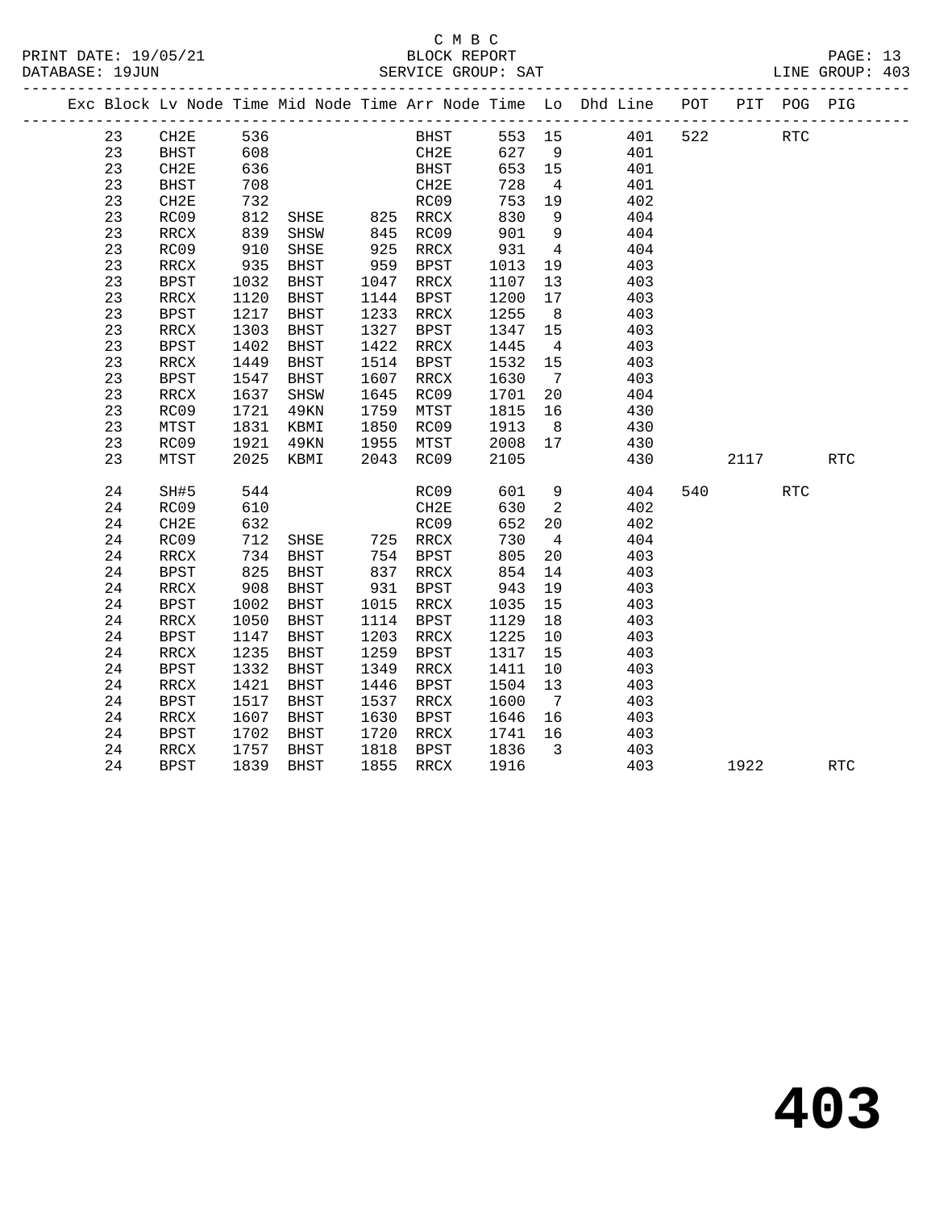C M B C

BLOCK REPORT

SERVICE GROUP: SAT

PRINT DATE: 19/05/21
DATABASE: 19JUN

LINE GROUP: 403

| Exc | Block | Lv Node | Time | Mid Node | Time | Arr Node | Time | Lo | Dhd Line | POT | PIT | POG | PIG |
|---|---|---|---|---|---|---|---|---|---|---|---|---|---|
| | 23 | CH2E | 536 | | | BHST | 553 | 15 | 401 | 522 | | RTC | |
| | 23 | BHST | 608 | | | CH2E | 627 | 9 | 401 | | | | |
| | 23 | CH2E | 636 | | | BHST | 653 | 15 | 401 | | | | |
| | 23 | BHST | 708 | | | CH2E | 728 | 4 | 401 | | | | |
| | 23 | CH2E | 732 | | | RC09 | 753 | 19 | 402 | | | | |
| | 23 | RC09 | 812 | SHSE | 825 | RRCX | 830 | 9 | 404 | | | | |
| | 23 | RRCX | 839 | SHSW | 845 | RC09 | 901 | 9 | 404 | | | | |
| | 23 | RC09 | 910 | SHSE | 925 | RRCX | 931 | 4 | 404 | | | | |
| | 23 | RRCX | 935 | BHST | 959 | BPST | 1013 | 19 | 403 | | | | |
| | 23 | BPST | 1032 | BHST | 1047 | RRCX | 1107 | 13 | 403 | | | | |
| | 23 | RRCX | 1120 | BHST | 1144 | BPST | 1200 | 17 | 403 | | | | |
| | 23 | BPST | 1217 | BHST | 1233 | RRCX | 1255 | 8 | 403 | | | | |
| | 23 | RRCX | 1303 | BHST | 1327 | BPST | 1347 | 15 | 403 | | | | |
| | 23 | BPST | 1402 | BHST | 1422 | RRCX | 1445 | 4 | 403 | | | | |
| | 23 | RRCX | 1449 | BHST | 1514 | BPST | 1532 | 15 | 403 | | | | |
| | 23 | BPST | 1547 | BHST | 1607 | RRCX | 1630 | 7 | 403 | | | | |
| | 23 | RRCX | 1637 | SHSW | 1645 | RC09 | 1701 | 20 | 404 | | | | |
| | 23 | RC09 | 1721 | 49KN | 1759 | MTST | 1815 | 16 | 430 | | | | |
| | 23 | MTST | 1831 | KBMI | 1850 | RC09 | 1913 | 8 | 430 | | | | |
| | 23 | RC09 | 1921 | 49KN | 1955 | MTST | 2008 | 17 | 430 | | | | |
| | 23 | MTST | 2025 | KBMI | 2043 | RC09 | 2105 | | 430 | | 2117 | | RTC |
| | 24 | SH#5 | 544 | | | RC09 | 601 | 9 | 404 | 540 | | RTC | |
| | 24 | RC09 | 610 | | | CH2E | 630 | 2 | 402 | | | | |
| | 24 | CH2E | 632 | | | RC09 | 652 | 20 | 402 | | | | |
| | 24 | RC09 | 712 | SHSE | 725 | RRCX | 730 | 4 | 404 | | | | |
| | 24 | RRCX | 734 | BHST | 754 | BPST | 805 | 20 | 403 | | | | |
| | 24 | BPST | 825 | BHST | 837 | RRCX | 854 | 14 | 403 | | | | |
| | 24 | RRCX | 908 | BHST | 931 | BPST | 943 | 19 | 403 | | | | |
| | 24 | BPST | 1002 | BHST | 1015 | RRCX | 1035 | 15 | 403 | | | | |
| | 24 | RRCX | 1050 | BHST | 1114 | BPST | 1129 | 18 | 403 | | | | |
| | 24 | BPST | 1147 | BHST | 1203 | RRCX | 1225 | 10 | 403 | | | | |
| | 24 | RRCX | 1235 | BHST | 1259 | BPST | 1317 | 15 | 403 | | | | |
| | 24 | BPST | 1332 | BHST | 1349 | RRCX | 1411 | 10 | 403 | | | | |
| | 24 | RRCX | 1421 | BHST | 1446 | BPST | 1504 | 13 | 403 | | | | |
| | 24 | BPST | 1517 | BHST | 1537 | RRCX | 1600 | 7 | 403 | | | | |
| | 24 | RRCX | 1607 | BHST | 1630 | BPST | 1646 | 16 | 403 | | | | |
| | 24 | BPST | 1702 | BHST | 1720 | RRCX | 1741 | 16 | 403 | | | | |
| | 24 | RRCX | 1757 | BHST | 1818 | BPST | 1836 | 3 | 403 | | | | |
| | 24 | BPST | 1839 | BHST | 1855 | RRCX | 1916 | | 403 | | 1922 | | RTC |

# 403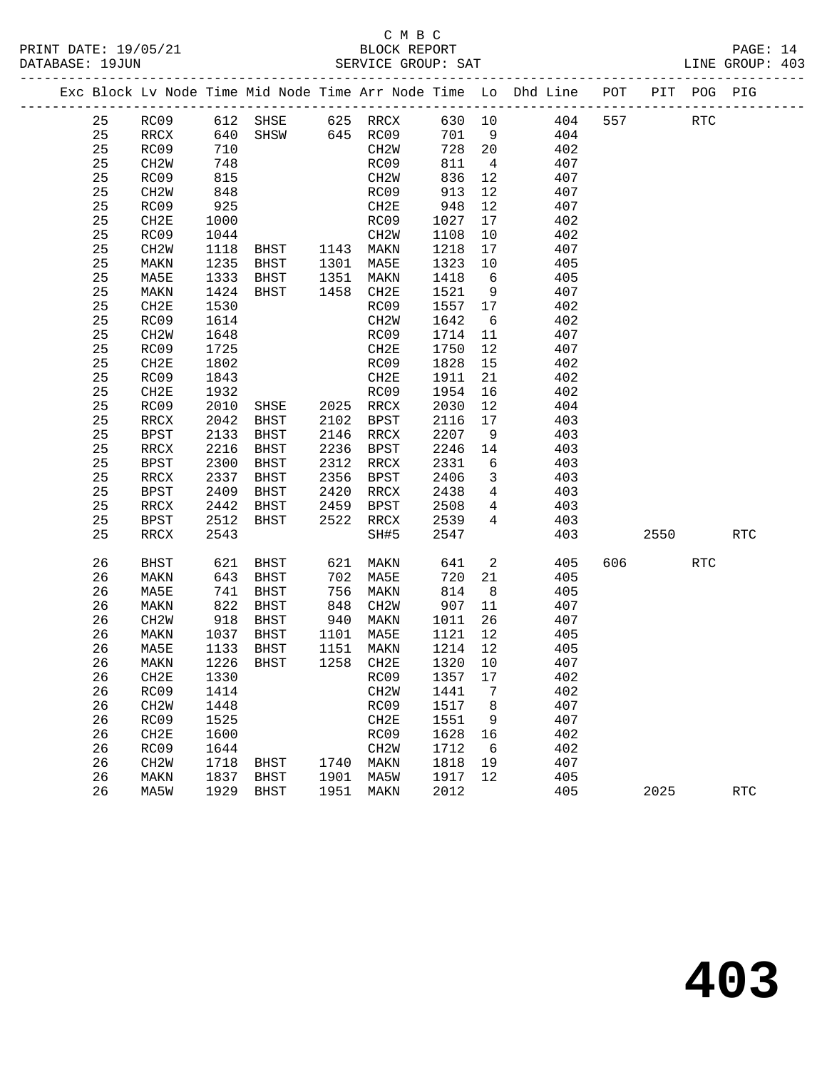C M B C
BLOCK REPORT
SERVICE GROUP: SAT

PRINT DATE: 19/05/21
DATABASE: 19JUN
LINE GROUP: 403

| Exc | Block | Lv | Node | Time | Mid Node | Time | Arr Node | Time | Lo | Dhd Line | POT | PIT | POG | PIG |
|---|---|---|---|---|---|---|---|---|---|---|---|---|---|---|
| | 25 | | RC09 | 612 | SHSE | 625 | RRCX | 630 | 10 | 404 | 557 | | RTC | |
| | 25 | | RRCX | 640 | SHSW | 645 | RC09 | 701 | 9 | 404 | | | | |
| | 25 | | RC09 | 710 | | | CH2W | 728 | 20 | 402 | | | | |
| | 25 | | CH2W | 748 | | | RC09 | 811 | 4 | 407 | | | | |
| | 25 | | RC09 | 815 | | | CH2W | 836 | 12 | 407 | | | | |
| | 25 | | CH2W | 848 | | | RC09 | 913 | 12 | 407 | | | | |
| | 25 | | RC09 | 925 | | | CH2E | 948 | 12 | 407 | | | | |
| | 25 | | CH2E | 1000 | | | RC09 | 1027 | 17 | 402 | | | | |
| | 25 | | RC09 | 1044 | | | CH2W | 1108 | 10 | 402 | | | | |
| | 25 | | CH2W | 1118 | BHST | 1143 | MAKN | 1218 | 17 | 407 | | | | |
| | 25 | | MAKN | 1235 | BHST | 1301 | MA5E | 1323 | 10 | 405 | | | | |
| | 25 | | MA5E | 1333 | BHST | 1351 | MAKN | 1418 | 6 | 405 | | | | |
| | 25 | | MAKN | 1424 | BHST | 1458 | CH2E | 1521 | 9 | 407 | | | | |
| | 25 | | CH2E | 1530 | | | RC09 | 1557 | 17 | 402 | | | | |
| | 25 | | RC09 | 1614 | | | CH2W | 1642 | 6 | 402 | | | | |
| | 25 | | CH2W | 1648 | | | RC09 | 1714 | 11 | 407 | | | | |
| | 25 | | RC09 | 1725 | | | CH2E | 1750 | 12 | 407 | | | | |
| | 25 | | CH2E | 1802 | | | RC09 | 1828 | 15 | 402 | | | | |
| | 25 | | RC09 | 1843 | | | CH2E | 1911 | 21 | 402 | | | | |
| | 25 | | CH2E | 1932 | | | RC09 | 1954 | 16 | 402 | | | | |
| | 25 | | RC09 | 2010 | SHSE | 2025 | RRCX | 2030 | 12 | 404 | | | | |
| | 25 | | RRCX | 2042 | BHST | 2102 | BPST | 2116 | 17 | 403 | | | | |
| | 25 | | BPST | 2133 | BHST | 2146 | RRCX | 2207 | 9 | 403 | | | | |
| | 25 | | RRCX | 2216 | BHST | 2236 | BPST | 2246 | 14 | 403 | | | | |
| | 25 | | BPST | 2300 | BHST | 2312 | RRCX | 2331 | 6 | 403 | | | | |
| | 25 | | RRCX | 2337 | BHST | 2356 | BPST | 2406 | 3 | 403 | | | | |
| | 25 | | BPST | 2409 | BHST | 2420 | RRCX | 2438 | 4 | 403 | | | | |
| | 25 | | RRCX | 2442 | BHST | 2459 | BPST | 2508 | 4 | 403 | | | | |
| | 25 | | BPST | 2512 | BHST | 2522 | RRCX | 2539 | 4 | 403 | | | | |
| | 25 | | RRCX | 2543 | | | SH#5 | 2547 | | 403 | | 2550 | | RTC |
| | 26 | | BHST | 621 | BHST | 621 | MAKN | 641 | 2 | 405 | 606 | | RTC | |
| | 26 | | MAKN | 643 | BHST | 702 | MA5E | 720 | 21 | 405 | | | | |
| | 26 | | MA5E | 741 | BHST | 756 | MAKN | 814 | 8 | 405 | | | | |
| | 26 | | MAKN | 822 | BHST | 848 | CH2W | 907 | 11 | 407 | | | | |
| | 26 | | CH2W | 918 | BHST | 940 | MAKN | 1011 | 26 | 407 | | | | |
| | 26 | | MAKN | 1037 | BHST | 1101 | MA5E | 1121 | 12 | 405 | | | | |
| | 26 | | MA5E | 1133 | BHST | 1151 | MAKN | 1214 | 12 | 405 | | | | |
| | 26 | | MAKN | 1226 | BHST | 1258 | CH2E | 1320 | 10 | 407 | | | | |
| | 26 | | CH2E | 1330 | | | RC09 | 1357 | 17 | 402 | | | | |
| | 26 | | RC09 | 1414 | | | CH2W | 1441 | 7 | 402 | | | | |
| | 26 | | CH2W | 1448 | | | RC09 | 1517 | 8 | 407 | | | | |
| | 26 | | RC09 | 1525 | | | CH2E | 1551 | 9 | 407 | | | | |
| | 26 | | CH2E | 1600 | | | RC09 | 1628 | 16 | 402 | | | | |
| | 26 | | RC09 | 1644 | | | CH2W | 1712 | 6 | 402 | | | | |
| | 26 | | CH2W | 1718 | BHST | 1740 | MAKN | 1818 | 19 | 407 | | | | |
| | 26 | | MAKN | 1837 | BHST | 1901 | MA5W | 1917 | 12 | 405 | | | | |
| | 26 | | MA5W | 1929 | BHST | 1951 | MAKN | 2012 | | 405 | | 2025 | | RTC |

# 403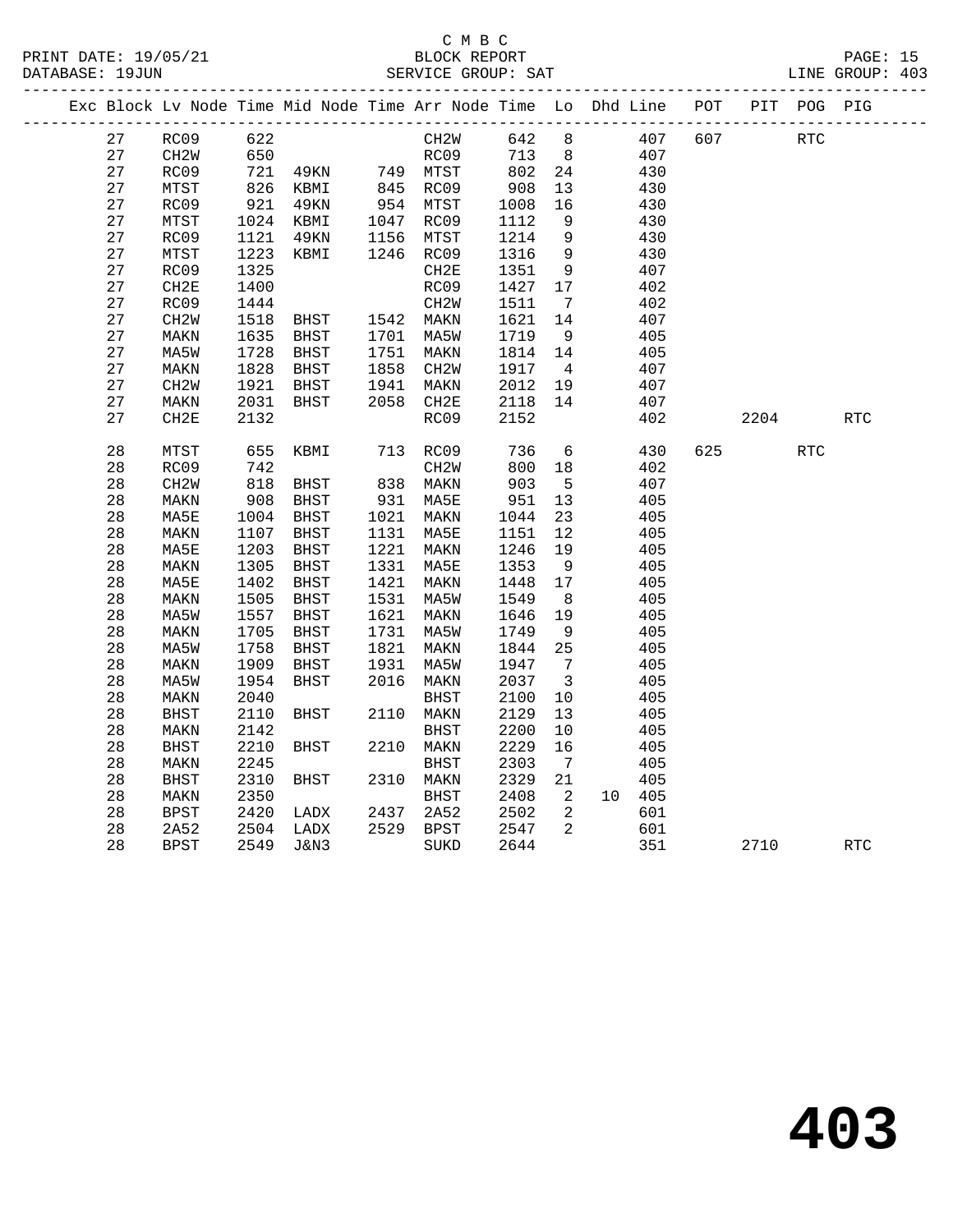C M B C

BLOCK REPORT

SERVICE GROUP: SAT

PRINT DATE: 19/05/21
DATABASE: 19JUN
LINE GROUP: 403

| Exc | Block | Lv | Node | Time | Mid Node | Time | Arr Node | Time | Lo | Dhd | Line | POT | PIT | POG | PIG |
|---|---|---|---|---|---|---|---|---|---|---|---|---|---|---|---|
| | 27 | | RC09 | 622 | | | CH2W | 642 | 8 | | 407 | 607 | | RTC | |
| | 27 | | CH2W | 650 | | | RC09 | 713 | 8 | | 407 | | | | |
| | 27 | | RC09 | 721 | 49KN | 749 | MTST | 802 | 24 | | 430 | | | | |
| | 27 | | MTST | 826 | KBMI | 845 | RC09 | 908 | 13 | | 430 | | | | |
| | 27 | | RC09 | 921 | 49KN | 954 | MTST | 1008 | 16 | | 430 | | | | |
| | 27 | | MTST | 1024 | KBMI | 1047 | RC09 | 1112 | 9 | | 430 | | | | |
| | 27 | | RC09 | 1121 | 49KN | 1156 | MTST | 1214 | 9 | | 430 | | | | |
| | 27 | | MTST | 1223 | KBMI | 1246 | RC09 | 1316 | 9 | | 430 | | | | |
| | 27 | | RC09 | 1325 | | | CH2E | 1351 | 9 | | 407 | | | | |
| | 27 | | CH2E | 1400 | | | RC09 | 1427 | 17 | | 402 | | | | |
| | 27 | | RC09 | 1444 | | | CH2W | 1511 | 7 | | 402 | | | | |
| | 27 | | CH2W | 1518 | BHST | 1542 | MAKN | 1621 | 14 | | 407 | | | | |
| | 27 | | MAKN | 1635 | BHST | 1701 | MA5W | 1719 | 9 | | 405 | | | | |
| | 27 | | MA5W | 1728 | BHST | 1751 | MAKN | 1814 | 14 | | 405 | | | | |
| | 27 | | MAKN | 1828 | BHST | 1858 | CH2W | 1917 | 4 | | 407 | | | | |
| | 27 | | CH2W | 1921 | BHST | 1941 | MAKN | 2012 | 19 | | 407 | | | | |
| | 27 | | MAKN | 2031 | BHST | 2058 | CH2E | 2118 | 14 | | 407 | | | | |
| | 27 | | CH2E | 2132 | | | RC09 | 2152 | | | 402 | | 2204 | | RTC |
| | 28 | | MTST | 655 | KBMI | 713 | RC09 | 736 | 6 | | 430 | 625 | | RTC | |
| | 28 | | RC09 | 742 | | | CH2W | 800 | 18 | | 402 | | | | |
| | 28 | | CH2W | 818 | BHST | 838 | MAKN | 903 | 5 | | 407 | | | | |
| | 28 | | MAKN | 908 | BHST | 931 | MA5E | 951 | 13 | | 405 | | | | |
| | 28 | | MA5E | 1004 | BHST | 1021 | MAKN | 1044 | 23 | | 405 | | | | |
| | 28 | | MAKN | 1107 | BHST | 1131 | MA5E | 1151 | 12 | | 405 | | | | |
| | 28 | | MA5E | 1203 | BHST | 1221 | MAKN | 1246 | 19 | | 405 | | | | |
| | 28 | | MAKN | 1305 | BHST | 1331 | MA5E | 1353 | 9 | | 405 | | | | |
| | 28 | | MA5E | 1402 | BHST | 1421 | MAKN | 1448 | 17 | | 405 | | | | |
| | 28 | | MAKN | 1505 | BHST | 1531 | MA5W | 1549 | 8 | | 405 | | | | |
| | 28 | | MA5W | 1557 | BHST | 1621 | MAKN | 1646 | 19 | | 405 | | | | |
| | 28 | | MAKN | 1705 | BHST | 1731 | MA5W | 1749 | 9 | | 405 | | | | |
| | 28 | | MA5W | 1758 | BHST | 1821 | MAKN | 1844 | 25 | | 405 | | | | |
| | 28 | | MAKN | 1909 | BHST | 1931 | MA5W | 1947 | 7 | | 405 | | | | |
| | 28 | | MA5W | 1954 | BHST | 2016 | MAKN | 2037 | 3 | | 405 | | | | |
| | 28 | | MAKN | 2040 | | | BHST | 2100 | 10 | | 405 | | | | |
| | 28 | | BHST | 2110 | BHST | 2110 | MAKN | 2129 | 13 | | 405 | | | | |
| | 28 | | MAKN | 2142 | | | BHST | 2200 | 10 | | 405 | | | | |
| | 28 | | BHST | 2210 | BHST | 2210 | MAKN | 2229 | 16 | | 405 | | | | |
| | 28 | | MAKN | 2245 | | | BHST | 2303 | 7 | | 405 | | | | |
| | 28 | | BHST | 2310 | BHST | 2310 | MAKN | 2329 | 21 | | 405 | | | | |
| | 28 | | MAKN | 2350 | | | BHST | 2408 | 2 | 10 | 405 | | | | |
| | 28 | | BPST | 2420 | LADX | 2437 | 2A52 | 2502 | 2 | | 601 | | | | |
| | 28 | | 2A52 | 2504 | LADX | 2529 | BPST | 2547 | 2 | | 601 | | | | |
| | 28 | | BPST | 2549 | J&N3 | | SUKD | 2644 | | | 351 | | 2710 | | RTC |

403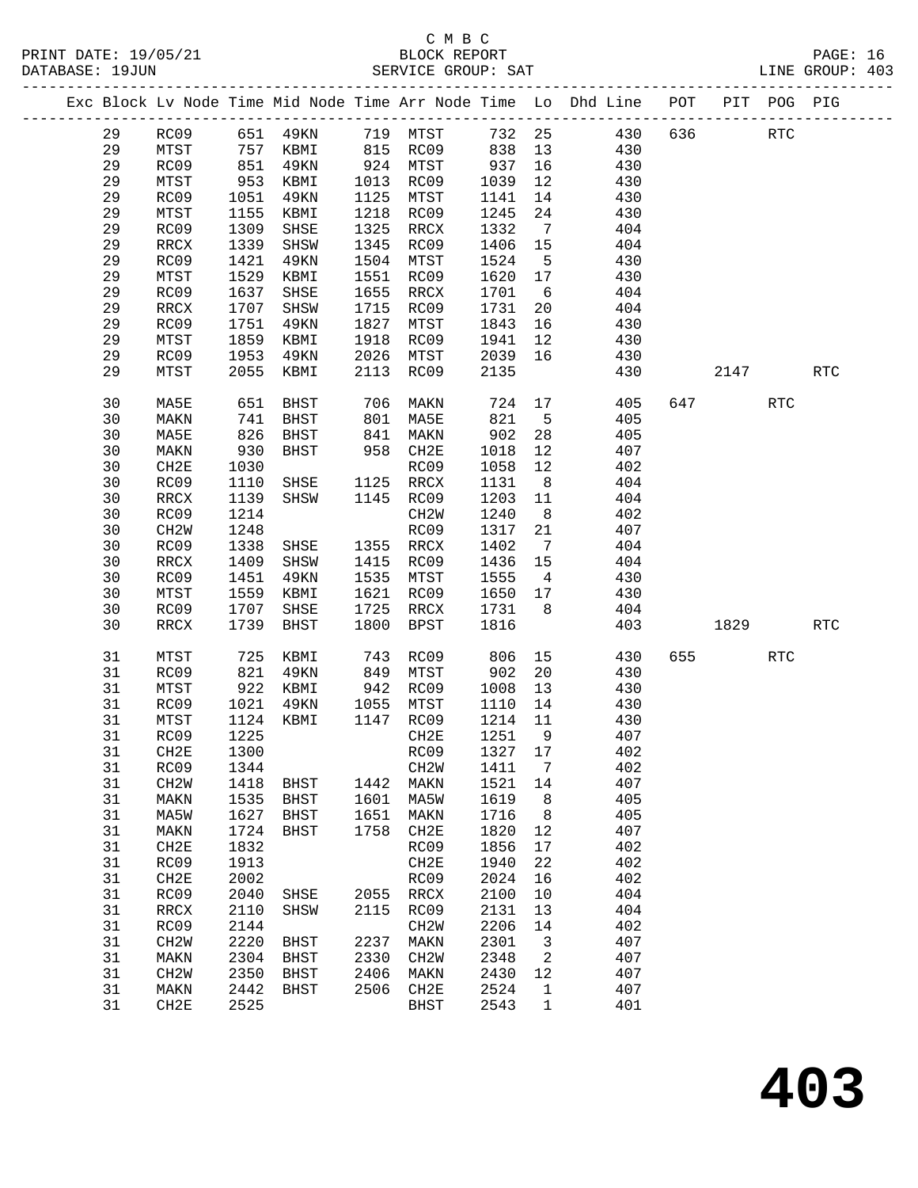C M B C
BLOCK REPORT
SERVICE GROUP: SAT

PRINT DATE: 19/05/21
DATABASE: 19JUN
LINE GROUP: 403

| Exc | Block | Lv | Node | Time | Mid Node | Time | Arr Node | Time | Lo | Dhd Line | POT | PIT | POG | PIG |
|---|---|---|---|---|---|---|---|---|---|---|---|---|---|---|
| | 29 | | RC09 | 651 | 49KN | 719 | MTST | 732 | 25 | 430 | 636 | | RTC | |
| | 29 | | MTST | 757 | KBMI | 815 | RC09 | 838 | 13 | 430 | | | | |
| | 29 | | RC09 | 851 | 49KN | 924 | MTST | 937 | 16 | 430 | | | | |
| | 29 | | MTST | 953 | KBMI | 1013 | RC09 | 1039 | 12 | 430 | | | | |
| | 29 | | RC09 | 1051 | 49KN | 1125 | MTST | 1141 | 14 | 430 | | | | |
| | 29 | | MTST | 1155 | KBMI | 1218 | RC09 | 1245 | 24 | 430 | | | | |
| | 29 | | RC09 | 1309 | SHSE | 1325 | RRCX | 1332 | 7 | 404 | | | | |
| | 29 | | RRCX | 1339 | SHSW | 1345 | RC09 | 1406 | 15 | 404 | | | | |
| | 29 | | RC09 | 1421 | 49KN | 1504 | MTST | 1524 | 5 | 430 | | | | |
| | 29 | | MTST | 1529 | KBMI | 1551 | RC09 | 1620 | 17 | 430 | | | | |
| | 29 | | RC09 | 1637 | SHSE | 1655 | RRCX | 1701 | 6 | 404 | | | | |
| | 29 | | RRCX | 1707 | SHSW | 1715 | RC09 | 1731 | 20 | 404 | | | | |
| | 29 | | RC09 | 1751 | 49KN | 1827 | MTST | 1843 | 16 | 430 | | | | |
| | 29 | | MTST | 1859 | KBMI | 1918 | RC09 | 1941 | 12 | 430 | | | | |
| | 29 | | RC09 | 1953 | 49KN | 2026 | MTST | 2039 | 16 | 430 | | | | |
| | 29 | | MTST | 2055 | KBMI | 2113 | RC09 | 2135 | | 430 | | 2147 | | RTC |
| | 30 | | MA5E | 651 | BHST | 706 | MAKN | 724 | 17 | 405 | 647 | | RTC | |
| | 30 | | MAKN | 741 | BHST | 801 | MA5E | 821 | 5 | 405 | | | | |
| | 30 | | MA5E | 826 | BHST | 841 | MAKN | 902 | 28 | 405 | | | | |
| | 30 | | MAKN | 930 | BHST | 958 | CH2E | 1018 | 12 | 407 | | | | |
| | 30 | | CH2E | 1030 | | | RC09 | 1058 | 12 | 402 | | | | |
| | 30 | | RC09 | 1110 | SHSE | 1125 | RRCX | 1131 | 8 | 404 | | | | |
| | 30 | | RRCX | 1139 | SHSW | 1145 | RC09 | 1203 | 11 | 404 | | | | |
| | 30 | | RC09 | 1214 | | | CH2W | 1240 | 8 | 402 | | | | |
| | 30 | | CH2W | 1248 | | | RC09 | 1317 | 21 | 407 | | | | |
| | 30 | | RC09 | 1338 | SHSE | 1355 | RRCX | 1402 | 7 | 404 | | | | |
| | 30 | | RRCX | 1409 | SHSW | 1415 | RC09 | 1436 | 15 | 404 | | | | |
| | 30 | | RC09 | 1451 | 49KN | 1535 | MTST | 1555 | 4 | 430 | | | | |
| | 30 | | MTST | 1559 | KBMI | 1621 | RC09 | 1650 | 17 | 430 | | | | |
| | 30 | | RC09 | 1707 | SHSE | 1725 | RRCX | 1731 | 8 | 404 | | | | |
| | 30 | | RRCX | 1739 | BHST | 1800 | BPST | 1816 | | 403 | | 1829 | | RTC |
| | 31 | | MTST | 725 | KBMI | 743 | RC09 | 806 | 15 | 430 | 655 | | RTC | |
| | 31 | | RC09 | 821 | 49KN | 849 | MTST | 902 | 20 | 430 | | | | |
| | 31 | | MTST | 922 | KBMI | 942 | RC09 | 1008 | 13 | 430 | | | | |
| | 31 | | RC09 | 1021 | 49KN | 1055 | MTST | 1110 | 14 | 430 | | | | |
| | 31 | | MTST | 1124 | KBMI | 1147 | RC09 | 1214 | 11 | 430 | | | | |
| | 31 | | RC09 | 1225 | | | CH2E | 1251 | 9 | 407 | | | | |
| | 31 | | CH2E | 1300 | | | RC09 | 1327 | 17 | 402 | | | | |
| | 31 | | RC09 | 1344 | | | CH2W | 1411 | 7 | 402 | | | | |
| | 31 | | CH2W | 1418 | BHST | 1442 | MAKN | 1521 | 14 | 407 | | | | |
| | 31 | | MAKN | 1535 | BHST | 1601 | MA5W | 1619 | 8 | 405 | | | | |
| | 31 | | MA5W | 1627 | BHST | 1651 | MAKN | 1716 | 8 | 405 | | | | |
| | 31 | | MAKN | 1724 | BHST | 1758 | CH2E | 1820 | 12 | 407 | | | | |
| | 31 | | CH2E | 1832 | | | RC09 | 1856 | 17 | 402 | | | | |
| | 31 | | RC09 | 1913 | | | CH2E | 1940 | 22 | 402 | | | | |
| | 31 | | CH2E | 2002 | | | RC09 | 2024 | 16 | 402 | | | | |
| | 31 | | RC09 | 2040 | SHSE | 2055 | RRCX | 2100 | 10 | 404 | | | | |
| | 31 | | RRCX | 2110 | SHSW | 2115 | RC09 | 2131 | 13 | 404 | | | | |
| | 31 | | RC09 | 2144 | | | CH2W | 2206 | 14 | 402 | | | | |
| | 31 | | CH2W | 2220 | BHST | 2237 | MAKN | 2301 | 3 | 407 | | | | |
| | 31 | | MAKN | 2304 | BHST | 2330 | CH2W | 2348 | 2 | 407 | | | | |
| | 31 | | CH2W | 2350 | BHST | 2406 | MAKN | 2430 | 12 | 407 | | | | |
| | 31 | | MAKN | 2442 | BHST | 2506 | CH2E | 2524 | 1 | 407 | | | | |
| | 31 | | CH2E | 2525 | | | BHST | 2543 | 1 | 401 | | | | |

# 403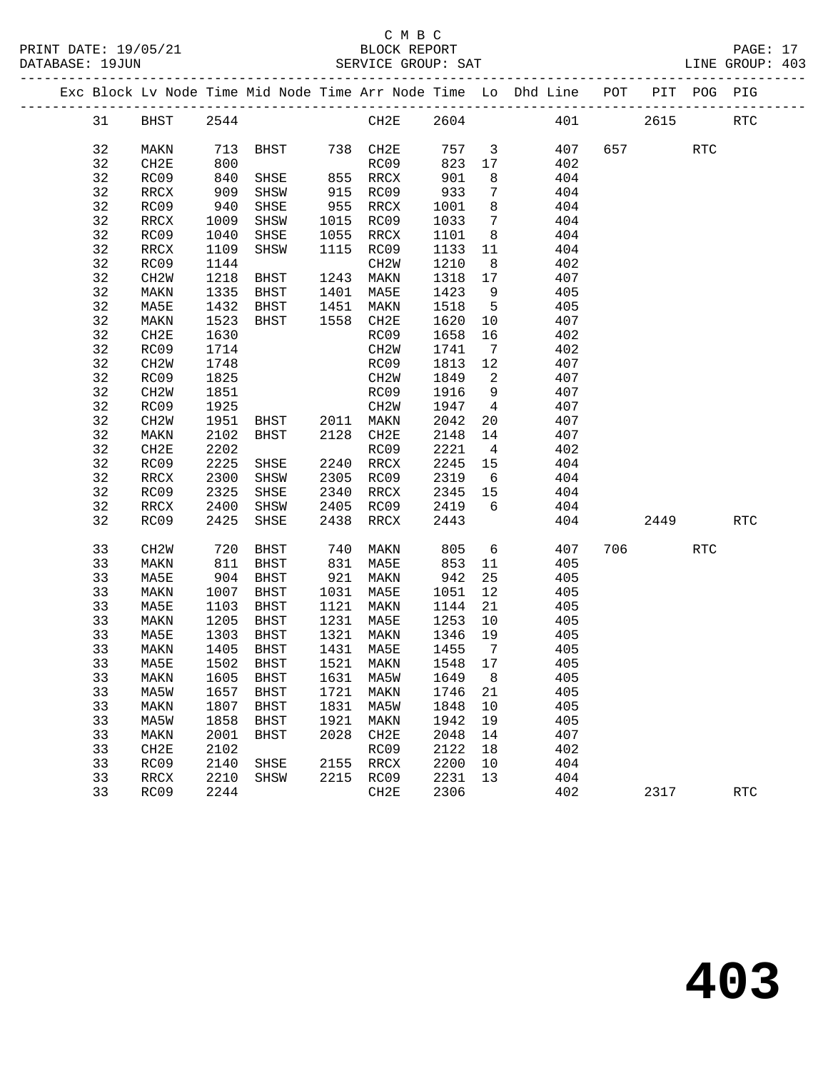C M B C

BLOCK REPORT

SERVICE GROUP: SAT

LINE GROUP: 403

| Exc | Block | Lv Node | Time | Mid Node | Time | Arr Node | Time | Lo | Dhd Line | POT | PIT | POG | PIG |
|---|---|---|---|---|---|---|---|---|---|---|---|---|---|
| | 31 | BHST | 2544 | | | CH2E | 2604 | | 401 | | 2615 | | RTC |
| | 32 | MAKN | 713 | BHST | 738 | CH2E | 757 | 3 | 407 | 657 | | RTC | |
| | 32 | CH2E | 800 | | | RC09 | 823 | 17 | 402 | | | | |
| | 32 | RC09 | 840 | SHSE | 855 | RRCX | 901 | 8 | 404 | | | | |
| | 32 | RRCX | 909 | SHSW | 915 | RC09 | 933 | 7 | 404 | | | | |
| | 32 | RC09 | 940 | SHSE | 955 | RRCX | 1001 | 8 | 404 | | | | |
| | 32 | RRCX | 1009 | SHSW | 1015 | RC09 | 1033 | 7 | 404 | | | | |
| | 32 | RC09 | 1040 | SHSE | 1055 | RRCX | 1101 | 8 | 404 | | | | |
| | 32 | RRCX | 1109 | SHSW | 1115 | RC09 | 1133 | 11 | 404 | | | | |
| | 32 | RC09 | 1144 | | | CH2W | 1210 | 8 | 402 | | | | |
| | 32 | CH2W | 1218 | BHST | 1243 | MAKN | 1318 | 17 | 407 | | | | |
| | 32 | MAKN | 1335 | BHST | 1401 | MA5E | 1423 | 9 | 405 | | | | |
| | 32 | MA5E | 1432 | BHST | 1451 | MAKN | 1518 | 5 | 405 | | | | |
| | 32 | MAKN | 1523 | BHST | 1558 | CH2E | 1620 | 10 | 407 | | | | |
| | 32 | CH2E | 1630 | | | RC09 | 1658 | 16 | 402 | | | | |
| | 32 | RC09 | 1714 | | | CH2W | 1741 | 7 | 402 | | | | |
| | 32 | CH2W | 1748 | | | RC09 | 1813 | 12 | 407 | | | | |
| | 32 | RC09 | 1825 | | | CH2W | 1849 | 2 | 407 | | | | |
| | 32 | CH2W | 1851 | | | RC09 | 1916 | 9 | 407 | | | | |
| | 32 | RC09 | 1925 | | | CH2W | 1947 | 4 | 407 | | | | |
| | 32 | CH2W | 1951 | BHST | 2011 | MAKN | 2042 | 20 | 407 | | | | |
| | 32 | MAKN | 2102 | BHST | 2128 | CH2E | 2148 | 14 | 407 | | | | |
| | 32 | CH2E | 2202 | | | RC09 | 2221 | 4 | 402 | | | | |
| | 32 | RC09 | 2225 | SHSE | 2240 | RRCX | 2245 | 15 | 404 | | | | |
| | 32 | RRCX | 2300 | SHSW | 2305 | RC09 | 2319 | 6 | 404 | | | | |
| | 32 | RC09 | 2325 | SHSE | 2340 | RRCX | 2345 | 15 | 404 | | | | |
| | 32 | RRCX | 2400 | SHSW | 2405 | RC09 | 2419 | 6 | 404 | | | | |
| | 32 | RC09 | 2425 | SHSE | 2438 | RRCX | 2443 | | 404 | | 2449 | | RTC |
| | 33 | CH2W | 720 | BHST | 740 | MAKN | 805 | 6 | 407 | 706 | | RTC | |
| | 33 | MAKN | 811 | BHST | 831 | MA5E | 853 | 11 | 405 | | | | |
| | 33 | MA5E | 904 | BHST | 921 | MAKN | 942 | 25 | 405 | | | | |
| | 33 | MAKN | 1007 | BHST | 1031 | MA5E | 1051 | 12 | 405 | | | | |
| | 33 | MA5E | 1103 | BHST | 1121 | MAKN | 1144 | 21 | 405 | | | | |
| | 33 | MAKN | 1205 | BHST | 1231 | MA5E | 1253 | 10 | 405 | | | | |
| | 33 | MA5E | 1303 | BHST | 1321 | MAKN | 1346 | 19 | 405 | | | | |
| | 33 | MAKN | 1405 | BHST | 1431 | MA5E | 1455 | 7 | 405 | | | | |
| | 33 | MA5E | 1502 | BHST | 1521 | MAKN | 1548 | 17 | 405 | | | | |
| | 33 | MAKN | 1605 | BHST | 1631 | MA5W | 1649 | 8 | 405 | | | | |
| | 33 | MA5W | 1657 | BHST | 1721 | MAKN | 1746 | 21 | 405 | | | | |
| | 33 | MAKN | 1807 | BHST | 1831 | MA5W | 1848 | 10 | 405 | | | | |
| | 33 | MA5W | 1858 | BHST | 1921 | MAKN | 1942 | 19 | 405 | | | | |
| | 33 | MAKN | 2001 | BHST | 2028 | CH2E | 2048 | 14 | 407 | | | | |
| | 33 | CH2E | 2102 | | | RC09 | 2122 | 18 | 402 | | | | |
| | 33 | RC09 | 2140 | SHSE | 2155 | RRCX | 2200 | 10 | 404 | | | | |
| | 33 | RRCX | 2210 | SHSW | 2215 | RC09 | 2231 | 13 | 404 | | | | |
| | 33 | RC09 | 2244 | | | CH2E | 2306 | | 402 | | 2317 | | RTC |

403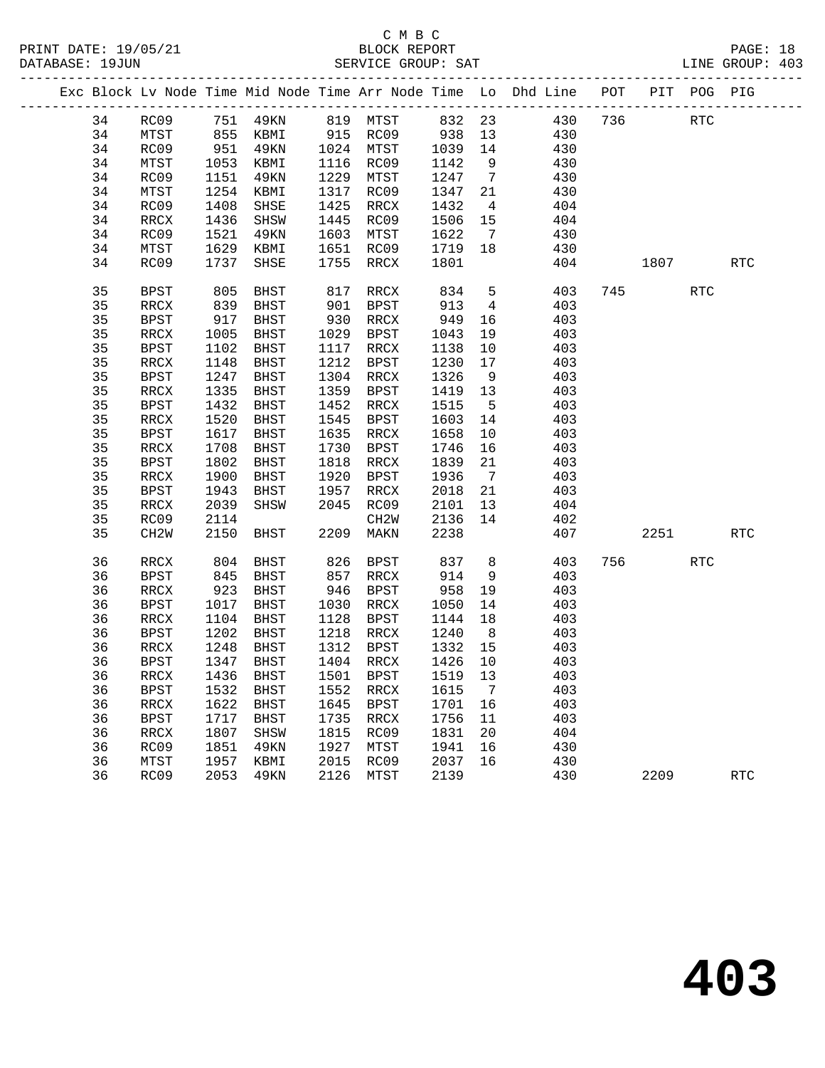C M B C

BLOCK REPORT

SERVICE GROUP: SAT

PRINT DATE: 19/05/21
DATABASE: 19JUN
LINE GROUP: 403

| Exc | Block | Lv Node | Time | Mid Node | Time | Arr Node | Time | Lo | Dhd Line | POT | PIT | POG | PIG |
|---|---|---|---|---|---|---|---|---|---|---|---|---|---|
| | 34 | RC09 | 751 | 49KN | 819 | MTST | 832 | 23 | 430 | 736 | | RTC | |
| | 34 | MTST | 855 | KBMI | 915 | RC09 | 938 | 13 | 430 | | | | |
| | 34 | RC09 | 951 | 49KN | 1024 | MTST | 1039 | 14 | 430 | | | | |
| | 34 | MTST | 1053 | KBMI | 1116 | RC09 | 1142 | 9 | 430 | | | | |
| | 34 | RC09 | 1151 | 49KN | 1229 | MTST | 1247 | 7 | 430 | | | | |
| | 34 | MTST | 1254 | KBMI | 1317 | RC09 | 1347 | 21 | 430 | | | | |
| | 34 | RC09 | 1408 | SHSE | 1425 | RRCX | 1432 | 4 | 404 | | | | |
| | 34 | RRCX | 1436 | SHSW | 1445 | RC09 | 1506 | 15 | 404 | | | | |
| | 34 | RC09 | 1521 | 49KN | 1603 | MTST | 1622 | 7 | 430 | | | | |
| | 34 | MTST | 1629 | KBMI | 1651 | RC09 | 1719 | 18 | 430 | | | | |
| | 34 | RC09 | 1737 | SHSE | 1755 | RRCX | 1801 | | 404 | | 1807 | | RTC |
| | 35 | BPST | 805 | BHST | 817 | RRCX | 834 | 5 | 403 | 745 | | RTC | |
| | 35 | RRCX | 839 | BHST | 901 | BPST | 913 | 4 | 403 | | | | |
| | 35 | BPST | 917 | BHST | 930 | RRCX | 949 | 16 | 403 | | | | |
| | 35 | RRCX | 1005 | BHST | 1029 | BPST | 1043 | 19 | 403 | | | | |
| | 35 | BPST | 1102 | BHST | 1117 | RRCX | 1138 | 10 | 403 | | | | |
| | 35 | RRCX | 1148 | BHST | 1212 | BPST | 1230 | 17 | 403 | | | | |
| | 35 | BPST | 1247 | BHST | 1304 | RRCX | 1326 | 9 | 403 | | | | |
| | 35 | RRCX | 1335 | BHST | 1359 | BPST | 1419 | 13 | 403 | | | | |
| | 35 | BPST | 1432 | BHST | 1452 | RRCX | 1515 | 5 | 403 | | | | |
| | 35 | RRCX | 1520 | BHST | 1545 | BPST | 1603 | 14 | 403 | | | | |
| | 35 | BPST | 1617 | BHST | 1635 | RRCX | 1658 | 10 | 403 | | | | |
| | 35 | RRCX | 1708 | BHST | 1730 | BPST | 1746 | 16 | 403 | | | | |
| | 35 | BPST | 1802 | BHST | 1818 | RRCX | 1839 | 21 | 403 | | | | |
| | 35 | RRCX | 1900 | BHST | 1920 | BPST | 1936 | 7 | 403 | | | | |
| | 35 | BPST | 1943 | BHST | 1957 | RRCX | 2018 | 21 | 403 | | | | |
| | 35 | RRCX | 2039 | SHSW | 2045 | RC09 | 2101 | 13 | 404 | | | | |
| | 35 | RC09 | 2114 | | | CH2W | 2136 | 14 | 402 | | | | |
| | 35 | CH2W | 2150 | BHST | 2209 | MAKN | 2238 | | 407 | | 2251 | | RTC |
| | 36 | RRCX | 804 | BHST | 826 | BPST | 837 | 8 | 403 | 756 | | RTC | |
| | 36 | BPST | 845 | BHST | 857 | RRCX | 914 | 9 | 403 | | | | |
| | 36 | RRCX | 923 | BHST | 946 | BPST | 958 | 19 | 403 | | | | |
| | 36 | BPST | 1017 | BHST | 1030 | RRCX | 1050 | 14 | 403 | | | | |
| | 36 | RRCX | 1104 | BHST | 1128 | BPST | 1144 | 18 | 403 | | | | |
| | 36 | BPST | 1202 | BHST | 1218 | RRCX | 1240 | 8 | 403 | | | | |
| | 36 | RRCX | 1248 | BHST | 1312 | BPST | 1332 | 15 | 403 | | | | |
| | 36 | BPST | 1347 | BHST | 1404 | RRCX | 1426 | 10 | 403 | | | | |
| | 36 | RRCX | 1436 | BHST | 1501 | BPST | 1519 | 13 | 403 | | | | |
| | 36 | BPST | 1532 | BHST | 1552 | RRCX | 1615 | 7 | 403 | | | | |
| | 36 | RRCX | 1622 | BHST | 1645 | BPST | 1701 | 16 | 403 | | | | |
| | 36 | BPST | 1717 | BHST | 1735 | RRCX | 1756 | 11 | 403 | | | | |
| | 36 | RRCX | 1807 | SHSW | 1815 | RC09 | 1831 | 20 | 404 | | | | |
| | 36 | RC09 | 1851 | 49KN | 1927 | MTST | 1941 | 16 | 430 | | | | |
| | 36 | MTST | 1957 | KBMI | 2015 | RC09 | 2037 | 16 | 430 | | | | |
| | 36 | RC09 | 2053 | 49KN | 2126 | MTST | 2139 | | 430 | | 2209 | | RTC |

# 403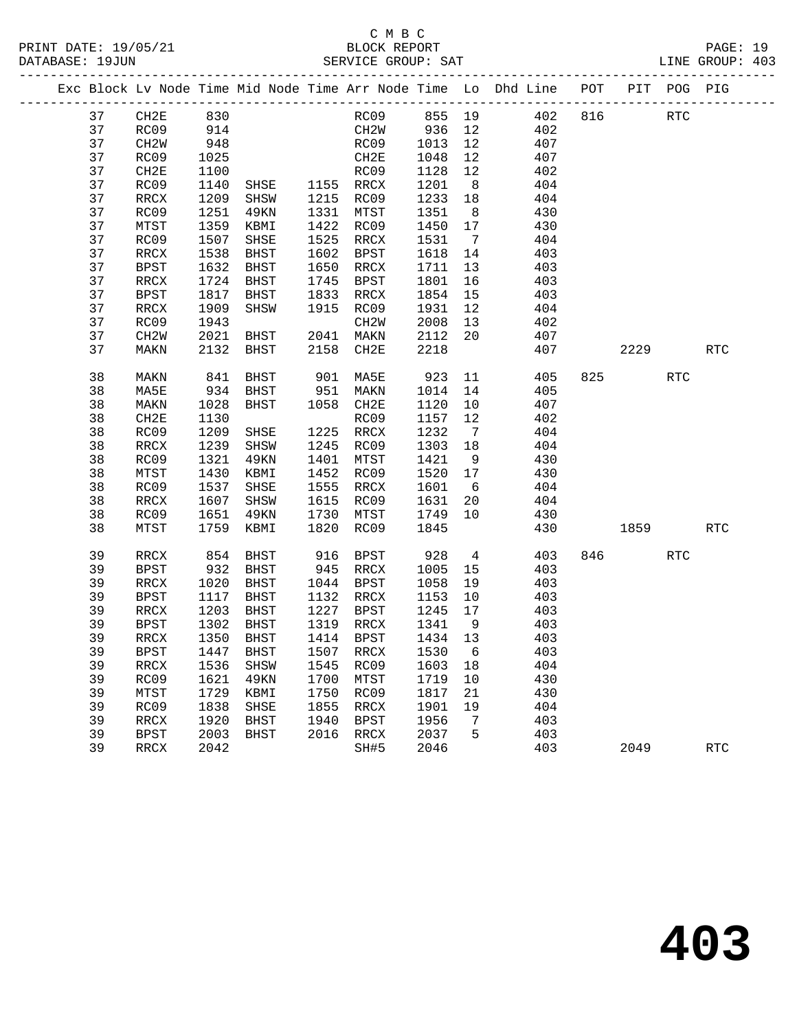C M B C

BLOCK REPORT

SERVICE GROUP: SAT

PRINT DATE: 19/05/21
DATABASE: 19JUN
LINE GROUP: 403

| Exc | Block | Lv | Node | Time | Mid Node | Time | Arr Node | Time | Lo | Dhd Line | POT | PIT | POG | PIG |
|---|---|---|---|---|---|---|---|---|---|---|---|---|---|---|
| | 37 | | CH2E | 830 | | | RC09 | 855 | 19 | 402 | 816 | | RTC | |
| | 37 | | RC09 | 914 | | | CH2W | 936 | 12 | 402 | | | | |
| | 37 | | CH2W | 948 | | | RC09 | 1013 | 12 | 407 | | | | |
| | 37 | | RC09 | 1025 | | | CH2E | 1048 | 12 | 407 | | | | |
| | 37 | | CH2E | 1100 | | | RC09 | 1128 | 12 | 402 | | | | |
| | 37 | | RC09 | 1140 | SHSE | 1155 | RRCX | 1201 | 8 | 404 | | | | |
| | 37 | | RRCX | 1209 | SHSW | 1215 | RC09 | 1233 | 18 | 404 | | | | |
| | 37 | | RC09 | 1251 | 49KN | 1331 | MTST | 1351 | 8 | 430 | | | | |
| | 37 | | MTST | 1359 | KBMI | 1422 | RC09 | 1450 | 17 | 430 | | | | |
| | 37 | | RC09 | 1507 | SHSE | 1525 | RRCX | 1531 | 7 | 404 | | | | |
| | 37 | | RRCX | 1538 | BHST | 1602 | BPST | 1618 | 14 | 403 | | | | |
| | 37 | | BPST | 1632 | BHST | 1650 | RRCX | 1711 | 13 | 403 | | | | |
| | 37 | | RRCX | 1724 | BHST | 1745 | BPST | 1801 | 16 | 403 | | | | |
| | 37 | | BPST | 1817 | BHST | 1833 | RRCX | 1854 | 15 | 403 | | | | |
| | 37 | | RRCX | 1909 | SHSW | 1915 | RC09 | 1931 | 12 | 404 | | | | |
| | 37 | | RC09 | 1943 | | | CH2W | 2008 | 13 | 402 | | | | |
| | 37 | | CH2W | 2021 | BHST | 2041 | MAKN | 2112 | 20 | 407 | | | | |
| | 37 | | MAKN | 2132 | BHST | 2158 | CH2E | 2218 | | 407 | | 2229 | | RTC |
| | 38 | | MAKN | 841 | BHST | 901 | MA5E | 923 | 11 | 405 | 825 | | RTC | |
| | 38 | | MA5E | 934 | BHST | 951 | MAKN | 1014 | 14 | 405 | | | | |
| | 38 | | MAKN | 1028 | BHST | 1058 | CH2E | 1120 | 10 | 407 | | | | |
| | 38 | | CH2E | 1130 | | | RC09 | 1157 | 12 | 402 | | | | |
| | 38 | | RC09 | 1209 | SHSE | 1225 | RRCX | 1232 | 7 | 404 | | | | |
| | 38 | | RRCX | 1239 | SHSW | 1245 | RC09 | 1303 | 18 | 404 | | | | |
| | 38 | | RC09 | 1321 | 49KN | 1401 | MTST | 1421 | 9 | 430 | | | | |
| | 38 | | MTST | 1430 | KBMI | 1452 | RC09 | 1520 | 17 | 430 | | | | |
| | 38 | | RC09 | 1537 | SHSE | 1555 | RRCX | 1601 | 6 | 404 | | | | |
| | 38 | | RRCX | 1607 | SHSW | 1615 | RC09 | 1631 | 20 | 404 | | | | |
| | 38 | | RC09 | 1651 | 49KN | 1730 | MTST | 1749 | 10 | 430 | | | | |
| | 38 | | MTST | 1759 | KBMI | 1820 | RC09 | 1845 | | 430 | | 1859 | | RTC |
| | 39 | | RRCX | 854 | BHST | 916 | BPST | 928 | 4 | 403 | 846 | | RTC | |
| | 39 | | BPST | 932 | BHST | 945 | RRCX | 1005 | 15 | 403 | | | | |
| | 39 | | RRCX | 1020 | BHST | 1044 | BPST | 1058 | 19 | 403 | | | | |
| | 39 | | BPST | 1117 | BHST | 1132 | RRCX | 1153 | 10 | 403 | | | | |
| | 39 | | RRCX | 1203 | BHST | 1227 | BPST | 1245 | 17 | 403 | | | | |
| | 39 | | BPST | 1302 | BHST | 1319 | RRCX | 1341 | 9 | 403 | | | | |
| | 39 | | RRCX | 1350 | BHST | 1414 | BPST | 1434 | 13 | 403 | | | | |
| | 39 | | BPST | 1447 | BHST | 1507 | RRCX | 1530 | 6 | 403 | | | | |
| | 39 | | RRCX | 1536 | SHSW | 1545 | RC09 | 1603 | 18 | 404 | | | | |
| | 39 | | RC09 | 1621 | 49KN | 1700 | MTST | 1719 | 10 | 430 | | | | |
| | 39 | | MTST | 1729 | KBMI | 1750 | RC09 | 1817 | 21 | 430 | | | | |
| | 39 | | RC09 | 1838 | SHSE | 1855 | RRCX | 1901 | 19 | 404 | | | | |
| | 39 | | RRCX | 1920 | BHST | 1940 | BPST | 1956 | 7 | 403 | | | | |
| | 39 | | BPST | 2003 | BHST | 2016 | RRCX | 2037 | 5 | 403 | | | | |
| | 39 | | RRCX | 2042 | | | SH#5 | 2046 | | 403 | | 2049 | | RTC |

# 403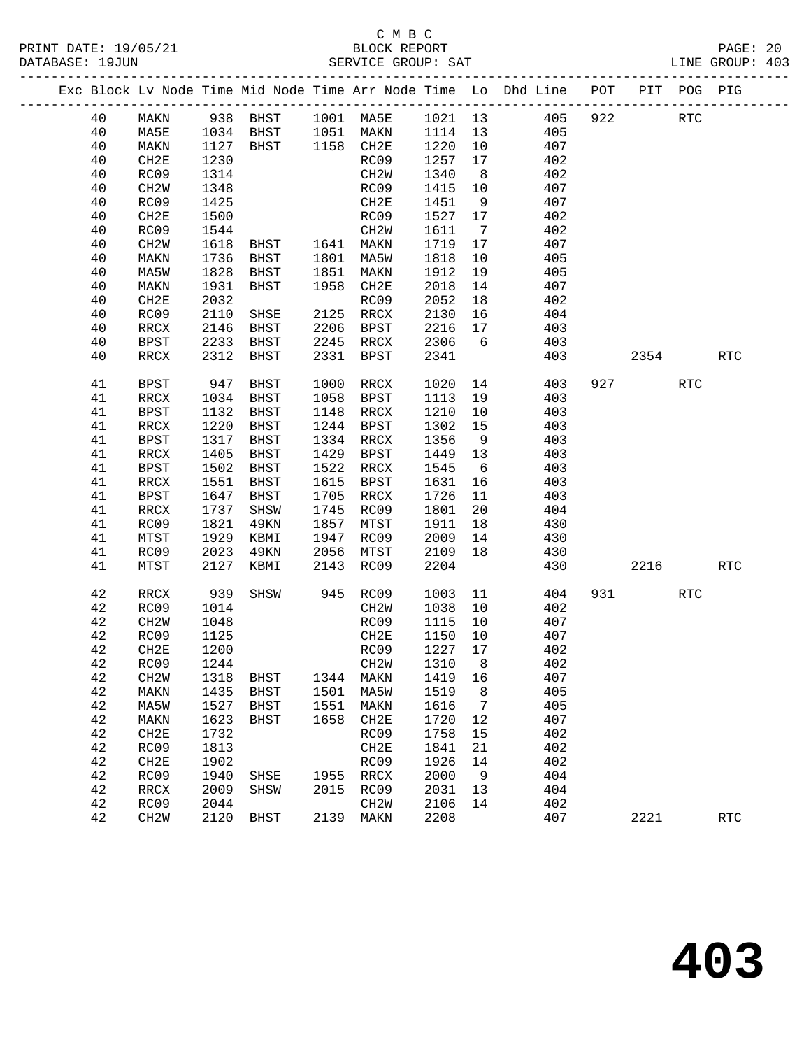C M B C
PRINT DATE: 19/05/21 BLOCK REPORT
DATABASE: 19JUN SERVICE GROUP: SAT LINE GROUP: 403

| Exc | Block | Lv | Node | Time | Mid Node | Time | Arr Node | Time | Lo | Dhd Line | POT | PIT | POG | PIG |
|---|---|---|---|---|---|---|---|---|---|---|---|---|---|---|
| | 40 | | MAKN | 938 | BHST | 1001 | MA5E | 1021 | 13 | 405 | 922 | | RTC | |
| | 40 | | MA5E | 1034 | BHST | 1051 | MAKN | 1114 | 13 | 405 | | | | |
| | 40 | | MAKN | 1127 | BHST | 1158 | CH2E | 1220 | 10 | 407 | | | | |
| | 40 | | CH2E | 1230 | | | RC09 | 1257 | 17 | 402 | | | | |
| | 40 | | RC09 | 1314 | | | CH2W | 1340 | 8 | 402 | | | | |
| | 40 | | CH2W | 1348 | | | RC09 | 1415 | 10 | 407 | | | | |
| | 40 | | RC09 | 1425 | | | CH2E | 1451 | 9 | 407 | | | | |
| | 40 | | CH2E | 1500 | | | RC09 | 1527 | 17 | 402 | | | | |
| | 40 | | RC09 | 1544 | | | CH2W | 1611 | 7 | 402 | | | | |
| | 40 | | CH2W | 1618 | BHST | 1641 | MAKN | 1719 | 17 | 407 | | | | |
| | 40 | | MAKN | 1736 | BHST | 1801 | MA5W | 1818 | 10 | 405 | | | | |
| | 40 | | MA5W | 1828 | BHST | 1851 | MAKN | 1912 | 19 | 405 | | | | |
| | 40 | | MAKN | 1931 | BHST | 1958 | CH2E | 2018 | 14 | 407 | | | | |
| | 40 | | CH2E | 2032 | | | RC09 | 2052 | 18 | 402 | | | | |
| | 40 | | RC09 | 2110 | SHSE | 2125 | RRCX | 2130 | 16 | 404 | | | | |
| | 40 | | RRCX | 2146 | BHST | 2206 | BPST | 2216 | 17 | 403 | | | | |
| | 40 | | BPST | 2233 | BHST | 2245 | RRCX | 2306 | 6 | 403 | | | | |
| | 40 | | RRCX | 2312 | BHST | 2331 | BPST | 2341 | | 403 | | 2354 | | RTC |
| | 41 | | BPST | 947 | BHST | 1000 | RRCX | 1020 | 14 | 403 | 927 | | RTC | |
| | 41 | | RRCX | 1034 | BHST | 1058 | BPST | 1113 | 19 | 403 | | | | |
| | 41 | | BPST | 1132 | BHST | 1148 | RRCX | 1210 | 10 | 403 | | | | |
| | 41 | | RRCX | 1220 | BHST | 1244 | BPST | 1302 | 15 | 403 | | | | |
| | 41 | | BPST | 1317 | BHST | 1334 | RRCX | 1356 | 9 | 403 | | | | |
| | 41 | | RRCX | 1405 | BHST | 1429 | BPST | 1449 | 13 | 403 | | | | |
| | 41 | | BPST | 1502 | BHST | 1522 | RRCX | 1545 | 6 | 403 | | | | |
| | 41 | | RRCX | 1551 | BHST | 1615 | BPST | 1631 | 16 | 403 | | | | |
| | 41 | | BPST | 1647 | BHST | 1705 | RRCX | 1726 | 11 | 403 | | | | |
| | 41 | | RRCX | 1737 | SHSW | 1745 | RC09 | 1801 | 20 | 404 | | | | |
| | 41 | | RC09 | 1821 | 49KN | 1857 | MTST | 1911 | 18 | 430 | | | | |
| | 41 | | MTST | 1929 | KBMI | 1947 | RC09 | 2009 | 14 | 430 | | | | |
| | 41 | | RC09 | 2023 | 49KN | 2056 | MTST | 2109 | 18 | 430 | | | | |
| | 41 | | MTST | 2127 | KBMI | 2143 | RC09 | 2204 | | 430 | | 2216 | | RTC |
| | 42 | | RRCX | 939 | SHSW | 945 | RC09 | 1003 | 11 | 404 | 931 | | RTC | |
| | 42 | | RC09 | 1014 | | | CH2W | 1038 | 10 | 402 | | | | |
| | 42 | | CH2W | 1048 | | | RC09 | 1115 | 10 | 407 | | | | |
| | 42 | | RC09 | 1125 | | | CH2E | 1150 | 10 | 407 | | | | |
| | 42 | | CH2E | 1200 | | | RC09 | 1227 | 17 | 402 | | | | |
| | 42 | | RC09 | 1244 | | | CH2W | 1310 | 8 | 402 | | | | |
| | 42 | | CH2W | 1318 | BHST | 1344 | MAKN | 1419 | 16 | 407 | | | | |
| | 42 | | MAKN | 1435 | BHST | 1501 | MA5W | 1519 | 8 | 405 | | | | |
| | 42 | | MA5W | 1527 | BHST | 1551 | MAKN | 1616 | 7 | 405 | | | | |
| | 42 | | MAKN | 1623 | BHST | 1658 | CH2E | 1720 | 12 | 407 | | | | |
| | 42 | | CH2E | 1732 | | | RC09 | 1758 | 15 | 402 | | | | |
| | 42 | | RC09 | 1813 | | | CH2E | 1841 | 21 | 402 | | | | |
| | 42 | | CH2E | 1902 | | | RC09 | 1926 | 14 | 402 | | | | |
| | 42 | | RC09 | 1940 | SHSE | 1955 | RRCX | 2000 | 9 | 404 | | | | |
| | 42 | | RRCX | 2009 | SHSW | 2015 | RC09 | 2031 | 13 | 404 | | | | |
| | 42 | | RC09 | 2044 | | | CH2W | 2106 | 14 | 402 | | | | |
| | 42 | | CH2W | 2120 | BHST | 2139 | MAKN | 2208 | | 407 | | 2221 | | RTC |

403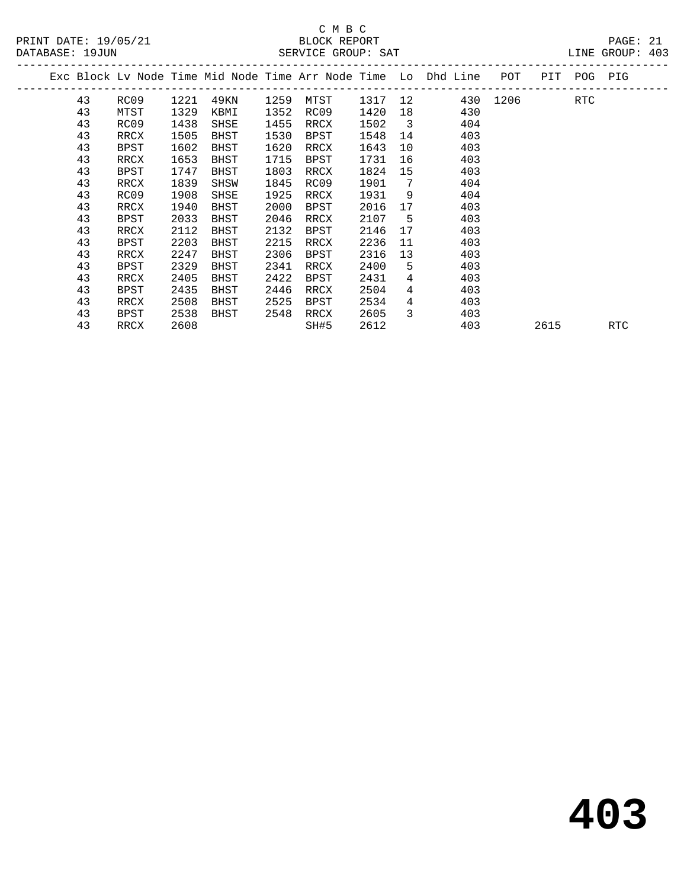C M B C

BLOCK REPORT

SERVICE GROUP: SAT

PRINT DATE: 19/05/21

DATABASE: 19JUN

LINE GROUP: 403

| Exc | Block | Lv | Node | Time | Mid Node | Time | Arr Node | Time | Lo | Dhd Line | POT | PIT | POG | PIG |
|---|---|---|---|---|---|---|---|---|---|---|---|---|---|---|
| | 43 | | RC09 | 1221 | 49KN | 1259 | MTST | 1317 | 12 | 430 | 1206 | | RTC | |
| | 43 | | MTST | 1329 | KBMI | 1352 | RC09 | 1420 | 18 | 430 | | | | |
| | 43 | | RC09 | 1438 | SHSE | 1455 | RRCX | 1502 | 3 | 404 | | | | |
| | 43 | | RRCX | 1505 | BHST | 1530 | BPST | 1548 | 14 | 403 | | | | |
| | 43 | | BPST | 1602 | BHST | 1620 | RRCX | 1643 | 10 | 403 | | | | |
| | 43 | | RRCX | 1653 | BHST | 1715 | BPST | 1731 | 16 | 403 | | | | |
| | 43 | | BPST | 1747 | BHST | 1803 | RRCX | 1824 | 15 | 403 | | | | |
| | 43 | | RRCX | 1839 | SHSW | 1845 | RC09 | 1901 | 7 | 404 | | | | |
| | 43 | | RC09 | 1908 | SHSE | 1925 | RRCX | 1931 | 9 | 404 | | | | |
| | 43 | | RRCX | 1940 | BHST | 2000 | BPST | 2016 | 17 | 403 | | | | |
| | 43 | | BPST | 2033 | BHST | 2046 | RRCX | 2107 | 5 | 403 | | | | |
| | 43 | | RRCX | 2112 | BHST | 2132 | BPST | 2146 | 17 | 403 | | | | |
| | 43 | | BPST | 2203 | BHST | 2215 | RRCX | 2236 | 11 | 403 | | | | |
| | 43 | | RRCX | 2247 | BHST | 2306 | BPST | 2316 | 13 | 403 | | | | |
| | 43 | | BPST | 2329 | BHST | 2341 | RRCX | 2400 | 5 | 403 | | | | |
| | 43 | | RRCX | 2405 | BHST | 2422 | BPST | 2431 | 4 | 403 | | | | |
| | 43 | | BPST | 2435 | BHST | 2446 | RRCX | 2504 | 4 | 403 | | | | |
| | 43 | | RRCX | 2508 | BHST | 2525 | BPST | 2534 | 4 | 403 | | | | |
| | 43 | | BPST | 2538 | BHST | 2548 | RRCX | 2605 | 3 | 403 | | | | |
| | 43 | | RRCX | 2608 | | | SH#5 | 2612 | | 403 | | 2615 | | RTC |

# 403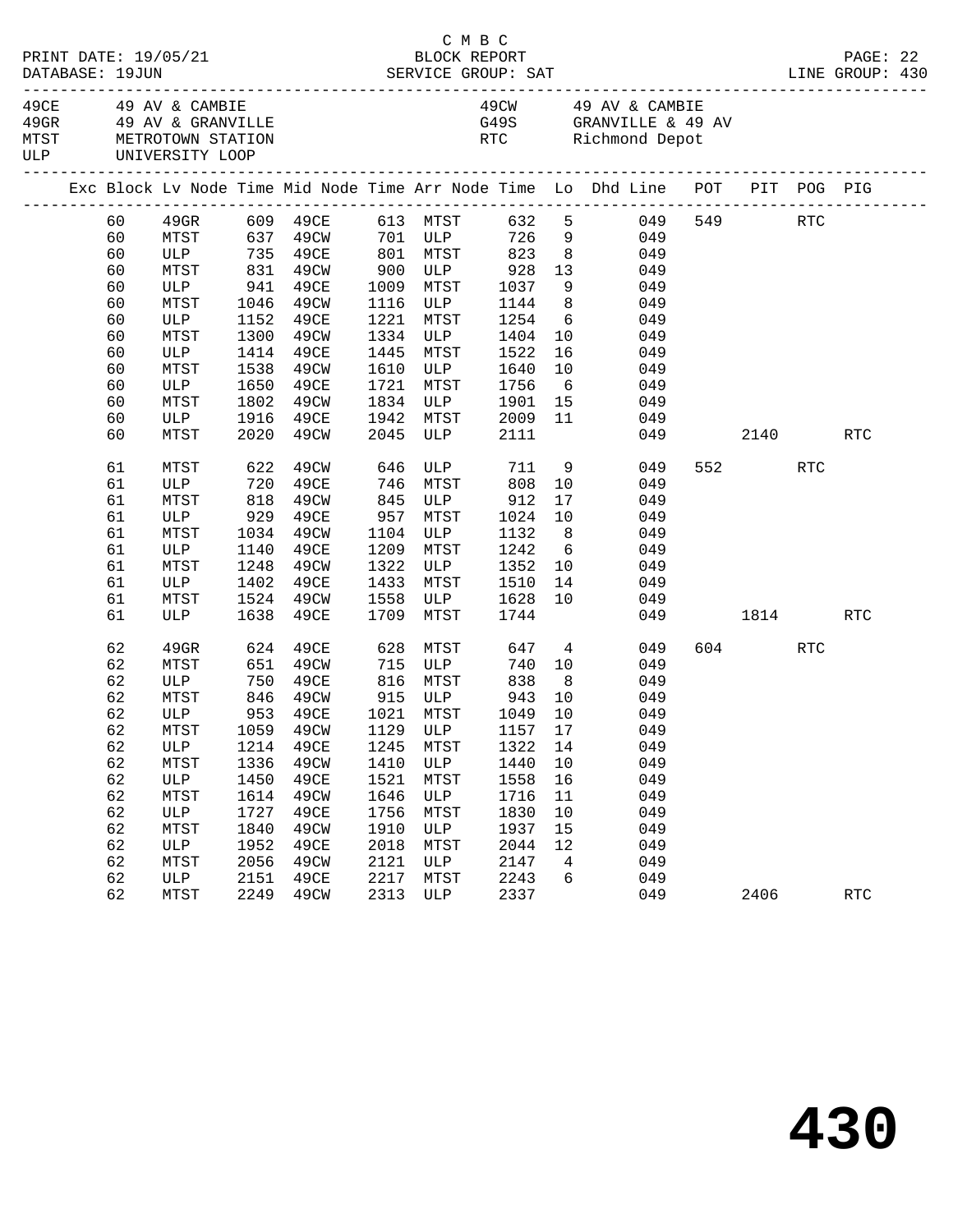C M B C
PRINT DATE: 19/05/21 BLOCK REPORT
DATABASE: 19JUN SERVICE GROUP: SAT LINE GROUP: 430

| | | | |
|---|---|---|---|
| 49CE | 49 AV & CAMBIE | 49CW | 49 AV & CAMBIE |
| 49GR | 49 AV & GRANVILLE | G49S | GRANVILLE & 49 AV |
| MTST | METROTOWN STATION | RTC | Richmond Depot |
| ULP | UNIVERSITY LOOP | | |

| Exc | Block | Lv Node | Time | Mid Node | Time | Arr Node | Time | Lo | Dhd Line | POT | PIT | POG | PIG |
|---|---|---|---|---|---|---|---|---|---|---|---|---|---|
| | 60 | 49GR | 609 | 49CE | 613 | MTST | 632 | 5 | 049 | 549 | | RTC | |
| | 60 | MTST | 637 | 49CW | 701 | ULP | 726 | 9 | 049 | | | | |
| | 60 | ULP | 735 | 49CE | 801 | MTST | 823 | 8 | 049 | | | | |
| | 60 | MTST | 831 | 49CW | 900 | ULP | 928 | 13 | 049 | | | | |
| | 60 | ULP | 941 | 49CE | 1009 | MTST | 1037 | 9 | 049 | | | | |
| | 60 | MTST | 1046 | 49CW | 1116 | ULP | 1144 | 8 | 049 | | | | |
| | 60 | ULP | 1152 | 49CE | 1221 | MTST | 1254 | 6 | 049 | | | | |
| | 60 | MTST | 1300 | 49CW | 1334 | ULP | 1404 | 10 | 049 | | | | |
| | 60 | ULP | 1414 | 49CE | 1445 | MTST | 1522 | 16 | 049 | | | | |
| | 60 | MTST | 1538 | 49CW | 1610 | ULP | 1640 | 10 | 049 | | | | |
| | 60 | ULP | 1650 | 49CE | 1721 | MTST | 1756 | 6 | 049 | | | | |
| | 60 | MTST | 1802 | 49CW | 1834 | ULP | 1901 | 15 | 049 | | | | |
| | 60 | ULP | 1916 | 49CE | 1942 | MTST | 2009 | 11 | 049 | | | | |
| | 60 | MTST | 2020 | 49CW | 2045 | ULP | 2111 | | 049 | | 2140 | | RTC |
| | 61 | MTST | 622 | 49CW | 646 | ULP | 711 | 9 | 049 | 552 | | RTC | |
| | 61 | ULP | 720 | 49CE | 746 | MTST | 808 | 10 | 049 | | | | |
| | 61 | MTST | 818 | 49CW | 845 | ULP | 912 | 17 | 049 | | | | |
| | 61 | ULP | 929 | 49CE | 957 | MTST | 1024 | 10 | 049 | | | | |
| | 61 | MTST | 1034 | 49CW | 1104 | ULP | 1132 | 8 | 049 | | | | |
| | 61 | ULP | 1140 | 49CE | 1209 | MTST | 1242 | 6 | 049 | | | | |
| | 61 | MTST | 1248 | 49CW | 1322 | ULP | 1352 | 10 | 049 | | | | |
| | 61 | ULP | 1402 | 49CE | 1433 | MTST | 1510 | 14 | 049 | | | | |
| | 61 | MTST | 1524 | 49CW | 1558 | ULP | 1628 | 10 | 049 | | | | |
| | 61 | ULP | 1638 | 49CE | 1709 | MTST | 1744 | | 049 | | 1814 | | RTC |
| | 62 | 49GR | 624 | 49CE | 628 | MTST | 647 | 4 | 049 | 604 | | RTC | |
| | 62 | MTST | 651 | 49CW | 715 | ULP | 740 | 10 | 049 | | | | |
| | 62 | ULP | 750 | 49CE | 816 | MTST | 838 | 8 | 049 | | | | |
| | 62 | MTST | 846 | 49CW | 915 | ULP | 943 | 10 | 049 | | | | |
| | 62 | ULP | 953 | 49CE | 1021 | MTST | 1049 | 10 | 049 | | | | |
| | 62 | MTST | 1059 | 49CW | 1129 | ULP | 1157 | 17 | 049 | | | | |
| | 62 | ULP | 1214 | 49CE | 1245 | MTST | 1322 | 14 | 049 | | | | |
| | 62 | MTST | 1336 | 49CW | 1410 | ULP | 1440 | 10 | 049 | | | | |
| | 62 | ULP | 1450 | 49CE | 1521 | MTST | 1558 | 16 | 049 | | | | |
| | 62 | MTST | 1614 | 49CW | 1646 | ULP | 1716 | 11 | 049 | | | | |
| | 62 | ULP | 1727 | 49CE | 1756 | MTST | 1830 | 10 | 049 | | | | |
| | 62 | MTST | 1840 | 49CW | 1910 | ULP | 1937 | 15 | 049 | | | | |
| | 62 | ULP | 1952 | 49CE | 2018 | MTST | 2044 | 12 | 049 | | | | |
| | 62 | MTST | 2056 | 49CW | 2121 | ULP | 2147 | 4 | 049 | | | | |
| | 62 | ULP | 2151 | 49CE | 2217 | MTST | 2243 | 6 | 049 | | | | |
| | 62 | MTST | 2249 | 49CW | 2313 | ULP | 2337 | | 049 | | 2406 | | RTC |

430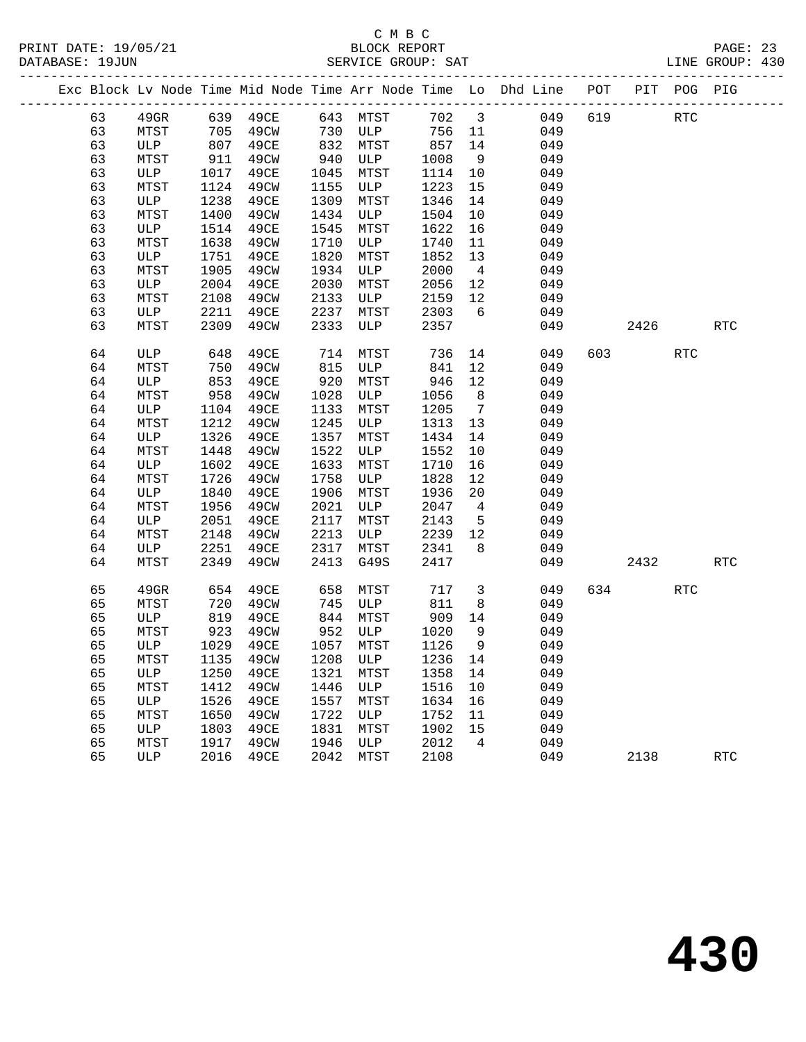C M B C
PRINT DATE: 19/05/21 BLOCK REPORT
DATABASE: 19JUN SERVICE GROUP: SAT LINE GROUP: 430

| Exc | Block | Lv Node | Time | Mid Node | Time | Arr Node | Time | Lo | Dhd Line | POT | PIT | POG | PIG |
|---|---|---|---|---|---|---|---|---|---|---|---|---|---|
| | 63 | 49GR | 639 | 49CE | 643 | MTST | 702 | 3 | 049 | 619 | | RTC | |
| | 63 | MTST | 705 | 49CW | 730 | ULP | 756 | 11 | 049 | | | | |
| | 63 | ULP | 807 | 49CE | 832 | MTST | 857 | 14 | 049 | | | | |
| | 63 | MTST | 911 | 49CW | 940 | ULP | 1008 | 9 | 049 | | | | |
| | 63 | ULP | 1017 | 49CE | 1045 | MTST | 1114 | 10 | 049 | | | | |
| | 63 | MTST | 1124 | 49CW | 1155 | ULP | 1223 | 15 | 049 | | | | |
| | 63 | ULP | 1238 | 49CE | 1309 | MTST | 1346 | 14 | 049 | | | | |
| | 63 | MTST | 1400 | 49CW | 1434 | ULP | 1504 | 10 | 049 | | | | |
| | 63 | ULP | 1514 | 49CE | 1545 | MTST | 1622 | 16 | 049 | | | | |
| | 63 | MTST | 1638 | 49CW | 1710 | ULP | 1740 | 11 | 049 | | | | |
| | 63 | ULP | 1751 | 49CE | 1820 | MTST | 1852 | 13 | 049 | | | | |
| | 63 | MTST | 1905 | 49CW | 1934 | ULP | 2000 | 4 | 049 | | | | |
| | 63 | ULP | 2004 | 49CE | 2030 | MTST | 2056 | 12 | 049 | | | | |
| | 63 | MTST | 2108 | 49CW | 2133 | ULP | 2159 | 12 | 049 | | | | |
| | 63 | ULP | 2211 | 49CE | 2237 | MTST | 2303 | 6 | 049 | | | | |
| | 63 | MTST | 2309 | 49CW | 2333 | ULP | 2357 | | 049 | | 2426 | | RTC |
| | 64 | ULP | 648 | 49CE | 714 | MTST | 736 | 14 | 049 | 603 | | RTC | |
| | 64 | MTST | 750 | 49CW | 815 | ULP | 841 | 12 | 049 | | | | |
| | 64 | ULP | 853 | 49CE | 920 | MTST | 946 | 12 | 049 | | | | |
| | 64 | MTST | 958 | 49CW | 1028 | ULP | 1056 | 8 | 049 | | | | |
| | 64 | ULP | 1104 | 49CE | 1133 | MTST | 1205 | 7 | 049 | | | | |
| | 64 | MTST | 1212 | 49CW | 1245 | ULP | 1313 | 13 | 049 | | | | |
| | 64 | ULP | 1326 | 49CE | 1357 | MTST | 1434 | 14 | 049 | | | | |
| | 64 | MTST | 1448 | 49CW | 1522 | ULP | 1552 | 10 | 049 | | | | |
| | 64 | ULP | 1602 | 49CE | 1633 | MTST | 1710 | 16 | 049 | | | | |
| | 64 | MTST | 1726 | 49CW | 1758 | ULP | 1828 | 12 | 049 | | | | |
| | 64 | ULP | 1840 | 49CE | 1906 | MTST | 1936 | 20 | 049 | | | | |
| | 64 | MTST | 1956 | 49CW | 2021 | ULP | 2047 | 4 | 049 | | | | |
| | 64 | ULP | 2051 | 49CE | 2117 | MTST | 2143 | 5 | 049 | | | | |
| | 64 | MTST | 2148 | 49CW | 2213 | ULP | 2239 | 12 | 049 | | | | |
| | 64 | ULP | 2251 | 49CE | 2317 | MTST | 2341 | 8 | 049 | | | | |
| | 64 | MTST | 2349 | 49CW | 2413 | G49S | 2417 | | 049 | | 2432 | | RTC |
| | 65 | 49GR | 654 | 49CE | 658 | MTST | 717 | 3 | 049 | 634 | | RTC | |
| | 65 | MTST | 720 | 49CW | 745 | ULP | 811 | 8 | 049 | | | | |
| | 65 | ULP | 819 | 49CE | 844 | MTST | 909 | 14 | 049 | | | | |
| | 65 | MTST | 923 | 49CW | 952 | ULP | 1020 | 9 | 049 | | | | |
| | 65 | ULP | 1029 | 49CE | 1057 | MTST | 1126 | 9 | 049 | | | | |
| | 65 | MTST | 1135 | 49CW | 1208 | ULP | 1236 | 14 | 049 | | | | |
| | 65 | ULP | 1250 | 49CE | 1321 | MTST | 1358 | 14 | 049 | | | | |
| | 65 | MTST | 1412 | 49CW | 1446 | ULP | 1516 | 10 | 049 | | | | |
| | 65 | ULP | 1526 | 49CE | 1557 | MTST | 1634 | 16 | 049 | | | | |
| | 65 | MTST | 1650 | 49CW | 1722 | ULP | 1752 | 11 | 049 | | | | |
| | 65 | ULP | 1803 | 49CE | 1831 | MTST | 1902 | 15 | 049 | | | | |
| | 65 | MTST | 1917 | 49CW | 1946 | ULP | 2012 | 4 | 049 | | | | |
| | 65 | ULP | 2016 | 49CE | 2042 | MTST | 2108 | | 049 | | 2138 | | RTC |

430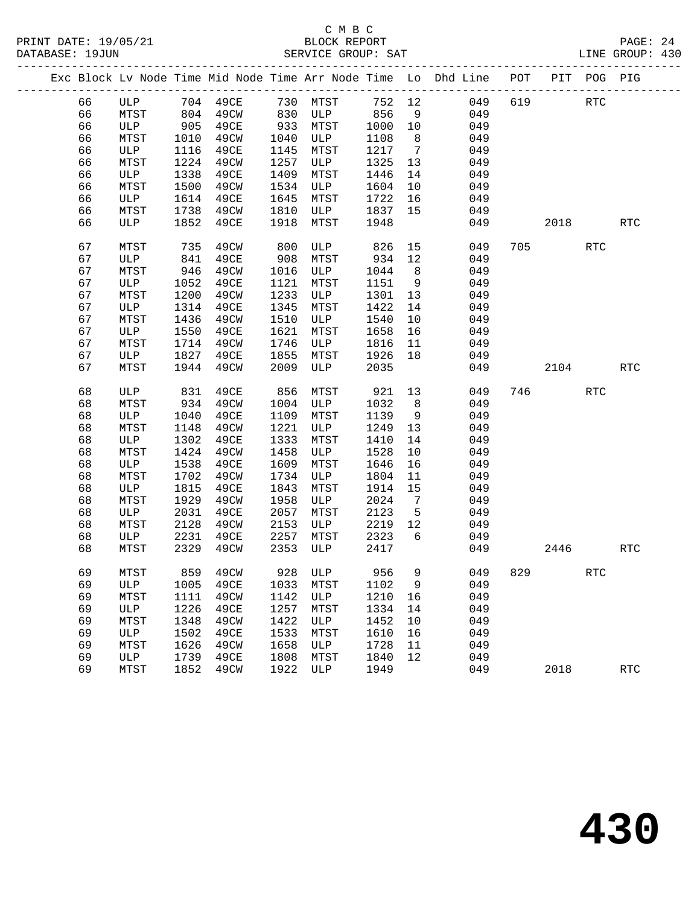C M B C

BLOCK REPORT

SERVICE GROUP: SAT

| Exc | Block | Lv | Node | Time | Mid Node | Time | Arr Node | Time | Lo | Dhd Line | POT | PIT | POG | PIG |
|---|---|---|---|---|---|---|---|---|---|---|---|---|---|---|
| | 66 | ULP | 704 | 49CE | 730 | MTST | 752 | 12 | | 049 | 619 | | RTC | |
| | 66 | MTST | 804 | 49CW | 830 | ULP | 856 | 9 | | 049 | | | | |
| | 66 | ULP | 905 | 49CE | 933 | MTST | 1000 | 10 | | 049 | | | | |
| | 66 | MTST | 1010 | 49CW | 1040 | ULP | 1108 | 8 | | 049 | | | | |
| | 66 | ULP | 1116 | 49CE | 1145 | MTST | 1217 | 7 | | 049 | | | | |
| | 66 | MTST | 1224 | 49CW | 1257 | ULP | 1325 | 13 | | 049 | | | | |
| | 66 | ULP | 1338 | 49CE | 1409 | MTST | 1446 | 14 | | 049 | | | | |
| | 66 | MTST | 1500 | 49CW | 1534 | ULP | 1604 | 10 | | 049 | | | | |
| | 66 | ULP | 1614 | 49CE | 1645 | MTST | 1722 | 16 | | 049 | | | | |
| | 66 | MTST | 1738 | 49CW | 1810 | ULP | 1837 | 15 | | 049 | | | | |
| | 66 | ULP | 1852 | 49CE | 1918 | MTST | 1948 | | | 049 | | 2018 | | RTC |
| | 67 | MTST | 735 | 49CW | 800 | ULP | 826 | 15 | | 049 | 705 | | RTC | |
| | 67 | ULP | 841 | 49CE | 908 | MTST | 934 | 12 | | 049 | | | | |
| | 67 | MTST | 946 | 49CW | 1016 | ULP | 1044 | 8 | | 049 | | | | |
| | 67 | ULP | 1052 | 49CE | 1121 | MTST | 1151 | 9 | | 049 | | | | |
| | 67 | MTST | 1200 | 49CW | 1233 | ULP | 1301 | 13 | | 049 | | | | |
| | 67 | ULP | 1314 | 49CE | 1345 | MTST | 1422 | 14 | | 049 | | | | |
| | 67 | MTST | 1436 | 49CW | 1510 | ULP | 1540 | 10 | | 049 | | | | |
| | 67 | ULP | 1550 | 49CE | 1621 | MTST | 1658 | 16 | | 049 | | | | |
| | 67 | MTST | 1714 | 49CW | 1746 | ULP | 1816 | 11 | | 049 | | | | |
| | 67 | ULP | 1827 | 49CE | 1855 | MTST | 1926 | 18 | | 049 | | | | |
| | 67 | MTST | 1944 | 49CW | 2009 | ULP | 2035 | | | 049 | | 2104 | | RTC |
| | 68 | ULP | 831 | 49CE | 856 | MTST | 921 | 13 | | 049 | 746 | | RTC | |
| | 68 | MTST | 934 | 49CW | 1004 | ULP | 1032 | 8 | | 049 | | | | |
| | 68 | ULP | 1040 | 49CE | 1109 | MTST | 1139 | 9 | | 049 | | | | |
| | 68 | MTST | 1148 | 49CW | 1221 | ULP | 1249 | 13 | | 049 | | | | |
| | 68 | ULP | 1302 | 49CE | 1333 | MTST | 1410 | 14 | | 049 | | | | |
| | 68 | MTST | 1424 | 49CW | 1458 | ULP | 1528 | 10 | | 049 | | | | |
| | 68 | ULP | 1538 | 49CE | 1609 | MTST | 1646 | 16 | | 049 | | | | |
| | 68 | MTST | 1702 | 49CW | 1734 | ULP | 1804 | 11 | | 049 | | | | |
| | 68 | ULP | 1815 | 49CE | 1843 | MTST | 1914 | 15 | | 049 | | | | |
| | 68 | MTST | 1929 | 49CW | 1958 | ULP | 2024 | 7 | | 049 | | | | |
| | 68 | ULP | 2031 | 49CE | 2057 | MTST | 2123 | 5 | | 049 | | | | |
| | 68 | MTST | 2128 | 49CW | 2153 | ULP | 2219 | 12 | | 049 | | | | |
| | 68 | ULP | 2231 | 49CE | 2257 | MTST | 2323 | 6 | | 049 | | | | |
| | 68 | MTST | 2329 | 49CW | 2353 | ULP | 2417 | | | 049 | | 2446 | | RTC |
| | 69 | MTST | 859 | 49CW | 928 | ULP | 956 | 9 | | 049 | 829 | | RTC | |
| | 69 | ULP | 1005 | 49CE | 1033 | MTST | 1102 | 9 | | 049 | | | | |
| | 69 | MTST | 1111 | 49CW | 1142 | ULP | 1210 | 16 | | 049 | | | | |
| | 69 | ULP | 1226 | 49CE | 1257 | MTST | 1334 | 14 | | 049 | | | | |
| | 69 | MTST | 1348 | 49CW | 1422 | ULP | 1452 | 10 | | 049 | | | | |
| | 69 | ULP | 1502 | 49CE | 1533 | MTST | 1610 | 16 | | 049 | | | | |
| | 69 | MTST | 1626 | 49CW | 1658 | ULP | 1728 | 11 | | 049 | | | | |
| | 69 | ULP | 1739 | 49CE | 1808 | MTST | 1840 | 12 | | 049 | | | | |
| | 69 | MTST | 1852 | 49CW | 1922 | ULP | 1949 | | | 049 | | 2018 | | RTC |

# 430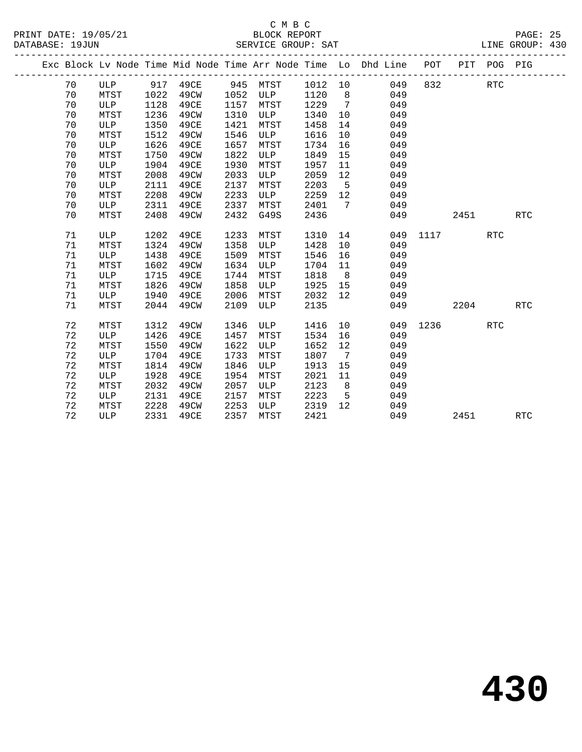C M B C

PRINT DATE: 19/05/21 BLOCK REPORT

DATABASE: 19JUN SERVICE GROUP: SAT LINE GROUP: 430

| Exc | Block | Lv Node | Time | Mid Node | Time | Arr Node | Time | Lo | Dhd Line | POT | PIT | POG | PIG |
|---|---|---|---|---|---|---|---|---|---|---|---|---|---|
| | 70 | ULP | 917 | 49CE | 945 | MTST | 1012 | 10 | 049 | 832 | | RTC | |
| | 70 | MTST | 1022 | 49CW | 1052 | ULP | 1120 | 8 | 049 | | | | |
| | 70 | ULP | 1128 | 49CE | 1157 | MTST | 1229 | 7 | 049 | | | | |
| | 70 | MTST | 1236 | 49CW | 1310 | ULP | 1340 | 10 | 049 | | | | |
| | 70 | ULP | 1350 | 49CE | 1421 | MTST | 1458 | 14 | 049 | | | | |
| | 70 | MTST | 1512 | 49CW | 1546 | ULP | 1616 | 10 | 049 | | | | |
| | 70 | ULP | 1626 | 49CE | 1657 | MTST | 1734 | 16 | 049 | | | | |
| | 70 | MTST | 1750 | 49CW | 1822 | ULP | 1849 | 15 | 049 | | | | |
| | 70 | ULP | 1904 | 49CE | 1930 | MTST | 1957 | 11 | 049 | | | | |
| | 70 | MTST | 2008 | 49CW | 2033 | ULP | 2059 | 12 | 049 | | | | |
| | 70 | ULP | 2111 | 49CE | 2137 | MTST | 2203 | 5 | 049 | | | | |
| | 70 | MTST | 2208 | 49CW | 2233 | ULP | 2259 | 12 | 049 | | | | |
| | 70 | ULP | 2311 | 49CE | 2337 | MTST | 2401 | 7 | 049 | | | | |
| | 70 | MTST | 2408 | 49CW | 2432 | G49S | 2436 | | 049 | | 2451 | | RTC |
| | 71 | ULP | 1202 | 49CE | 1233 | MTST | 1310 | 14 | 049 | 1117 | | RTC | |
| | 71 | MTST | 1324 | 49CW | 1358 | ULP | 1428 | 10 | 049 | | | | |
| | 71 | ULP | 1438 | 49CE | 1509 | MTST | 1546 | 16 | 049 | | | | |
| | 71 | MTST | 1602 | 49CW | 1634 | ULP | 1704 | 11 | 049 | | | | |
| | 71 | ULP | 1715 | 49CE | 1744 | MTST | 1818 | 8 | 049 | | | | |
| | 71 | MTST | 1826 | 49CW | 1858 | ULP | 1925 | 15 | 049 | | | | |
| | 71 | ULP | 1940 | 49CE | 2006 | MTST | 2032 | 12 | 049 | | | | |
| | 71 | MTST | 2044 | 49CW | 2109 | ULP | 2135 | | 049 | | 2204 | | RTC |
| | 72 | MTST | 1312 | 49CW | 1346 | ULP | 1416 | 10 | 049 | 1236 | | RTC | |
| | 72 | ULP | 1426 | 49CE | 1457 | MTST | 1534 | 16 | 049 | | | | |
| | 72 | MTST | 1550 | 49CW | 1622 | ULP | 1652 | 12 | 049 | | | | |
| | 72 | ULP | 1704 | 49CE | 1733 | MTST | 1807 | 7 | 049 | | | | |
| | 72 | MTST | 1814 | 49CW | 1846 | ULP | 1913 | 15 | 049 | | | | |
| | 72 | ULP | 1928 | 49CE | 1954 | MTST | 2021 | 11 | 049 | | | | |
| | 72 | MTST | 2032 | 49CW | 2057 | ULP | 2123 | 8 | 049 | | | | |
| | 72 | ULP | 2131 | 49CE | 2157 | MTST | 2223 | 5 | 049 | | | | |
| | 72 | MTST | 2228 | 49CW | 2253 | ULP | 2319 | 12 | 049 | | | | |
| | 72 | ULP | 2331 | 49CE | 2357 | MTST | 2421 | | 049 | | 2451 | | RTC |

430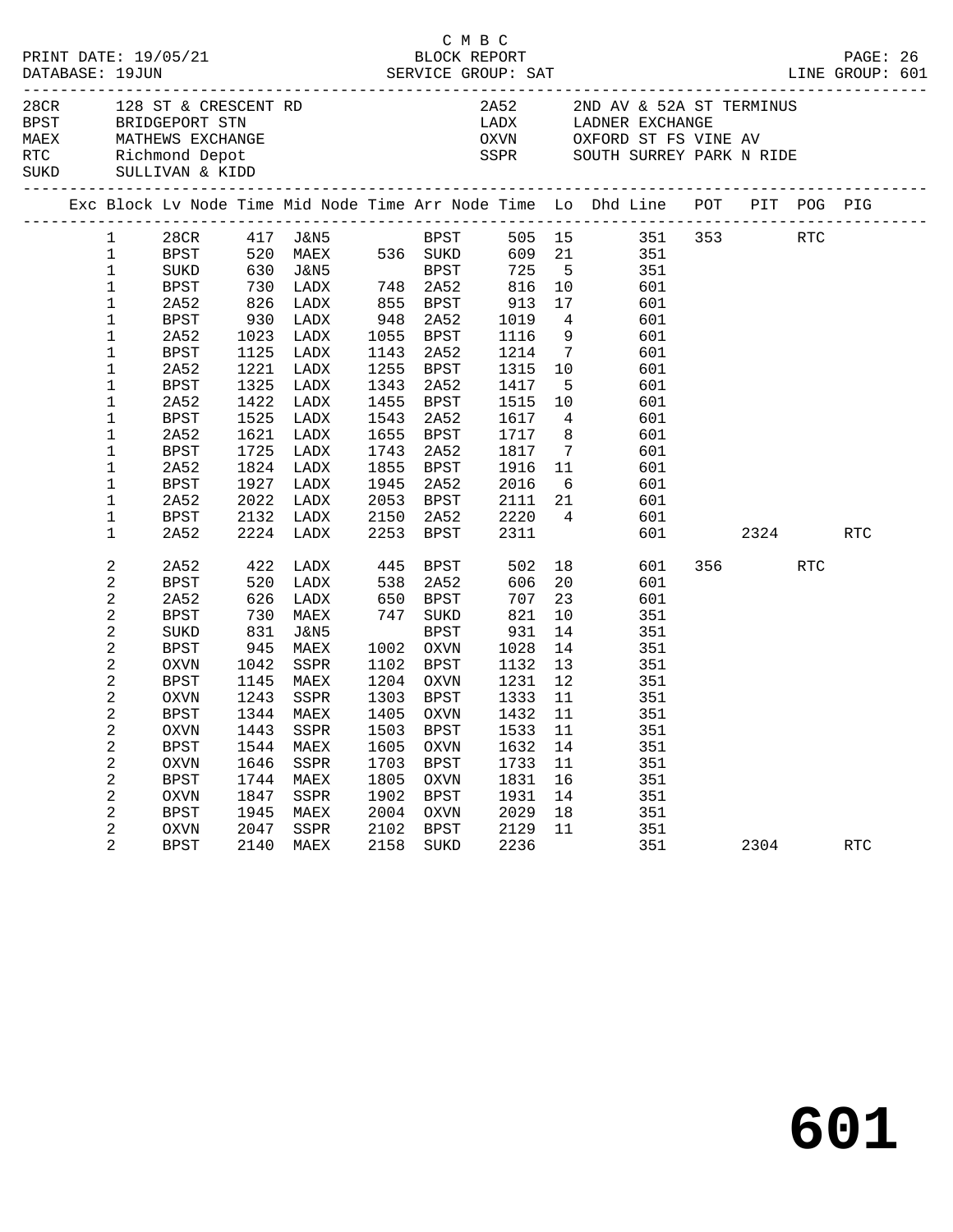C M B C

PRINT DATE: 19/05/21 BLOCK REPORT

DATABASE: 19JUN SERVICE GROUP: SAT LINE GROUP: 601

| | | | |
|---|---|---|---|
| 28CR | 128 ST & CRESCENT RD | 2A52 | 2ND AV & 52A ST TERMINUS |
| BPST | BRIDGEPORT STN | LADX | LADNER EXCHANGE |
| MAEX | MATHEWS EXCHANGE | OXVN | OXFORD ST FS VINE AV |
| RTC | Richmond Depot | SSPR | SOUTH SURREY PARK N RIDE |
| SUKD | SULLIVAN & KIDD | | |

| Exc | Block | Lv Node | Time | Mid Node | Time | Arr Node | Time | Lo | Dhd Line | POT | PIT | POG | PIG |
|---|---|---|---|---|---|---|---|---|---|---|---|---|---|
| | 1 | 28CR | 417 | J&N5 | | BPST | 505 | 15 | 351 | 353 | | RTC | |
| | 1 | BPST | 520 | MAEX | 536 | SUKD | 609 | 21 | 351 | | | | |
| | 1 | SUKD | 630 | J&N5 | | BPST | 725 | 5 | 351 | | | | |
| | 1 | BPST | 730 | LADX | 748 | 2A52 | 816 | 10 | 601 | | | | |
| | 1 | 2A52 | 826 | LADX | 855 | BPST | 913 | 17 | 601 | | | | |
| | 1 | BPST | 930 | LADX | 948 | 2A52 | 1019 | 4 | 601 | | | | |
| | 1 | 2A52 | 1023 | LADX | 1055 | BPST | 1116 | 9 | 601 | | | | |
| | 1 | BPST | 1125 | LADX | 1143 | 2A52 | 1214 | 7 | 601 | | | | |
| | 1 | 2A52 | 1221 | LADX | 1255 | BPST | 1315 | 10 | 601 | | | | |
| | 1 | BPST | 1325 | LADX | 1343 | 2A52 | 1417 | 5 | 601 | | | | |
| | 1 | 2A52 | 1422 | LADX | 1455 | BPST | 1515 | 10 | 601 | | | | |
| | 1 | BPST | 1525 | LADX | 1543 | 2A52 | 1617 | 4 | 601 | | | | |
| | 1 | 2A52 | 1621 | LADX | 1655 | BPST | 1717 | 8 | 601 | | | | |
| | 1 | BPST | 1725 | LADX | 1743 | 2A52 | 1817 | 7 | 601 | | | | |
| | 1 | 2A52 | 1824 | LADX | 1855 | BPST | 1916 | 11 | 601 | | | | |
| | 1 | BPST | 1927 | LADX | 1945 | 2A52 | 2016 | 6 | 601 | | | | |
| | 1 | 2A52 | 2022 | LADX | 2053 | BPST | 2111 | 21 | 601 | | | | |
| | 1 | BPST | 2132 | LADX | 2150 | 2A52 | 2220 | 4 | 601 | | | | |
| | 1 | 2A52 | 2224 | LADX | 2253 | BPST | 2311 | | 601 | | 2324 | | RTC |
| | 2 | 2A52 | 422 | LADX | 445 | BPST | 502 | 18 | 601 | 356 | | RTC | |
| | 2 | BPST | 520 | LADX | 538 | 2A52 | 606 | 20 | 601 | | | | |
| | 2 | 2A52 | 626 | LADX | 650 | BPST | 707 | 23 | 601 | | | | |
| | 2 | BPST | 730 | MAEX | 747 | SUKD | 821 | 10 | 351 | | | | |
| | 2 | SUKD | 831 | J&N5 | | BPST | 931 | 14 | 351 | | | | |
| | 2 | BPST | 945 | MAEX | 1002 | OXVN | 1028 | 14 | 351 | | | | |
| | 2 | OXVN | 1042 | SSPR | 1102 | BPST | 1132 | 13 | 351 | | | | |
| | 2 | BPST | 1145 | MAEX | 1204 | OXVN | 1231 | 12 | 351 | | | | |
| | 2 | OXVN | 1243 | SSPR | 1303 | BPST | 1333 | 11 | 351 | | | | |
| | 2 | BPST | 1344 | MAEX | 1405 | OXVN | 1432 | 11 | 351 | | | | |
| | 2 | OXVN | 1443 | SSPR | 1503 | BPST | 1533 | 11 | 351 | | | | |
| | 2 | BPST | 1544 | MAEX | 1605 | OXVN | 1632 | 14 | 351 | | | | |
| | 2 | OXVN | 1646 | SSPR | 1703 | BPST | 1733 | 11 | 351 | | | | |
| | 2 | BPST | 1744 | MAEX | 1805 | OXVN | 1831 | 16 | 351 | | | | |
| | 2 | OXVN | 1847 | SSPR | 1902 | BPST | 1931 | 14 | 351 | | | | |
| | 2 | BPST | 1945 | MAEX | 2004 | OXVN | 2029 | 18 | 351 | | | | |
| | 2 | OXVN | 2047 | SSPR | 2102 | BPST | 2129 | 11 | 351 | | | | |
| | 2 | BPST | 2140 | MAEX | 2158 | SUKD | 2236 | | 351 | | 2304 | | RTC |

# 601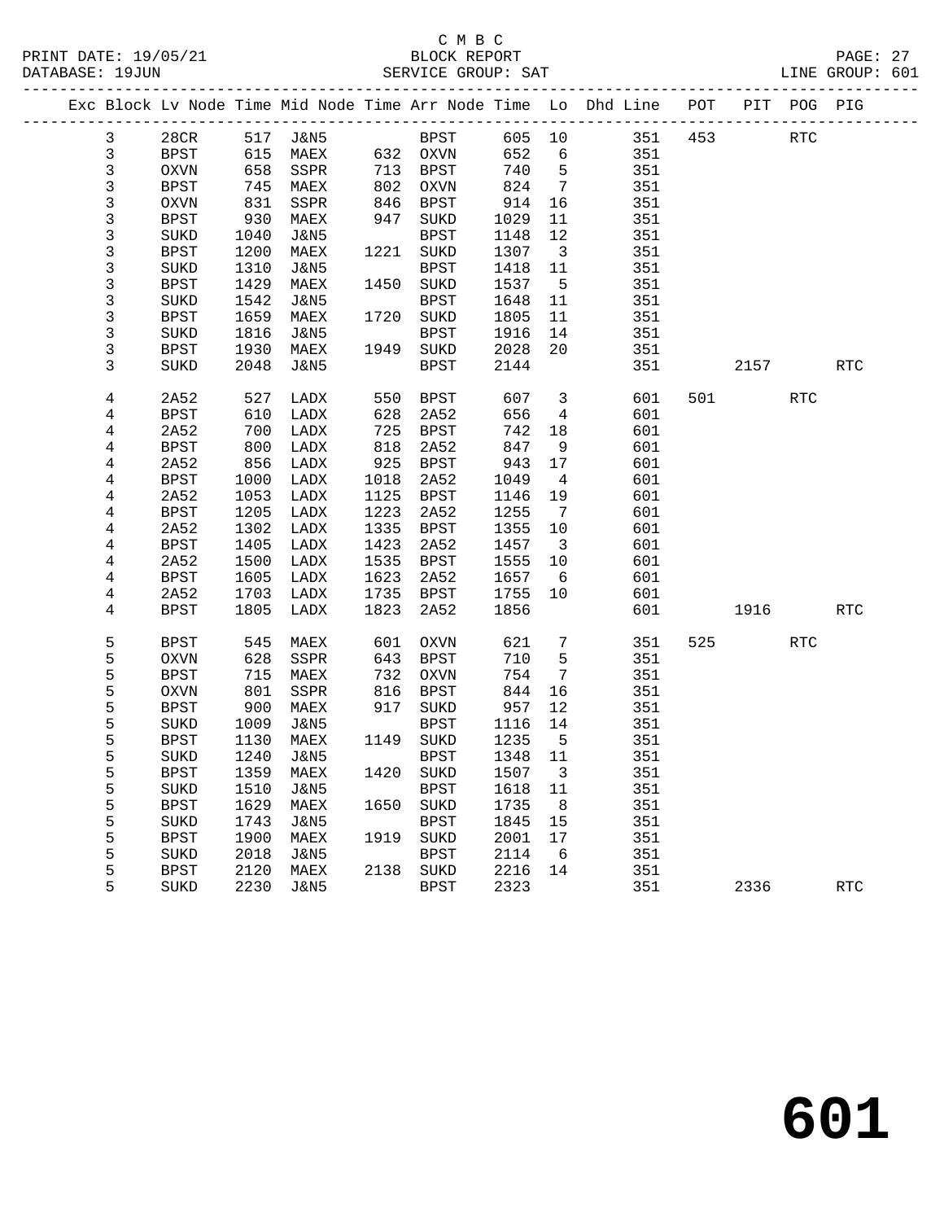C M B C

BLOCK REPORT

SERVICE GROUP: SAT

| Exc | Block | Lv | Node | Time | Mid Node | Time | Arr Node | Time | Lo | Dhd Line | POT | PIT | POG | PIG |
|---|---|---|---|---|---|---|---|---|---|---|---|---|---|---|
| | 3 | | 28CR | 517 | J&N5 | | BPST | 605 | 10 | 351 | 453 | | RTC | |
| | 3 | | BPST | 615 | MAEX | 632 | OXVN | 652 | 6 | 351 | | | | |
| | 3 | | OXVN | 658 | SSPR | 713 | BPST | 740 | 5 | 351 | | | | |
| | 3 | | BPST | 745 | MAEX | 802 | OXVN | 824 | 7 | 351 | | | | |
| | 3 | | OXVN | 831 | SSPR | 846 | BPST | 914 | 16 | 351 | | | | |
| | 3 | | BPST | 930 | MAEX | 947 | SUKD | 1029 | 11 | 351 | | | | |
| | 3 | | SUKD | 1040 | J&N5 | | BPST | 1148 | 12 | 351 | | | | |
| | 3 | | BPST | 1200 | MAEX | 1221 | SUKD | 1307 | 3 | 351 | | | | |
| | 3 | | SUKD | 1310 | J&N5 | | BPST | 1418 | 11 | 351 | | | | |
| | 3 | | BPST | 1429 | MAEX | 1450 | SUKD | 1537 | 5 | 351 | | | | |
| | 3 | | SUKD | 1542 | J&N5 | | BPST | 1648 | 11 | 351 | | | | |
| | 3 | | BPST | 1659 | MAEX | 1720 | SUKD | 1805 | 11 | 351 | | | | |
| | 3 | | SUKD | 1816 | J&N5 | | BPST | 1916 | 14 | 351 | | | | |
| | 3 | | BPST | 1930 | MAEX | 1949 | SUKD | 2028 | 20 | 351 | | | | |
| | 3 | | SUKD | 2048 | J&N5 | | BPST | 2144 | | 351 | | 2157 | | RTC |
| | 4 | | 2A52 | 527 | LADX | 550 | BPST | 607 | 3 | 601 | 501 | | RTC | |
| | 4 | | BPST | 610 | LADX | 628 | 2A52 | 656 | 4 | 601 | | | | |
| | 4 | | 2A52 | 700 | LADX | 725 | BPST | 742 | 18 | 601 | | | | |
| | 4 | | BPST | 800 | LADX | 818 | 2A52 | 847 | 9 | 601 | | | | |
| | 4 | | 2A52 | 856 | LADX | 925 | BPST | 943 | 17 | 601 | | | | |
| | 4 | | BPST | 1000 | LADX | 1018 | 2A52 | 1049 | 4 | 601 | | | | |
| | 4 | | 2A52 | 1053 | LADX | 1125 | BPST | 1146 | 19 | 601 | | | | |
| | 4 | | BPST | 1205 | LADX | 1223 | 2A52 | 1255 | 7 | 601 | | | | |
| | 4 | | 2A52 | 1302 | LADX | 1335 | BPST | 1355 | 10 | 601 | | | | |
| | 4 | | BPST | 1405 | LADX | 1423 | 2A52 | 1457 | 3 | 601 | | | | |
| | 4 | | 2A52 | 1500 | LADX | 1535 | BPST | 1555 | 10 | 601 | | | | |
| | 4 | | BPST | 1605 | LADX | 1623 | 2A52 | 1657 | 6 | 601 | | | | |
| | 4 | | 2A52 | 1703 | LADX | 1735 | BPST | 1755 | 10 | 601 | | | | |
| | 4 | | BPST | 1805 | LADX | 1823 | 2A52 | 1856 | | 601 | | 1916 | | RTC |
| | 5 | | BPST | 545 | MAEX | 601 | OXVN | 621 | 7 | 351 | 525 | | RTC | |
| | 5 | | OXVN | 628 | SSPR | 643 | BPST | 710 | 5 | 351 | | | | |
| | 5 | | BPST | 715 | MAEX | 732 | OXVN | 754 | 7 | 351 | | | | |
| | 5 | | OXVN | 801 | SSPR | 816 | BPST | 844 | 16 | 351 | | | | |
| | 5 | | BPST | 900 | MAEX | 917 | SUKD | 957 | 12 | 351 | | | | |
| | 5 | | SUKD | 1009 | J&N5 | | BPST | 1116 | 14 | 351 | | | | |
| | 5 | | BPST | 1130 | MAEX | 1149 | SUKD | 1235 | 5 | 351 | | | | |
| | 5 | | SUKD | 1240 | J&N5 | | BPST | 1348 | 11 | 351 | | | | |
| | 5 | | BPST | 1359 | MAEX | 1420 | SUKD | 1507 | 3 | 351 | | | | |
| | 5 | | SUKD | 1510 | J&N5 | | BPST | 1618 | 11 | 351 | | | | |
| | 5 | | BPST | 1629 | MAEX | 1650 | SUKD | 1735 | 8 | 351 | | | | |
| | 5 | | SUKD | 1743 | J&N5 | | BPST | 1845 | 15 | 351 | | | | |
| | 5 | | BPST | 1900 | MAEX | 1919 | SUKD | 2001 | 17 | 351 | | | | |
| | 5 | | SUKD | 2018 | J&N5 | | BPST | 2114 | 6 | 351 | | | | |
| | 5 | | BPST | 2120 | MAEX | 2138 | SUKD | 2216 | 14 | 351 | | | | |
| | 5 | | SUKD | 2230 | J&N5 | | BPST | 2323 | | 351 | | 2336 | | RTC |

# 601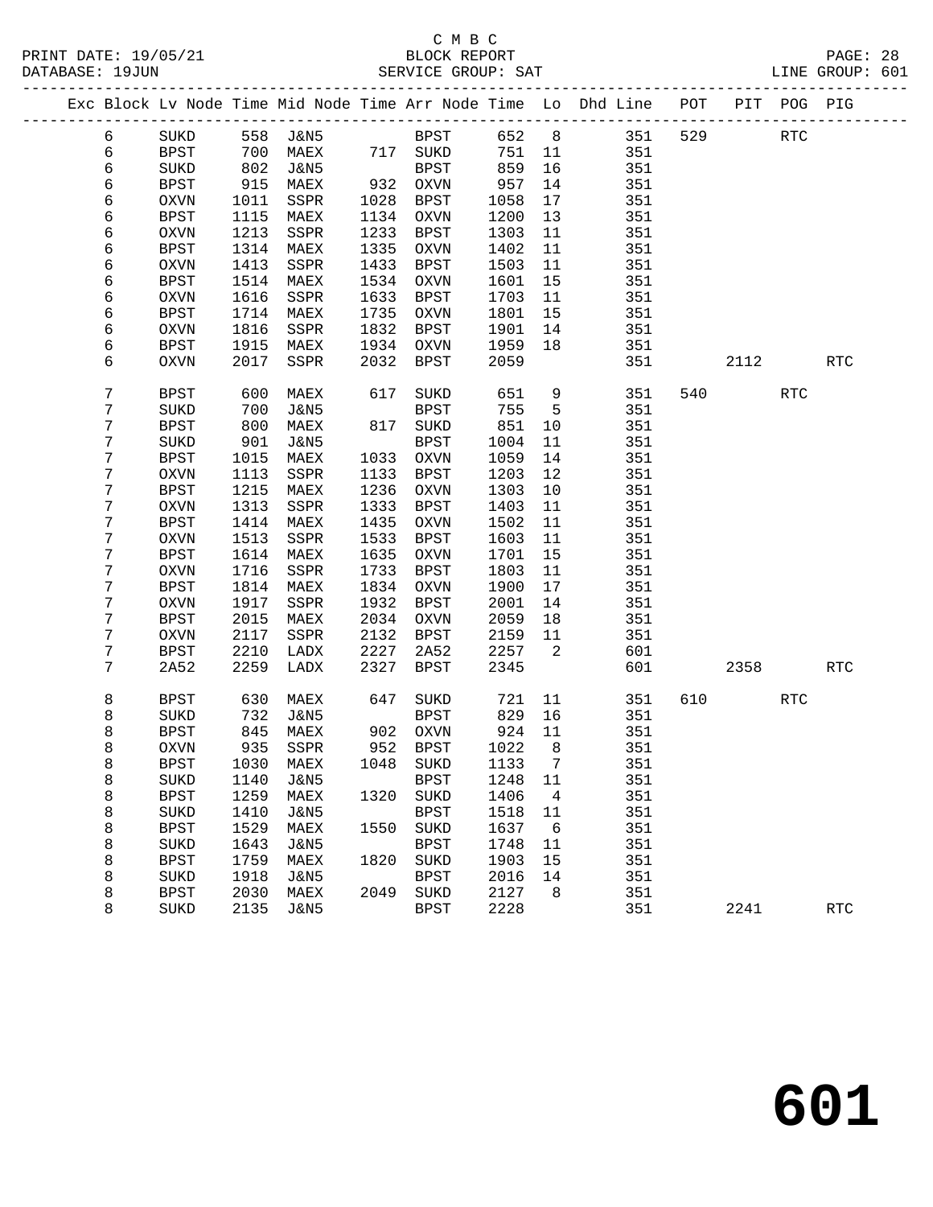C M B C
BLOCK REPORT
SERVICE GROUP: SAT

PRINT DATE: 19/05/21
DATABASE: 19JUN
LINE GROUP: 601

| Exc | Block | Lv | Node | Time | Mid Node | Time | Arr Node | Time | Lo | Dhd Line | POT | PIT | POG | PIG |
|---|---|---|---|---|---|---|---|---|---|---|---|---|---|---|
| | 6 | | SUKD | 558 | J&N5 | | BPST | 652 | 8 | 351 | 529 | | RTC | |
| | 6 | | BPST | 700 | MAEX | 717 | SUKD | 751 | 11 | 351 | | | | |
| | 6 | | SUKD | 802 | J&N5 | | BPST | 859 | 16 | 351 | | | | |
| | 6 | | BPST | 915 | MAEX | 932 | OXVN | 957 | 14 | 351 | | | | |
| | 6 | | OXVN | 1011 | SSPR | 1028 | BPST | 1058 | 17 | 351 | | | | |
| | 6 | | BPST | 1115 | MAEX | 1134 | OXVN | 1200 | 13 | 351 | | | | |
| | 6 | | OXVN | 1213 | SSPR | 1233 | BPST | 1303 | 11 | 351 | | | | |
| | 6 | | BPST | 1314 | MAEX | 1335 | OXVN | 1402 | 11 | 351 | | | | |
| | 6 | | OXVN | 1413 | SSPR | 1433 | BPST | 1503 | 11 | 351 | | | | |
| | 6 | | BPST | 1514 | MAEX | 1534 | OXVN | 1601 | 15 | 351 | | | | |
| | 6 | | OXVN | 1616 | SSPR | 1633 | BPST | 1703 | 11 | 351 | | | | |
| | 6 | | BPST | 1714 | MAEX | 1735 | OXVN | 1801 | 15 | 351 | | | | |
| | 6 | | OXVN | 1816 | SSPR | 1832 | BPST | 1901 | 14 | 351 | | | | |
| | 6 | | BPST | 1915 | MAEX | 1934 | OXVN | 1959 | 18 | 351 | | | | |
| | 6 | | OXVN | 2017 | SSPR | 2032 | BPST | 2059 | | 351 | | 2112 | | RTC |
| | 7 | | BPST | 600 | MAEX | 617 | SUKD | 651 | 9 | 351 | 540 | | RTC | |
| | 7 | | SUKD | 700 | J&N5 | | BPST | 755 | 5 | 351 | | | | |
| | 7 | | BPST | 800 | MAEX | 817 | SUKD | 851 | 10 | 351 | | | | |
| | 7 | | SUKD | 901 | J&N5 | | BPST | 1004 | 11 | 351 | | | | |
| | 7 | | BPST | 1015 | MAEX | 1033 | OXVN | 1059 | 14 | 351 | | | | |
| | 7 | | OXVN | 1113 | SSPR | 1133 | BPST | 1203 | 12 | 351 | | | | |
| | 7 | | BPST | 1215 | MAEX | 1236 | OXVN | 1303 | 10 | 351 | | | | |
| | 7 | | OXVN | 1313 | SSPR | 1333 | BPST | 1403 | 11 | 351 | | | | |
| | 7 | | BPST | 1414 | MAEX | 1435 | OXVN | 1502 | 11 | 351 | | | | |
| | 7 | | OXVN | 1513 | SSPR | 1533 | BPST | 1603 | 11 | 351 | | | | |
| | 7 | | BPST | 1614 | MAEX | 1635 | OXVN | 1701 | 15 | 351 | | | | |
| | 7 | | OXVN | 1716 | SSPR | 1733 | BPST | 1803 | 11 | 351 | | | | |
| | 7 | | BPST | 1814 | MAEX | 1834 | OXVN | 1900 | 17 | 351 | | | | |
| | 7 | | OXVN | 1917 | SSPR | 1932 | BPST | 2001 | 14 | 351 | | | | |
| | 7 | | BPST | 2015 | MAEX | 2034 | OXVN | 2059 | 18 | 351 | | | | |
| | 7 | | OXVN | 2117 | SSPR | 2132 | BPST | 2159 | 11 | 351 | | | | |
| | 7 | | BPST | 2210 | LADX | 2227 | 2A52 | 2257 | 2 | 601 | | | | |
| | 7 | | 2A52 | 2259 | LADX | 2327 | BPST | 2345 | | 601 | | 2358 | | RTC |
| | 8 | | BPST | 630 | MAEX | 647 | SUKD | 721 | 11 | 351 | 610 | | RTC | |
| | 8 | | SUKD | 732 | J&N5 | | BPST | 829 | 16 | 351 | | | | |
| | 8 | | BPST | 845 | MAEX | 902 | OXVN | 924 | 11 | 351 | | | | |
| | 8 | | OXVN | 935 | SSPR | 952 | BPST | 1022 | 8 | 351 | | | | |
| | 8 | | BPST | 1030 | MAEX | 1048 | SUKD | 1133 | 7 | 351 | | | | |
| | 8 | | SUKD | 1140 | J&N5 | | BPST | 1248 | 11 | 351 | | | | |
| | 8 | | BPST | 1259 | MAEX | 1320 | SUKD | 1406 | 4 | 351 | | | | |
| | 8 | | SUKD | 1410 | J&N5 | | BPST | 1518 | 11 | 351 | | | | |
| | 8 | | BPST | 1529 | MAEX | 1550 | SUKD | 1637 | 6 | 351 | | | | |
| | 8 | | SUKD | 1643 | J&N5 | | BPST | 1748 | 11 | 351 | | | | |
| | 8 | | BPST | 1759 | MAEX | 1820 | SUKD | 1903 | 15 | 351 | | | | |
| | 8 | | SUKD | 1918 | J&N5 | | BPST | 2016 | 14 | 351 | | | | |
| | 8 | | BPST | 2030 | MAEX | 2049 | SUKD | 2127 | 8 | 351 | | | | |
| | 8 | | SUKD | 2135 | J&N5 | | BPST | 2228 | | 351 | | 2241 | | RTC |

601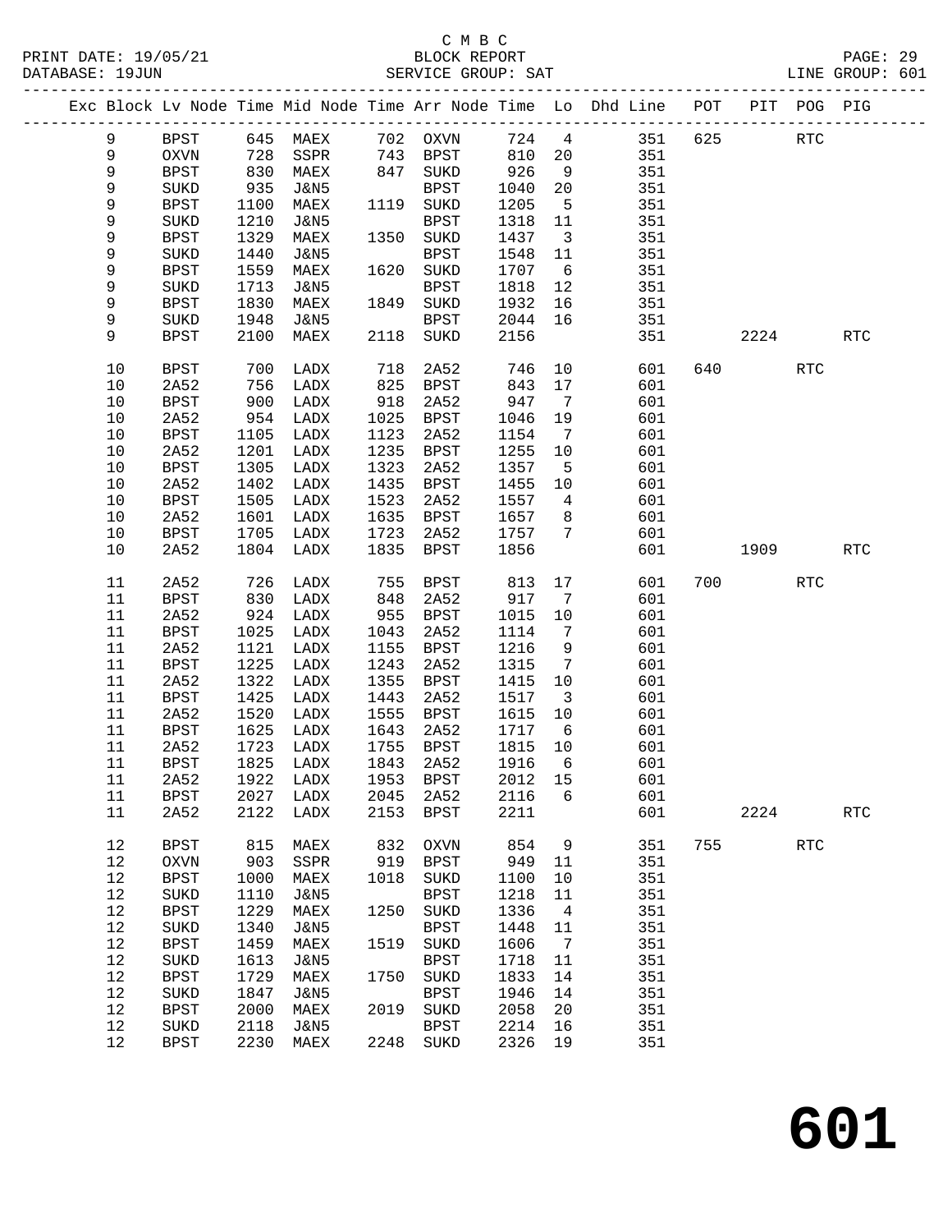C M B C

BLOCK REPORT

SERVICE GROUP: SAT

| Exc | Block | Lv | Node | Time | Mid Node | Time | Arr Node | Time | Lo | Dhd Line | POT | PIT | POG | PIG |
|---|---|---|---|---|---|---|---|---|---|---|---|---|---|---|
| | 9 | | BPST | 645 | MAEX | 702 | OXVN | 724 | 4 | 351 | 625 | | RTC | |
| | 9 | | OXVN | 728 | SSPR | 743 | BPST | 810 | 20 | 351 | | | | |
| | 9 | | BPST | 830 | MAEX | 847 | SUKD | 926 | 9 | 351 | | | | |
| | 9 | | SUKD | 935 | J&N5 | | BPST | 1040 | 20 | 351 | | | | |
| | 9 | | BPST | 1100 | MAEX | 1119 | SUKD | 1205 | 5 | 351 | | | | |
| | 9 | | SUKD | 1210 | J&N5 | | BPST | 1318 | 11 | 351 | | | | |
| | 9 | | BPST | 1329 | MAEX | 1350 | SUKD | 1437 | 3 | 351 | | | | |
| | 9 | | SUKD | 1440 | J&N5 | | BPST | 1548 | 11 | 351 | | | | |
| | 9 | | BPST | 1559 | MAEX | 1620 | SUKD | 1707 | 6 | 351 | | | | |
| | 9 | | SUKD | 1713 | J&N5 | | BPST | 1818 | 12 | 351 | | | | |
| | 9 | | BPST | 1830 | MAEX | 1849 | SUKD | 1932 | 16 | 351 | | | | |
| | 9 | | SUKD | 1948 | J&N5 | | BPST | 2044 | 16 | 351 | | | | |
| | 9 | | BPST | 2100 | MAEX | 2118 | SUKD | 2156 | | 351 | | 2224 | | RTC |
| | 10 | | BPST | 700 | LADX | 718 | 2A52 | 746 | 10 | 601 | 640 | | RTC | |
| | 10 | | 2A52 | 756 | LADX | 825 | BPST | 843 | 17 | 601 | | | | |
| | 10 | | BPST | 900 | LADX | 918 | 2A52 | 947 | 7 | 601 | | | | |
| | 10 | | 2A52 | 954 | LADX | 1025 | BPST | 1046 | 19 | 601 | | | | |
| | 10 | | BPST | 1105 | LADX | 1123 | 2A52 | 1154 | 7 | 601 | | | | |
| | 10 | | 2A52 | 1201 | LADX | 1235 | BPST | 1255 | 10 | 601 | | | | |
| | 10 | | BPST | 1305 | LADX | 1323 | 2A52 | 1357 | 5 | 601 | | | | |
| | 10 | | 2A52 | 1402 | LADX | 1435 | BPST | 1455 | 10 | 601 | | | | |
| | 10 | | BPST | 1505 | LADX | 1523 | 2A52 | 1557 | 4 | 601 | | | | |
| | 10 | | 2A52 | 1601 | LADX | 1635 | BPST | 1657 | 8 | 601 | | | | |
| | 10 | | BPST | 1705 | LADX | 1723 | 2A52 | 1757 | 7 | 601 | | | | |
| | 10 | | 2A52 | 1804 | LADX | 1835 | BPST | 1856 | | 601 | | 1909 | | RTC |
| | 11 | | 2A52 | 726 | LADX | 755 | BPST | 813 | 17 | 601 | 700 | | RTC | |
| | 11 | | BPST | 830 | LADX | 848 | 2A52 | 917 | 7 | 601 | | | | |
| | 11 | | 2A52 | 924 | LADX | 955 | BPST | 1015 | 10 | 601 | | | | |
| | 11 | | BPST | 1025 | LADX | 1043 | 2A52 | 1114 | 7 | 601 | | | | |
| | 11 | | 2A52 | 1121 | LADX | 1155 | BPST | 1216 | 9 | 601 | | | | |
| | 11 | | BPST | 1225 | LADX | 1243 | 2A52 | 1315 | 7 | 601 | | | | |
| | 11 | | 2A52 | 1322 | LADX | 1355 | BPST | 1415 | 10 | 601 | | | | |
| | 11 | | BPST | 1425 | LADX | 1443 | 2A52 | 1517 | 3 | 601 | | | | |
| | 11 | | 2A52 | 1520 | LADX | 1555 | BPST | 1615 | 10 | 601 | | | | |
| | 11 | | BPST | 1625 | LADX | 1643 | 2A52 | 1717 | 6 | 601 | | | | |
| | 11 | | 2A52 | 1723 | LADX | 1755 | BPST | 1815 | 10 | 601 | | | | |
| | 11 | | BPST | 1825 | LADX | 1843 | 2A52 | 1916 | 6 | 601 | | | | |
| | 11 | | 2A52 | 1922 | LADX | 1953 | BPST | 2012 | 15 | 601 | | | | |
| | 11 | | BPST | 2027 | LADX | 2045 | 2A52 | 2116 | 6 | 601 | | | | |
| | 11 | | 2A52 | 2122 | LADX | 2153 | BPST | 2211 | | 601 | | 2224 | | RTC |
| | 12 | | BPST | 815 | MAEX | 832 | OXVN | 854 | 9 | 351 | 755 | | RTC | |
| | 12 | | OXVN | 903 | SSPR | 919 | BPST | 949 | 11 | 351 | | | | |
| | 12 | | BPST | 1000 | MAEX | 1018 | SUKD | 1100 | 10 | 351 | | | | |
| | 12 | | SUKD | 1110 | J&N5 | | BPST | 1218 | 11 | 351 | | | | |
| | 12 | | BPST | 1229 | MAEX | 1250 | SUKD | 1336 | 4 | 351 | | | | |
| | 12 | | SUKD | 1340 | J&N5 | | BPST | 1448 | 11 | 351 | | | | |
| | 12 | | BPST | 1459 | MAEX | 1519 | SUKD | 1606 | 7 | 351 | | | | |
| | 12 | | SUKD | 1613 | J&N5 | | BPST | 1718 | 11 | 351 | | | | |
| | 12 | | BPST | 1729 | MAEX | 1750 | SUKD | 1833 | 14 | 351 | | | | |
| | 12 | | SUKD | 1847 | J&N5 | | BPST | 1946 | 14 | 351 | | | | |
| | 12 | | BPST | 2000 | MAEX | 2019 | SUKD | 2058 | 20 | 351 | | | | |
| | 12 | | SUKD | 2118 | J&N5 | | BPST | 2214 | 16 | 351 | | | | |
| | 12 | | BPST | 2230 | MAEX | 2248 | SUKD | 2326 | 19 | 351 | | | | |

# 601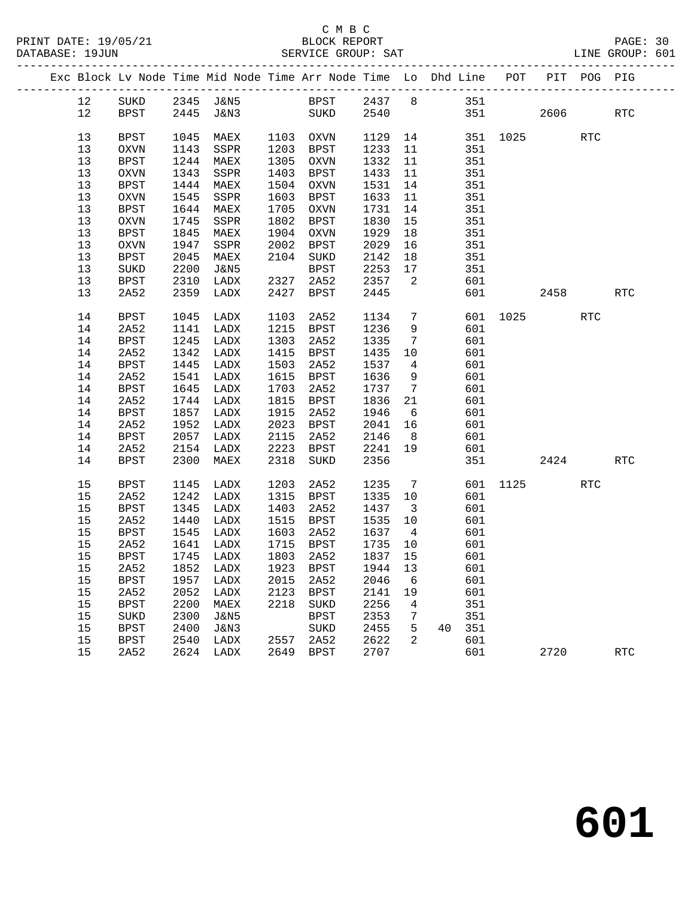C M B C

BLOCK REPORT

SERVICE GROUP: SAT

LINE GROUP: 601

| Exc | Block | Lv | Node | Time | Mid Node | Time | Arr Node | Time | Lo | Dhd | Line | POT | PIT | POG | PIG |
|---|---|---|---|---|---|---|---|---|---|---|---|---|---|---|---|
| | 12 | | SUKD | 2345 | J&N5 | | BPST | 2437 | 8 | | 351 | | | | |
| | 12 | | BPST | 2445 | J&N3 | | SUKD | 2540 | | | 351 | | 2606 | | RTC |
| | 13 | | BPST | 1045 | MAEX | 1103 | OXVN | 1129 | 14 | | 351 | 1025 | | RTC | |
| | 13 | | OXVN | 1143 | SSPR | 1203 | BPST | 1233 | 11 | | 351 | | | | |
| | 13 | | BPST | 1244 | MAEX | 1305 | OXVN | 1332 | 11 | | 351 | | | | |
| | 13 | | OXVN | 1343 | SSPR | 1403 | BPST | 1433 | 11 | | 351 | | | | |
| | 13 | | BPST | 1444 | MAEX | 1504 | OXVN | 1531 | 14 | | 351 | | | | |
| | 13 | | OXVN | 1545 | SSPR | 1603 | BPST | 1633 | 11 | | 351 | | | | |
| | 13 | | BPST | 1644 | MAEX | 1705 | OXVN | 1731 | 14 | | 351 | | | | |
| | 13 | | OXVN | 1745 | SSPR | 1802 | BPST | 1830 | 15 | | 351 | | | | |
| | 13 | | BPST | 1845 | MAEX | 1904 | OXVN | 1929 | 18 | | 351 | | | | |
| | 13 | | OXVN | 1947 | SSPR | 2002 | BPST | 2029 | 16 | | 351 | | | | |
| | 13 | | BPST | 2045 | MAEX | 2104 | SUKD | 2142 | 18 | | 351 | | | | |
| | 13 | | SUKD | 2200 | J&N5 | | BPST | 2253 | 17 | | 351 | | | | |
| | 13 | | BPST | 2310 | LADX | 2327 | 2A52 | 2357 | 2 | | 601 | | | | |
| | 13 | | 2A52 | 2359 | LADX | 2427 | BPST | 2445 | | | 601 | | 2458 | | RTC |
| | 14 | | BPST | 1045 | LADX | 1103 | 2A52 | 1134 | 7 | | 601 | 1025 | | RTC | |
| | 14 | | 2A52 | 1141 | LADX | 1215 | BPST | 1236 | 9 | | 601 | | | | |
| | 14 | | BPST | 1245 | LADX | 1303 | 2A52 | 1335 | 7 | | 601 | | | | |
| | 14 | | 2A52 | 1342 | LADX | 1415 | BPST | 1435 | 10 | | 601 | | | | |
| | 14 | | BPST | 1445 | LADX | 1503 | 2A52 | 1537 | 4 | | 601 | | | | |
| | 14 | | 2A52 | 1541 | LADX | 1615 | BPST | 1636 | 9 | | 601 | | | | |
| | 14 | | BPST | 1645 | LADX | 1703 | 2A52 | 1737 | 7 | | 601 | | | | |
| | 14 | | 2A52 | 1744 | LADX | 1815 | BPST | 1836 | 21 | | 601 | | | | |
| | 14 | | BPST | 1857 | LADX | 1915 | 2A52 | 1946 | 6 | | 601 | | | | |
| | 14 | | 2A52 | 1952 | LADX | 2023 | BPST | 2041 | 16 | | 601 | | | | |
| | 14 | | BPST | 2057 | LADX | 2115 | 2A52 | 2146 | 8 | | 601 | | | | |
| | 14 | | 2A52 | 2154 | LADX | 2223 | BPST | 2241 | 19 | | 601 | | | | |
| | 14 | | BPST | 2300 | MAEX | 2318 | SUKD | 2356 | | | 351 | | 2424 | | RTC |
| | 15 | | BPST | 1145 | LADX | 1203 | 2A52 | 1235 | 7 | | 601 | 1125 | | RTC | |
| | 15 | | 2A52 | 1242 | LADX | 1315 | BPST | 1335 | 10 | | 601 | | | | |
| | 15 | | BPST | 1345 | LADX | 1403 | 2A52 | 1437 | 3 | | 601 | | | | |
| | 15 | | 2A52 | 1440 | LADX | 1515 | BPST | 1535 | 10 | | 601 | | | | |
| | 15 | | BPST | 1545 | LADX | 1603 | 2A52 | 1637 | 4 | | 601 | | | | |
| | 15 | | 2A52 | 1641 | LADX | 1715 | BPST | 1735 | 10 | | 601 | | | | |
| | 15 | | BPST | 1745 | LADX | 1803 | 2A52 | 1837 | 15 | | 601 | | | | |
| | 15 | | 2A52 | 1852 | LADX | 1923 | BPST | 1944 | 13 | | 601 | | | | |
| | 15 | | BPST | 1957 | LADX | 2015 | 2A52 | 2046 | 6 | | 601 | | | | |
| | 15 | | 2A52 | 2052 | LADX | 2123 | BPST | 2141 | 19 | | 601 | | | | |
| | 15 | | BPST | 2200 | MAEX | 2218 | SUKD | 2256 | 4 | | 351 | | | | |
| | 15 | | SUKD | 2300 | J&N5 | | BPST | 2353 | 7 | | 351 | | | | |
| | 15 | | BPST | 2400 | J&N3 | | SUKD | 2455 | 5 | 40 | 351 | | | | |
| | 15 | | BPST | 2540 | LADX | 2557 | 2A52 | 2622 | 2 | | 601 | | | | |
| | 15 | | 2A52 | 2624 | LADX | 2649 | BPST | 2707 | | | 601 | | 2720 | | RTC |

# 601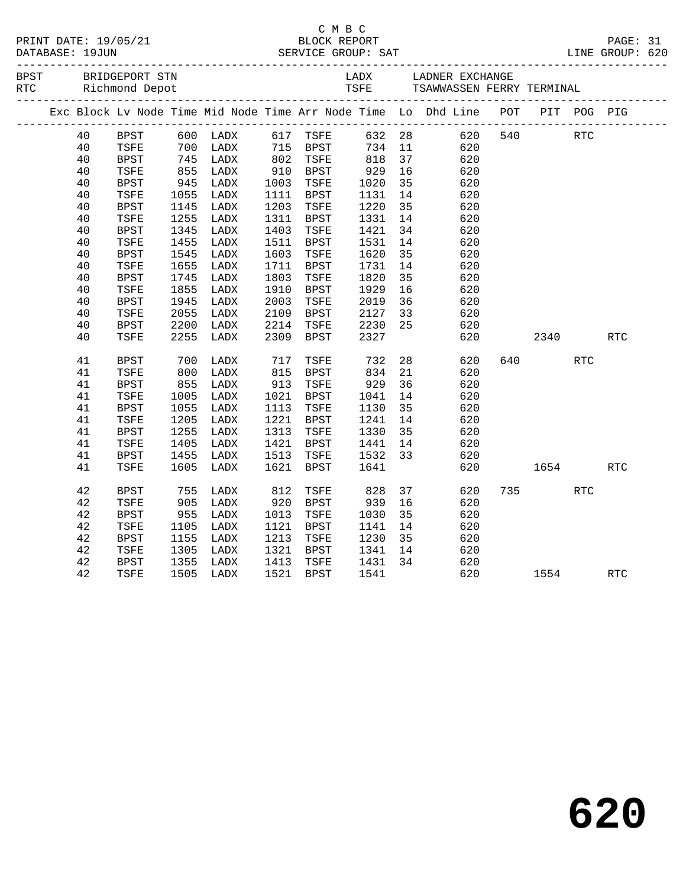C M B C
BLOCK REPORT
SERVICE GROUP: SAT

PRINT DATE: 19/05/21
DATABASE: 19JUN

LINE GROUP: 620

| BPST | BRIDGEPORT STN | LADX | LADNER EXCHANGE |
|---|---|---|---|
| RTC | Richmond Depot | TSFE | TSAWWASSEN FERRY TERMINAL |

| Exc | Block | Lv Node | Time | Mid Node | Time | Arr Node | Time | Lo | Dhd Line | POT | PIT | POG | PIG |
|---|---|---|---|---|---|---|---|---|---|---|---|---|---|
| | 40 | BPST | 600 | LADX | 617 | TSFE | 632 | 28 | 620 | 540 | | RTC | |
| | 40 | TSFE | 700 | LADX | 715 | BPST | 734 | 11 | 620 | | | | |
| | 40 | BPST | 745 | LADX | 802 | TSFE | 818 | 37 | 620 | | | | |
| | 40 | TSFE | 855 | LADX | 910 | BPST | 929 | 16 | 620 | | | | |
| | 40 | BPST | 945 | LADX | 1003 | TSFE | 1020 | 35 | 620 | | | | |
| | 40 | TSFE | 1055 | LADX | 1111 | BPST | 1131 | 14 | 620 | | | | |
| | 40 | BPST | 1145 | LADX | 1203 | TSFE | 1220 | 35 | 620 | | | | |
| | 40 | TSFE | 1255 | LADX | 1311 | BPST | 1331 | 14 | 620 | | | | |
| | 40 | BPST | 1345 | LADX | 1403 | TSFE | 1421 | 34 | 620 | | | | |
| | 40 | TSFE | 1455 | LADX | 1511 | BPST | 1531 | 14 | 620 | | | | |
| | 40 | BPST | 1545 | LADX | 1603 | TSFE | 1620 | 35 | 620 | | | | |
| | 40 | TSFE | 1655 | LADX | 1711 | BPST | 1731 | 14 | 620 | | | | |
| | 40 | BPST | 1745 | LADX | 1803 | TSFE | 1820 | 35 | 620 | | | | |
| | 40 | TSFE | 1855 | LADX | 1910 | BPST | 1929 | 16 | 620 | | | | |
| | 40 | BPST | 1945 | LADX | 2003 | TSFE | 2019 | 36 | 620 | | | | |
| | 40 | TSFE | 2055 | LADX | 2109 | BPST | 2127 | 33 | 620 | | | | |
| | 40 | BPST | 2200 | LADX | 2214 | TSFE | 2230 | 25 | 620 | | | | |
| | 40 | TSFE | 2255 | LADX | 2309 | BPST | 2327 | | 620 | | 2340 | | RTC |
| | 41 | BPST | 700 | LADX | 717 | TSFE | 732 | 28 | 620 | 640 | | RTC | |
| | 41 | TSFE | 800 | LADX | 815 | BPST | 834 | 21 | 620 | | | | |
| | 41 | BPST | 855 | LADX | 913 | TSFE | 929 | 36 | 620 | | | | |
| | 41 | TSFE | 1005 | LADX | 1021 | BPST | 1041 | 14 | 620 | | | | |
| | 41 | BPST | 1055 | LADX | 1113 | TSFE | 1130 | 35 | 620 | | | | |
| | 41 | TSFE | 1205 | LADX | 1221 | BPST | 1241 | 14 | 620 | | | | |
| | 41 | BPST | 1255 | LADX | 1313 | TSFE | 1330 | 35 | 620 | | | | |
| | 41 | TSFE | 1405 | LADX | 1421 | BPST | 1441 | 14 | 620 | | | | |
| | 41 | BPST | 1455 | LADX | 1513 | TSFE | 1532 | 33 | 620 | | | | |
| | 41 | TSFE | 1605 | LADX | 1621 | BPST | 1641 | | 620 | | 1654 | | RTC |
| | 42 | BPST | 755 | LADX | 812 | TSFE | 828 | 37 | 620 | 735 | | RTC | |
| | 42 | TSFE | 905 | LADX | 920 | BPST | 939 | 16 | 620 | | | | |
| | 42 | BPST | 955 | LADX | 1013 | TSFE | 1030 | 35 | 620 | | | | |
| | 42 | TSFE | 1105 | LADX | 1121 | BPST | 1141 | 14 | 620 | | | | |
| | 42 | BPST | 1155 | LADX | 1213 | TSFE | 1230 | 35 | 620 | | | | |
| | 42 | TSFE | 1305 | LADX | 1321 | BPST | 1341 | 14 | 620 | | | | |
| | 42 | BPST | 1355 | LADX | 1413 | TSFE | 1431 | 34 | 620 | | | | |
| | 42 | TSFE | 1505 | LADX | 1521 | BPST | 1541 | | 620 | | 1554 | | RTC |

# 620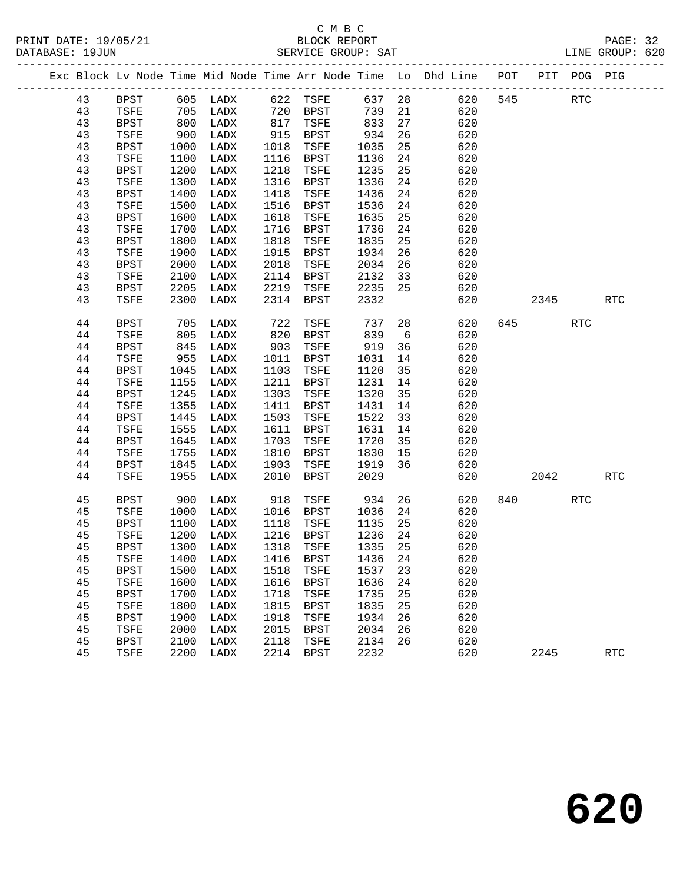C M B C

BLOCK REPORT

SERVICE GROUP: SAT

PRINT DATE: 19/05/21

DATABASE: 19JUN

LINE GROUP: 620

| Exc | Block | Lv Node | Time | Mid Node | Time | Arr Node | Time | Lo | Dhd Line | POT | PIT | POG | PIG |
|---|---|---|---|---|---|---|---|---|---|---|---|---|---|
| | 43 | BPST | 605 | LADX | 622 | TSFE | 637 | 28 | 620 | 545 | | RTC | |
| | 43 | TSFE | 705 | LADX | 720 | BPST | 739 | 21 | 620 | | | | |
| | 43 | BPST | 800 | LADX | 817 | TSFE | 833 | 27 | 620 | | | | |
| | 43 | TSFE | 900 | LADX | 915 | BPST | 934 | 26 | 620 | | | | |
| | 43 | BPST | 1000 | LADX | 1018 | TSFE | 1035 | 25 | 620 | | | | |
| | 43 | TSFE | 1100 | LADX | 1116 | BPST | 1136 | 24 | 620 | | | | |
| | 43 | BPST | 1200 | LADX | 1218 | TSFE | 1235 | 25 | 620 | | | | |
| | 43 | TSFE | 1300 | LADX | 1316 | BPST | 1336 | 24 | 620 | | | | |
| | 43 | BPST | 1400 | LADX | 1418 | TSFE | 1436 | 24 | 620 | | | | |
| | 43 | TSFE | 1500 | LADX | 1516 | BPST | 1536 | 24 | 620 | | | | |
| | 43 | BPST | 1600 | LADX | 1618 | TSFE | 1635 | 25 | 620 | | | | |
| | 43 | TSFE | 1700 | LADX | 1716 | BPST | 1736 | 24 | 620 | | | | |
| | 43 | BPST | 1800 | LADX | 1818 | TSFE | 1835 | 25 | 620 | | | | |
| | 43 | TSFE | 1900 | LADX | 1915 | BPST | 1934 | 26 | 620 | | | | |
| | 43 | BPST | 2000 | LADX | 2018 | TSFE | 2034 | 26 | 620 | | | | |
| | 43 | TSFE | 2100 | LADX | 2114 | BPST | 2132 | 33 | 620 | | | | |
| | 43 | BPST | 2205 | LADX | 2219 | TSFE | 2235 | 25 | 620 | | | | |
| | 43 | TSFE | 2300 | LADX | 2314 | BPST | 2332 | | 620 | | 2345 | | RTC |
| | 44 | BPST | 705 | LADX | 722 | TSFE | 737 | 28 | 620 | 645 | | RTC | |
| | 44 | TSFE | 805 | LADX | 820 | BPST | 839 | 6 | 620 | | | | |
| | 44 | BPST | 845 | LADX | 903 | TSFE | 919 | 36 | 620 | | | | |
| | 44 | TSFE | 955 | LADX | 1011 | BPST | 1031 | 14 | 620 | | | | |
| | 44 | BPST | 1045 | LADX | 1103 | TSFE | 1120 | 35 | 620 | | | | |
| | 44 | TSFE | 1155 | LADX | 1211 | BPST | 1231 | 14 | 620 | | | | |
| | 44 | BPST | 1245 | LADX | 1303 | TSFE | 1320 | 35 | 620 | | | | |
| | 44 | TSFE | 1355 | LADX | 1411 | BPST | 1431 | 14 | 620 | | | | |
| | 44 | BPST | 1445 | LADX | 1503 | TSFE | 1522 | 33 | 620 | | | | |
| | 44 | TSFE | 1555 | LADX | 1611 | BPST | 1631 | 14 | 620 | | | | |
| | 44 | BPST | 1645 | LADX | 1703 | TSFE | 1720 | 35 | 620 | | | | |
| | 44 | TSFE | 1755 | LADX | 1810 | BPST | 1830 | 15 | 620 | | | | |
| | 44 | BPST | 1845 | LADX | 1903 | TSFE | 1919 | 36 | 620 | | | | |
| | 44 | TSFE | 1955 | LADX | 2010 | BPST | 2029 | | 620 | | 2042 | | RTC |
| | 45 | BPST | 900 | LADX | 918 | TSFE | 934 | 26 | 620 | 840 | | RTC | |
| | 45 | TSFE | 1000 | LADX | 1016 | BPST | 1036 | 24 | 620 | | | | |
| | 45 | BPST | 1100 | LADX | 1118 | TSFE | 1135 | 25 | 620 | | | | |
| | 45 | TSFE | 1200 | LADX | 1216 | BPST | 1236 | 24 | 620 | | | | |
| | 45 | BPST | 1300 | LADX | 1318 | TSFE | 1335 | 25 | 620 | | | | |
| | 45 | TSFE | 1400 | LADX | 1416 | BPST | 1436 | 24 | 620 | | | | |
| | 45 | BPST | 1500 | LADX | 1518 | TSFE | 1537 | 23 | 620 | | | | |
| | 45 | TSFE | 1600 | LADX | 1616 | BPST | 1636 | 24 | 620 | | | | |
| | 45 | BPST | 1700 | LADX | 1718 | TSFE | 1735 | 25 | 620 | | | | |
| | 45 | TSFE | 1800 | LADX | 1815 | BPST | 1835 | 25 | 620 | | | | |
| | 45 | BPST | 1900 | LADX | 1918 | TSFE | 1934 | 26 | 620 | | | | |
| | 45 | TSFE | 2000 | LADX | 2015 | BPST | 2034 | 26 | 620 | | | | |
| | 45 | BPST | 2100 | LADX | 2118 | TSFE | 2134 | 26 | 620 | | | | |
| | 45 | TSFE | 2200 | LADX | 2214 | BPST | 2232 | | 620 | | 2245 | | RTC |

620